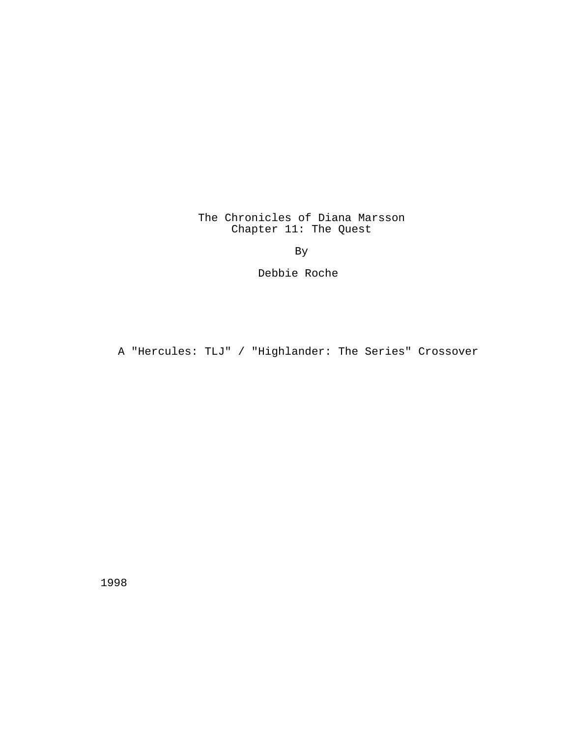# The Chronicles of Diana Marsson
## Chapter 11: The Quest

By

Debbie Roche

A "Hercules: TLJ" / "Highlander: The Series" Crossover

1998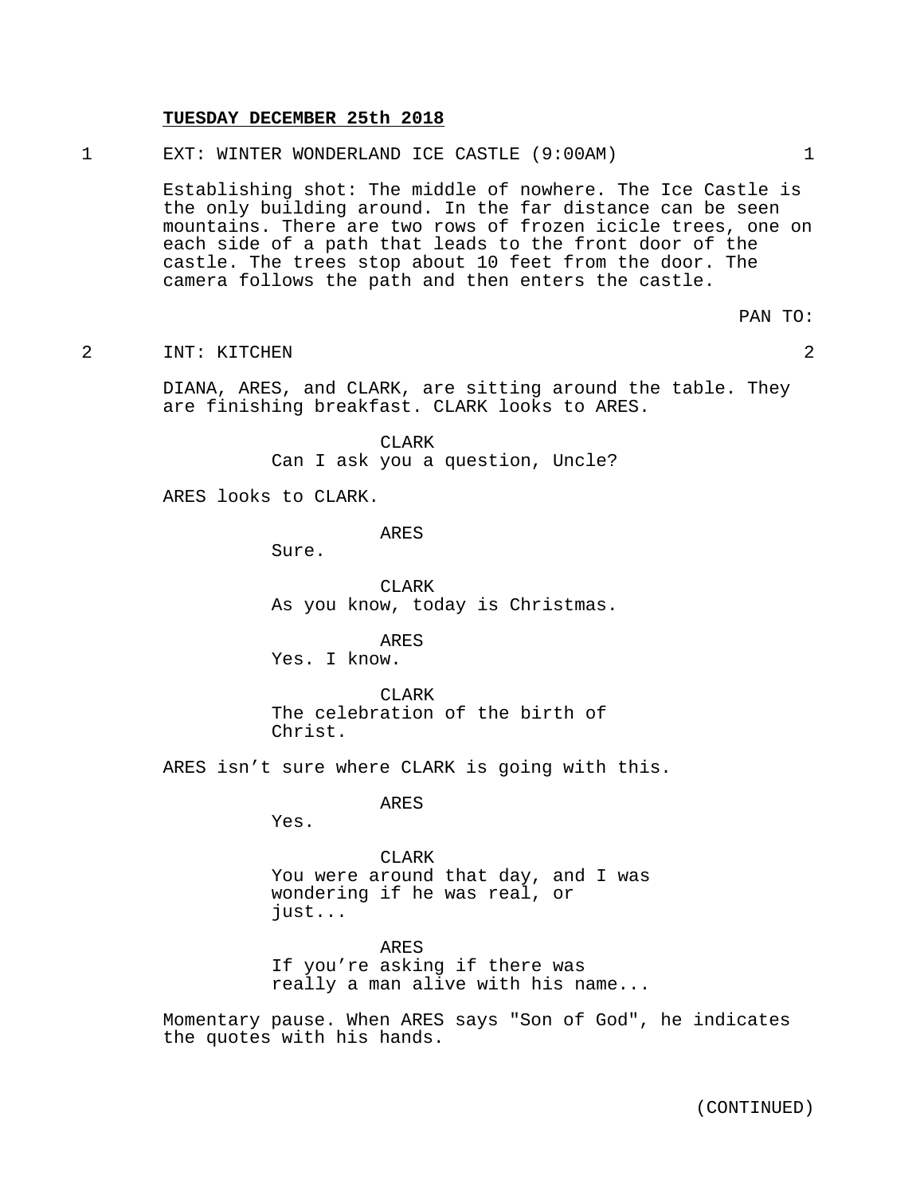**TUESDAY DECEMBER 25th 2018**

1 EXT: WINTER WONDERLAND ICE CASTLE (9:00AM) 1

Establishing shot: The middle of nowhere. The Ice Castle is the only building around. In the far distance can be seen mountains. There are two rows of frozen icicle trees, one on each side of a path that leads to the front door of the castle. The trees stop about 10 feet from the door. The camera follows the path and then enters the castle.

PAN TO:

2 INT: KITCHEN 2

DIANA, ARES, and CLARK, are sitting around the table. They are finishing breakfast. CLARK looks to ARES.

CLARK
Can I ask you a question, Uncle?

ARES looks to CLARK.

ARES
Sure.

CLARK
As you know, today is Christmas.

ARES
Yes. I know.

CLARK
The celebration of the birth of Christ.

ARES isn't sure where CLARK is going with this.

ARES
Yes.

CLARK
You were around that day, and I was wondering if he was real, or just...

ARES
If you're asking if there was really a man alive with his name...

Momentary pause. When ARES says "Son of God", he indicates the quotes with his hands.

(CONTINUED)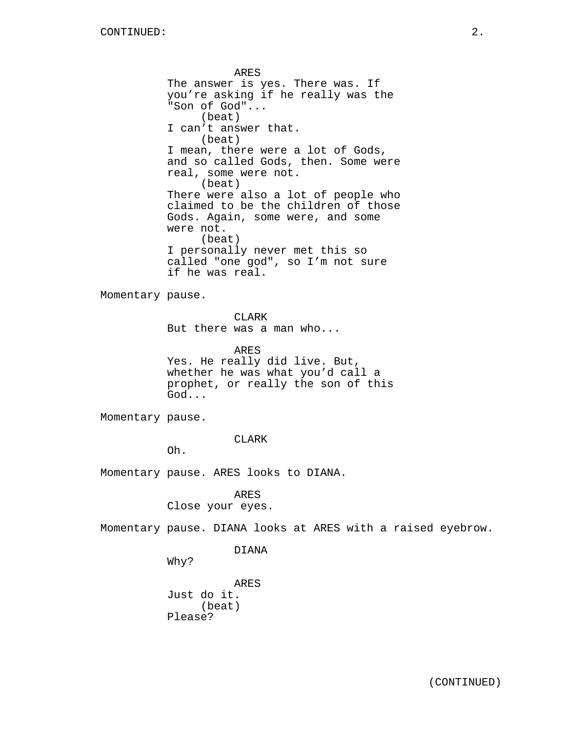ARES
The answer is yes. There was. If you're asking if he really was the "Son of God"...
(beat)
I can't answer that.
(beat)
I mean, there were a lot of Gods, and so called Gods, then. Some were real, some were not.
(beat)
There were also a lot of people who claimed to be the children of those Gods. Again, some were, and some were not.
(beat)
I personally never met this so called "one god", so I'm not sure if he was real.

Momentary pause.

CLARK
But there was a man who...

ARES
Yes. He really did live. But, whether he was what you'd call a prophet, or really the son of this God...

Momentary pause.

CLARK
Oh.

Momentary pause. ARES looks to DIANA.

ARES
Close your eyes.

Momentary pause. DIANA looks at ARES with a raised eyebrow.

DIANA
Why?

ARES
Just do it.
(beat)
Please?

(CONTINUED)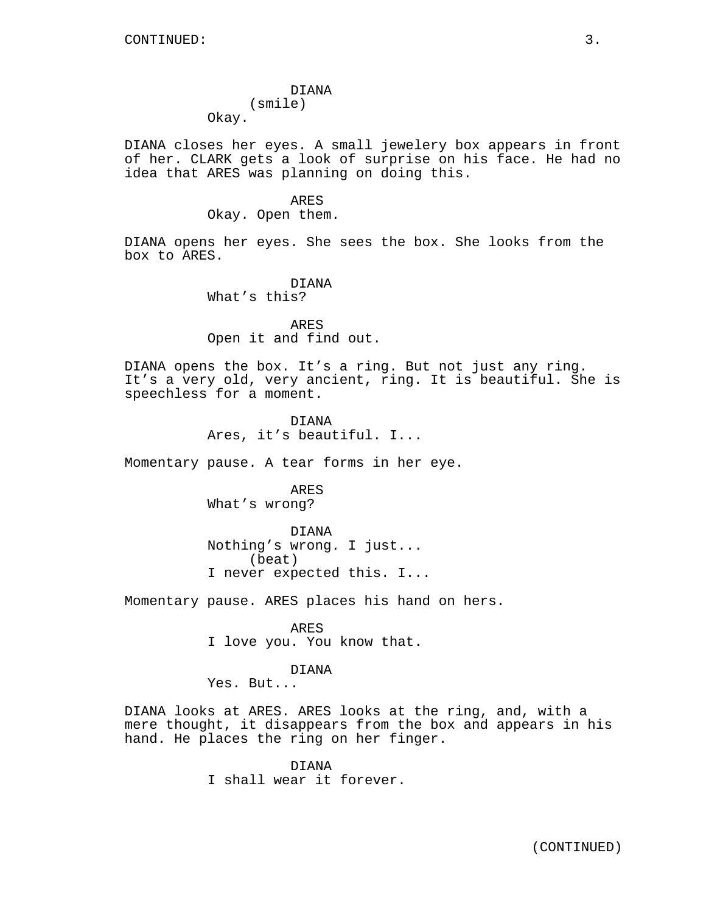DIANA
(smile)
Okay.

DIANA closes her eyes. A small jewelery box appears in front of her. CLARK gets a look of surprise on his face. He had no idea that ARES was planning on doing this.

ARES
Okay. Open them.

DIANA opens her eyes. She sees the box. She looks from the box to ARES.

DIANA
What's this?

ARES
Open it and find out.

DIANA opens the box. It's a ring. But not just any ring. It's a very old, very ancient, ring. It is beautiful. She is speechless for a moment.

DIANA
Ares, it's beautiful. I...

Momentary pause. A tear forms in her eye.

ARES
What's wrong?

DIANA
Nothing's wrong. I just...
(beat)
I never expected this. I...

Momentary pause. ARES places his hand on hers.

ARES
I love you. You know that.

DIANA
Yes. But...

DIANA looks at ARES. ARES looks at the ring, and, with a mere thought, it disappears from the box and appears in his hand. He places the ring on her finger.

DIANA
I shall wear it forever.

(CONTINUED)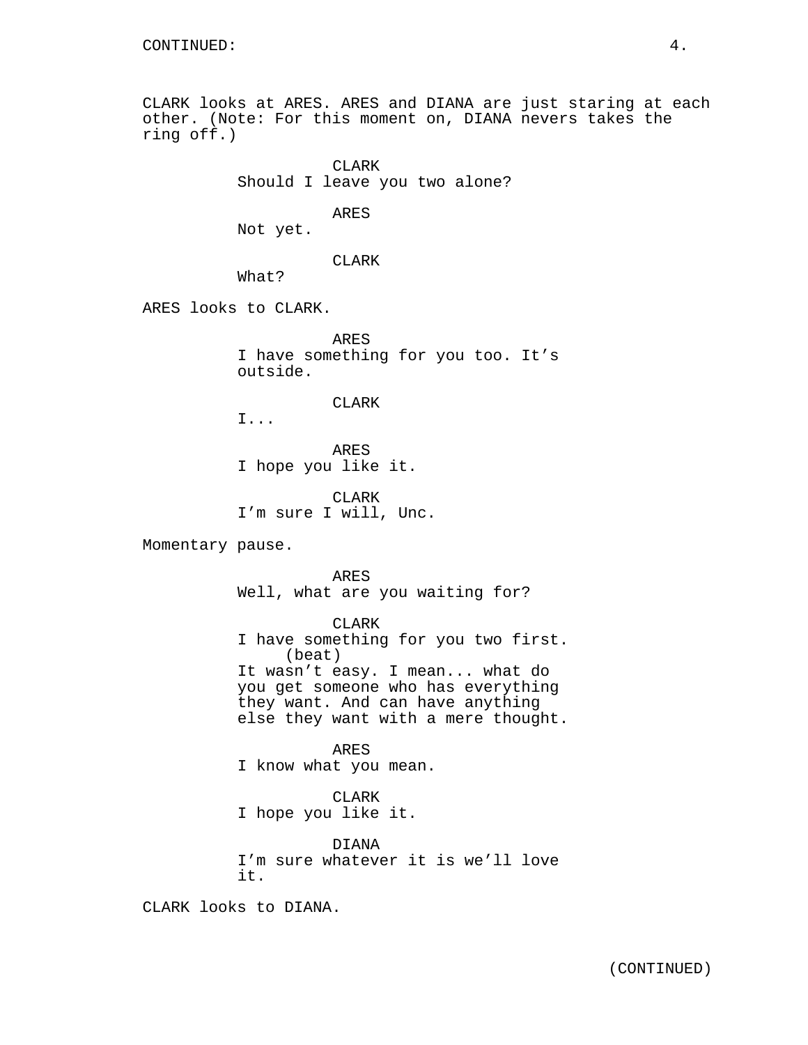CONTINUED:

CLARK looks at ARES. ARES and DIANA are just staring at each other. (Note: For this moment on, DIANA nevers takes the ring off.)

CLARK
Should I leave you two alone?

ARES
Not yet.

CLARK
What?

ARES looks to CLARK.

ARES
I have something for you too. It's outside.

CLARK
I...

ARES
I hope you like it.

CLARK
I'm sure I will, Unc.

Momentary pause.

ARES
Well, what are you waiting for?

CLARK
I have something for you two first.
(beat)
It wasn't easy. I mean... what do you get someone who has everything they want. And can have anything else they want with a mere thought.

ARES
I know what you mean.

CLARK
I hope you like it.

DIANA
I'm sure whatever it is we'll love it.

CLARK looks to DIANA.

(CONTINUED)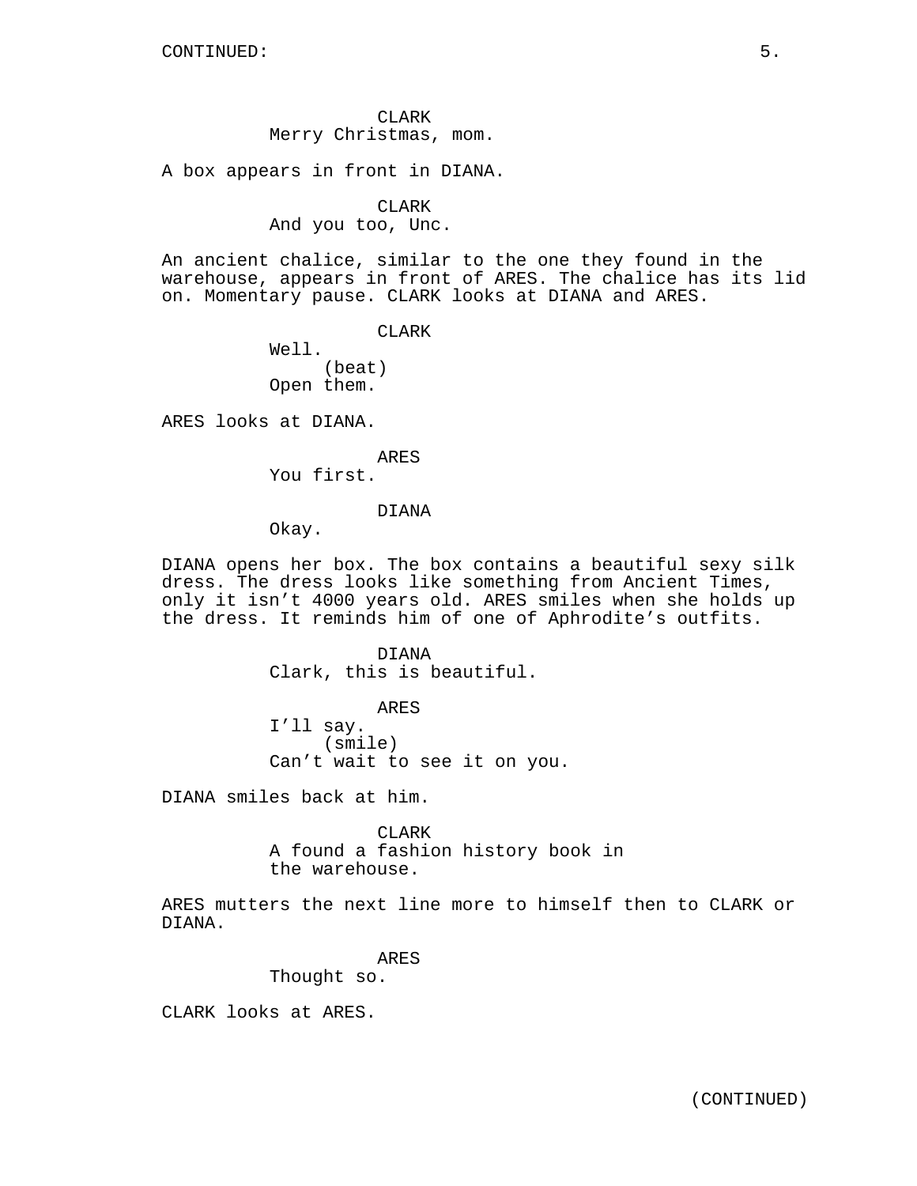CONTINUED:

CLARK
Merry Christmas, mom.

A box appears in front in DIANA.

CLARK
And you too, Unc.

An ancient chalice, similar to the one they found in the warehouse, appears in front of ARES. The chalice has its lid on. Momentary pause. CLARK looks at DIANA and ARES.

CLARK
Well.
(beat)
Open them.

ARES looks at DIANA.

ARES
You first.

DIANA
Okay.

DIANA opens her box. The box contains a beautiful sexy silk dress. The dress looks like something from Ancient Times, only it isn't 4000 years old. ARES smiles when she holds up the dress. It reminds him of one of Aphrodite's outfits.

DIANA
Clark, this is beautiful.

ARES
I'll say.
(smile)
Can't wait to see it on you.

DIANA smiles back at him.

CLARK
A found a fashion history book in the warehouse.

ARES mutters the next line more to himself then to CLARK or DIANA.

ARES
Thought so.

CLARK looks at ARES.

(CONTINUED)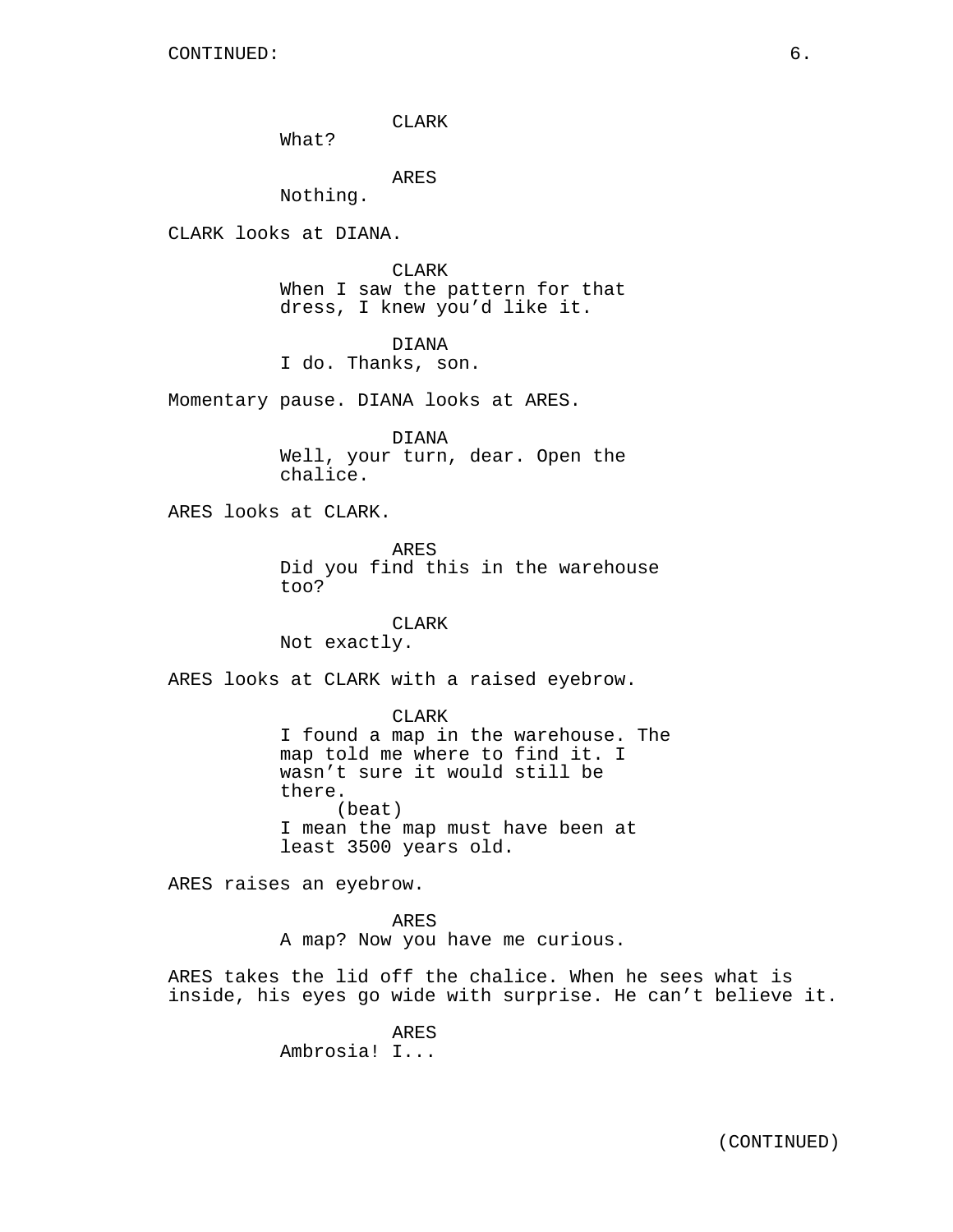CLARK
What?

ARES
Nothing.

CLARK looks at DIANA.

CLARK
When I saw the pattern for that dress, I knew you'd like it.

DIANA
I do. Thanks, son.

Momentary pause. DIANA looks at ARES.

DIANA
Well, your turn, dear. Open the chalice.

ARES looks at CLARK.

ARES
Did you find this in the warehouse too?

CLARK
Not exactly.

ARES looks at CLARK with a raised eyebrow.

CLARK
I found a map in the warehouse. The map told me where to find it. I wasn't sure it would still be there.
(beat)
I mean the map must have been at least 3500 years old.

ARES raises an eyebrow.

ARES
A map? Now you have me curious.

ARES takes the lid off the chalice. When he sees what is inside, his eyes go wide with surprise. He can't believe it.

ARES
Ambrosia! I...

(CONTINUED)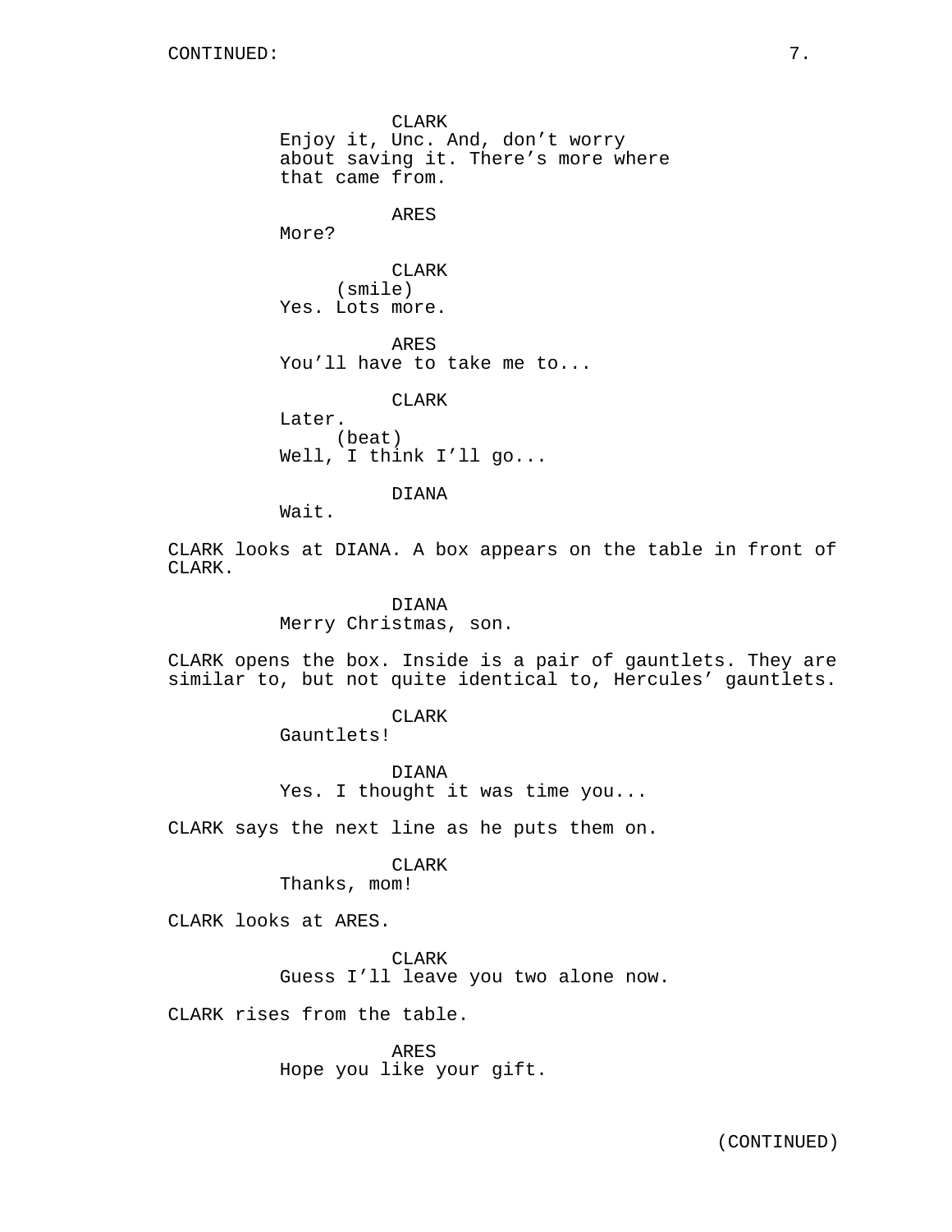CLARK
Enjoy it, Unc. And, don't worry about saving it. There's more where that came from.

ARES
More?

CLARK
(smile)
Yes. Lots more.

ARES
You'll have to take me to...

CLARK
Later.
(beat)
Well, I think I'll go...

DIANA
Wait.

CLARK looks at DIANA. A box appears on the table in front of CLARK.

DIANA
Merry Christmas, son.

CLARK opens the box. Inside is a pair of gauntlets. They are similar to, but not quite identical to, Hercules' gauntlets.

CLARK
Gauntlets!

DIANA
Yes. I thought it was time you...

CLARK says the next line as he puts them on.

CLARK
Thanks, mom!

CLARK looks at ARES.

CLARK
Guess I'll leave you two alone now.

CLARK rises from the table.

ARES
Hope you like your gift.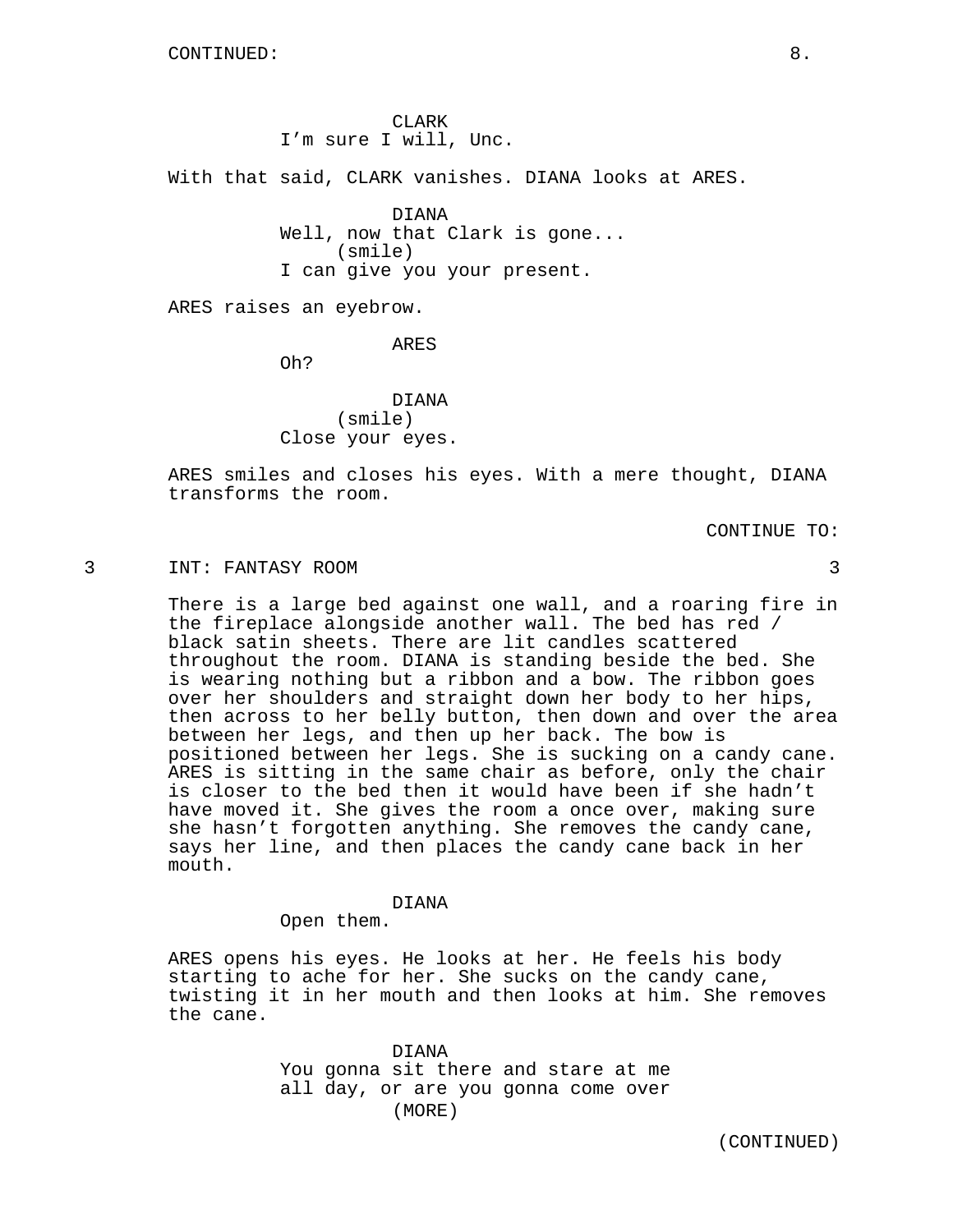CLARK
I'm sure I will, Unc.

With that said, CLARK vanishes. DIANA looks at ARES.

DIANA
Well, now that Clark is gone...
(smile)
I can give you your present.

ARES raises an eyebrow.

ARES
Oh?

DIANA
(smile)
Close your eyes.

ARES smiles and closes his eyes. With a mere thought, DIANA transforms the room.

CONTINUE TO:

3 INT: FANTASY ROOM 3

There is a large bed against one wall, and a roaring fire in the fireplace alongside another wall. The bed has red / black satin sheets. There are lit candles scattered throughout the room. DIANA is standing beside the bed. She is wearing nothing but a ribbon and a bow. The ribbon goes over her shoulders and straight down her body to her hips, then across to her belly button, then down and over the area between her legs, and then up her back. The bow is positioned between her legs. She is sucking on a candy cane. ARES is sitting in the same chair as before, only the chair is closer to the bed then it would have been if she hadn't have moved it. She gives the room a once over, making sure she hasn't forgotten anything. She removes the candy cane, says her line, and then places the candy cane back in her mouth.

DIANA
Open them.

ARES opens his eyes. He looks at her. He feels his body starting to ache for her. She sucks on the candy cane, twisting it in her mouth and then looks at him. She removes the cane.

DIANA
You gonna sit there and stare at me all day, or are you gonna come over
(MORE)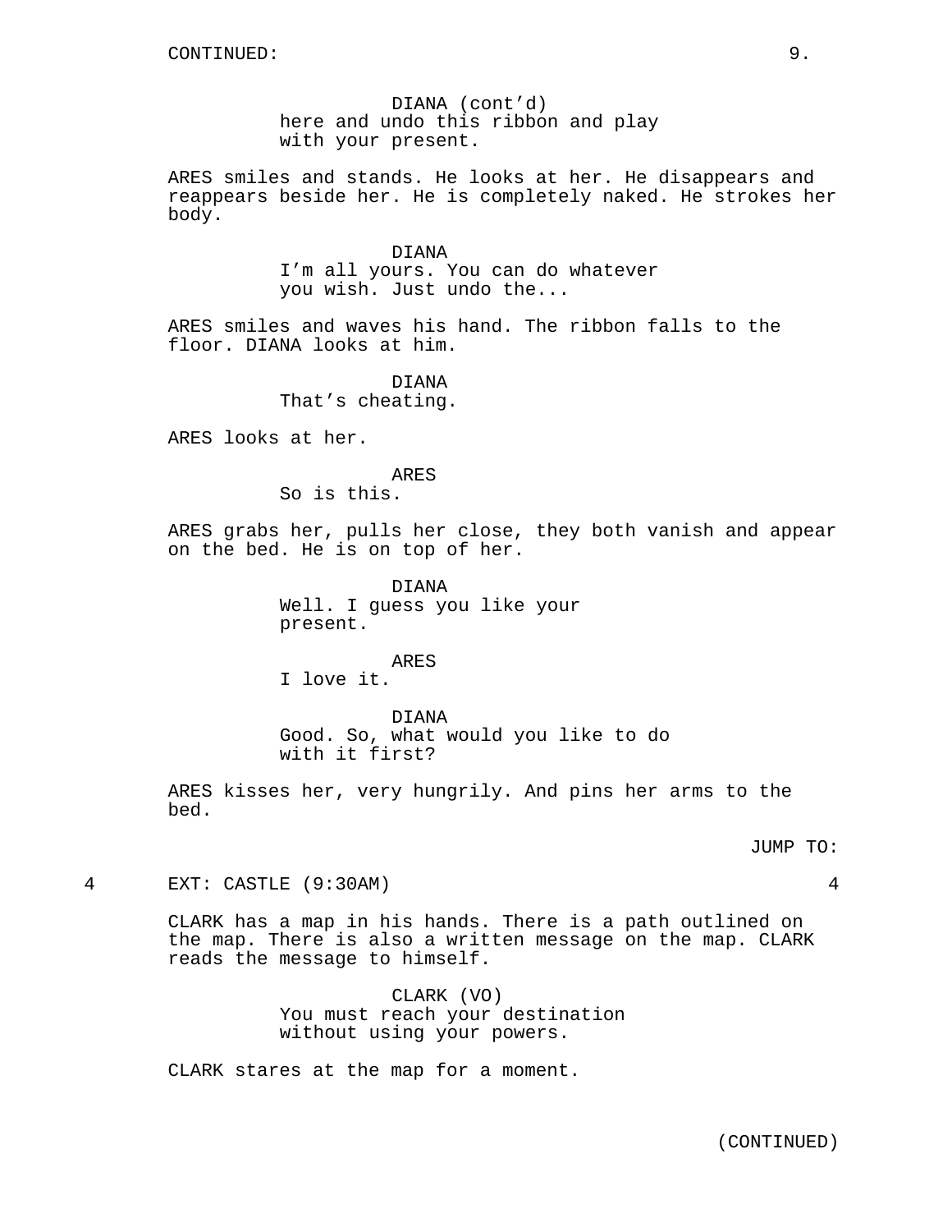CONTINUED:

DIANA (cont'd)
here and undo this ribbon and play
with your present.

ARES smiles and stands. He looks at her. He disappears and reappears beside her. He is completely naked. He strokes her body.

DIANA
I'm all yours. You can do whatever
you wish. Just undo the...

ARES smiles and waves his hand. The ribbon falls to the floor. DIANA looks at him.

DIANA
That's cheating.

ARES looks at her.

ARES
So is this.

ARES grabs her, pulls her close, they both vanish and appear on the bed. He is on top of her.

DIANA
Well. I guess you like your
present.

ARES
I love it.

DIANA
Good. So, what would you like to do
with it first?

ARES kisses her, very hungrily. And pins her arms to the bed.

JUMP TO:

4 EXT: CASTLE (9:30AM) 4

CLARK has a map in his hands. There is a path outlined on the map. There is also a written message on the map. CLARK reads the message to himself.

CLARK (VO)
You must reach your destination
without using your powers.

CLARK stares at the map for a moment.

(CONTINUED)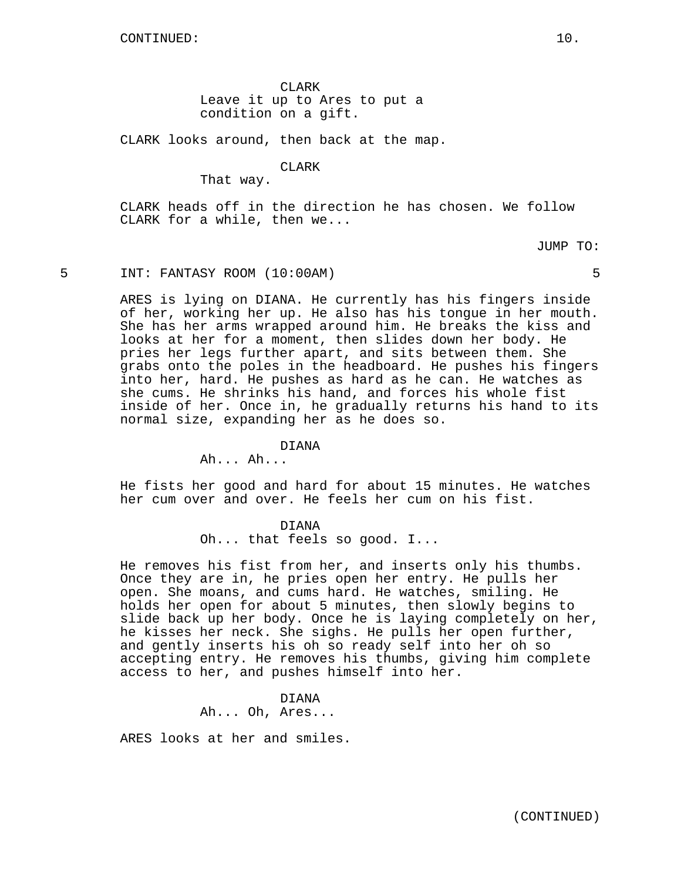CLARK
Leave it up to Ares to put a condition on a gift.

CLARK looks around, then back at the map.

CLARK
That way.

CLARK heads off in the direction he has chosen. We follow CLARK for a while, then we...

JUMP TO:

5 INT: FANTASY ROOM (10:00AM) 5

ARES is lying on DIANA. He currently has his fingers inside of her, working her up. He also has his tongue in her mouth. She has her arms wrapped around him. He breaks the kiss and looks at her for a moment, then slides down her body. He pries her legs further apart, and sits between them. She grabs onto the poles in the headboard. He pushes his fingers into her, hard. He pushes as hard as he can. He watches as she cums. He shrinks his hand, and forces his whole fist inside of her. Once in, he gradually returns his hand to its normal size, expanding her as he does so.

DIANA
Ah... Ah...

He fists her good and hard for about 15 minutes. He watches her cum over and over. He feels her cum on his fist.

DIANA
Oh... that feels so good. I...

He removes his fist from her, and inserts only his thumbs. Once they are in, he pries open her entry. He pulls her open. She moans, and cums hard. He watches, smiling. He holds her open for about 5 minutes, then slowly begins to slide back up her body. Once he is laying completely on her, he kisses her neck. She sighs. He pulls her open further, and gently inserts his oh so ready self into her oh so accepting entry. He removes his thumbs, giving him complete access to her, and pushes himself into her.

DIANA
Ah... Oh, Ares...

ARES looks at her and smiles.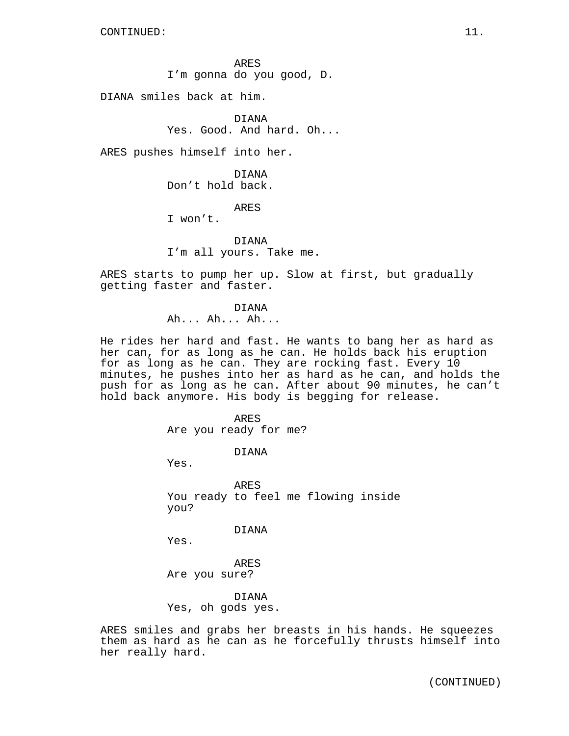CONTINUED:

ARES
I’m gonna do you good, D.

DIANA smiles back at him.

DIANA
Yes. Good. And hard. Oh...

ARES pushes himself into her.

DIANA
Don’t hold back.

ARES
I won’t.

DIANA
I’m all yours. Take me.

ARES starts to pump her up. Slow at first, but gradually getting faster and faster.

DIANA
Ah... Ah... Ah...

He rides her hard and fast. He wants to bang her as hard as her can, for as long as he can. He holds back his eruption for as long as he can. They are rocking fast. Every 10 minutes, he pushes into her as hard as he can, and holds the push for as long as he can. After about 90 minutes, he can’t hold back anymore. His body is begging for release.

ARES
Are you ready for me?

DIANA
Yes.

ARES
You ready to feel me flowing inside you?

DIANA
Yes.

ARES
Are you sure?

DIANA
Yes, oh gods yes.

ARES smiles and grabs her breasts in his hands. He squeezes them as hard as he can as he forcefully thrusts himself into her really hard.

(CONTINUED)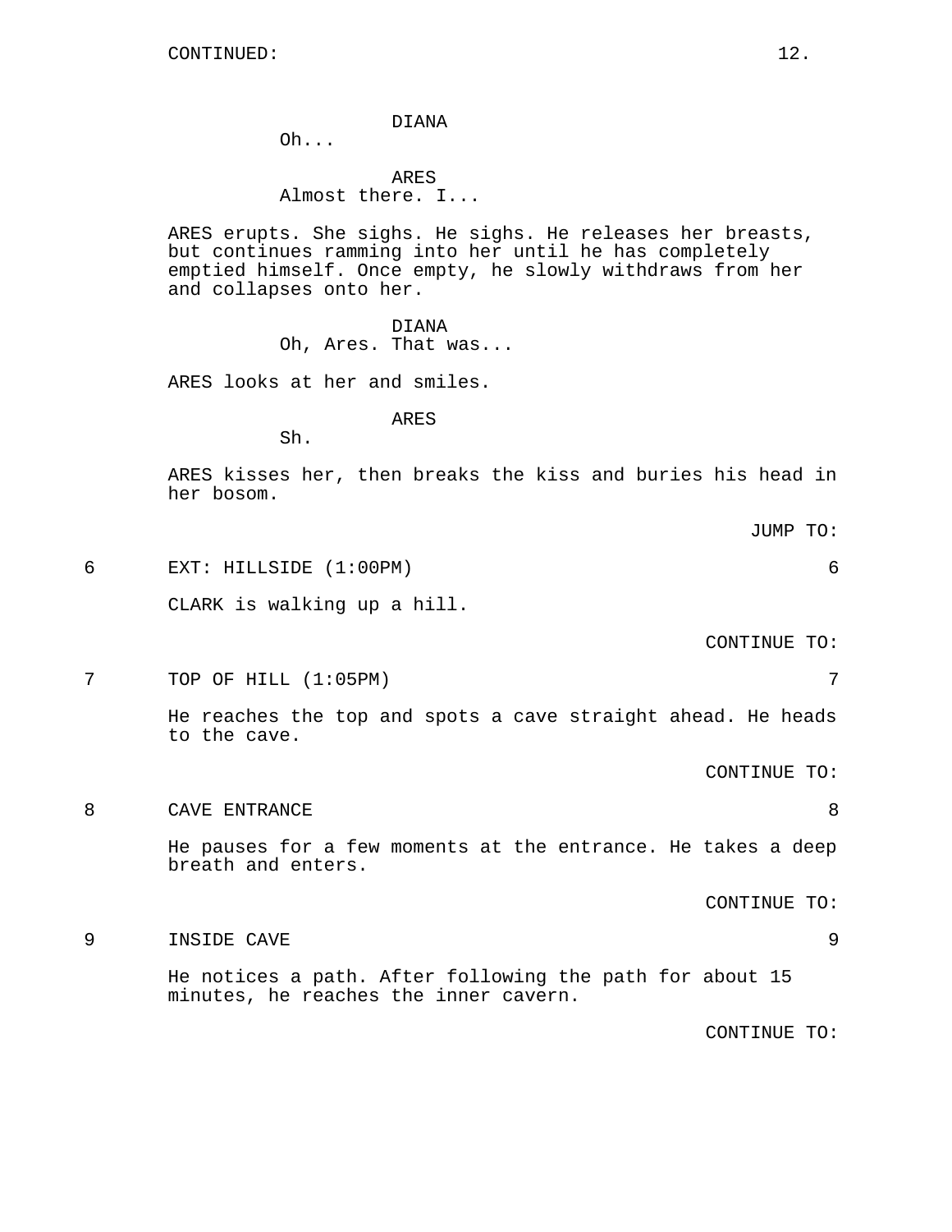DIANA
Oh...

ARES
Almost there. I...

ARES erupts. She sighs. He sighs. He releases her breasts, but continues ramming into her until he has completely emptied himself. Once empty, he slowly withdraws from her and collapses onto her.

DIANA
Oh, Ares. That was...

ARES looks at her and smiles.

ARES
Sh.

ARES kisses her, then breaks the kiss and buries his head in her bosom.

JUMP TO:

6 EXT: HILLSIDE (1:00PM) 6

CLARK is walking up a hill.

CONTINUE TO:

7 TOP OF HILL (1:05PM) 7

He reaches the top and spots a cave straight ahead. He heads to the cave.

CONTINUE TO:

8 CAVE ENTRANCE 8

He pauses for a few moments at the entrance. He takes a deep breath and enters.

CONTINUE TO:

9 INSIDE CAVE 9

He notices a path. After following the path for about 15 minutes, he reaches the inner cavern.

CONTINUE TO: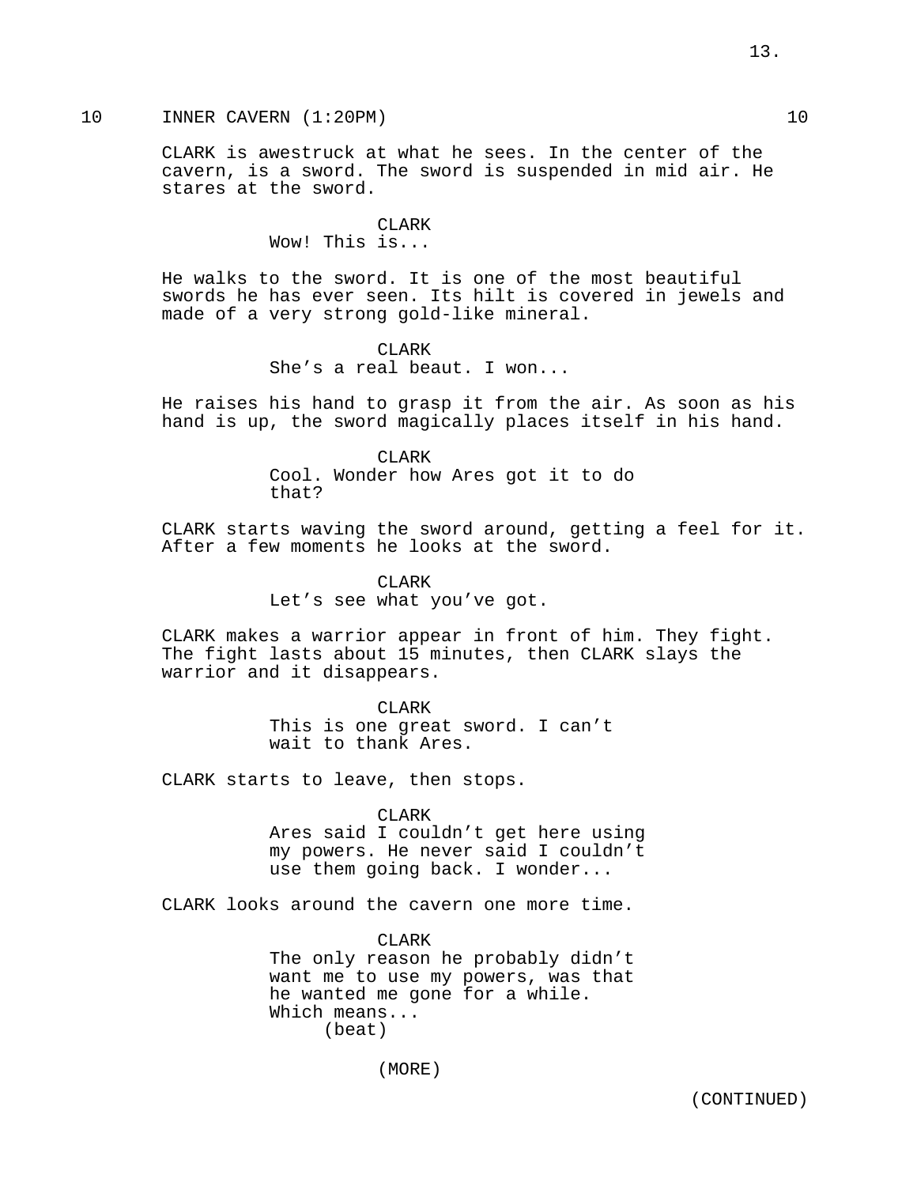10 INNER CAVERN (1:20PM) 10

CLARK is awestruck at what he sees. In the center of the cavern, is a sword. The sword is suspended in mid air. He stares at the sword.

CLARK
Wow! This is...

He walks to the sword. It is one of the most beautiful swords he has ever seen. Its hilt is covered in jewels and made of a very strong gold-like mineral.

CLARK
She’s a real beaut. I won...

He raises his hand to grasp it from the air. As soon as his hand is up, the sword magically places itself in his hand.

CLARK
Cool. Wonder how Ares got it to do that?

CLARK starts waving the sword around, getting a feel for it. After a few moments he looks at the sword.

CLARK
Let’s see what you’ve got.

CLARK makes a warrior appear in front of him. They fight. The fight lasts about 15 minutes, then CLARK slays the warrior and it disappears.

CLARK
This is one great sword. I can’t wait to thank Ares.

CLARK starts to leave, then stops.

CLARK
Ares said I couldn’t get here using my powers. He never said I couldn’t use them going back. I wonder...

CLARK looks around the cavern one more time.

CLARK
The only reason he probably didn’t want me to use my powers, was that he wanted me gone for a while. Which means...
(beat)

(MORE)

(CONTINUED)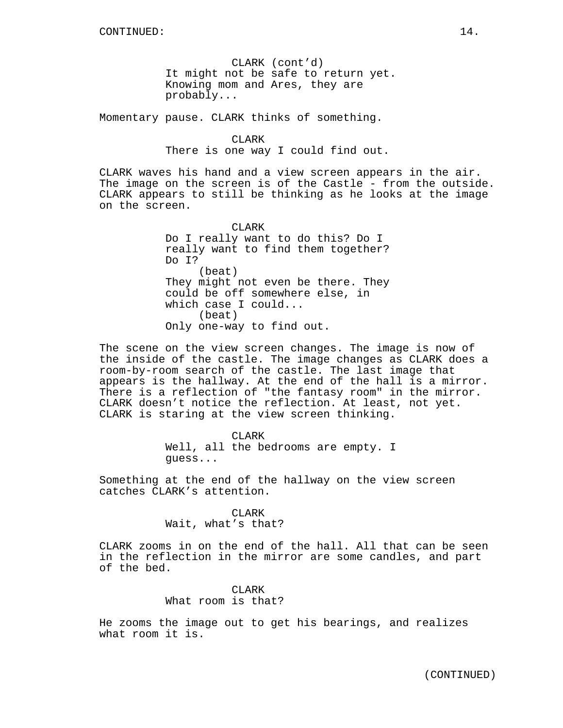CLARK (cont'd)
It might not be safe to return yet. Knowing mom and Ares, they are probably...

Momentary pause. CLARK thinks of something.

CLARK
There is one way I could find out.

CLARK waves his hand and a view screen appears in the air. The image on the screen is of the Castle - from the outside. CLARK appears to still be thinking as he looks at the image on the screen.

CLARK
Do I really want to do this? Do I really want to find them together? Do I?
(beat)
They might not even be there. They could be off somewhere else, in which case I could...
(beat)
Only one-way to find out.

The scene on the view screen changes. The image is now of the inside of the castle. The image changes as CLARK does a room-by-room search of the castle. The last image that appears is the hallway. At the end of the hall is a mirror. There is a reflection of "the fantasy room" in the mirror. CLARK doesn't notice the reflection. At least, not yet. CLARK is staring at the view screen thinking.

CLARK
Well, all the bedrooms are empty. I guess...

Something at the end of the hallway on the view screen catches CLARK's attention.

CLARK
Wait, what's that?

CLARK zooms in on the end of the hall. All that can be seen in the reflection in the mirror are some candles, and part of the bed.

CLARK
What room is that?

He zooms the image out to get his bearings, and realizes what room it is.

(CONTINUED)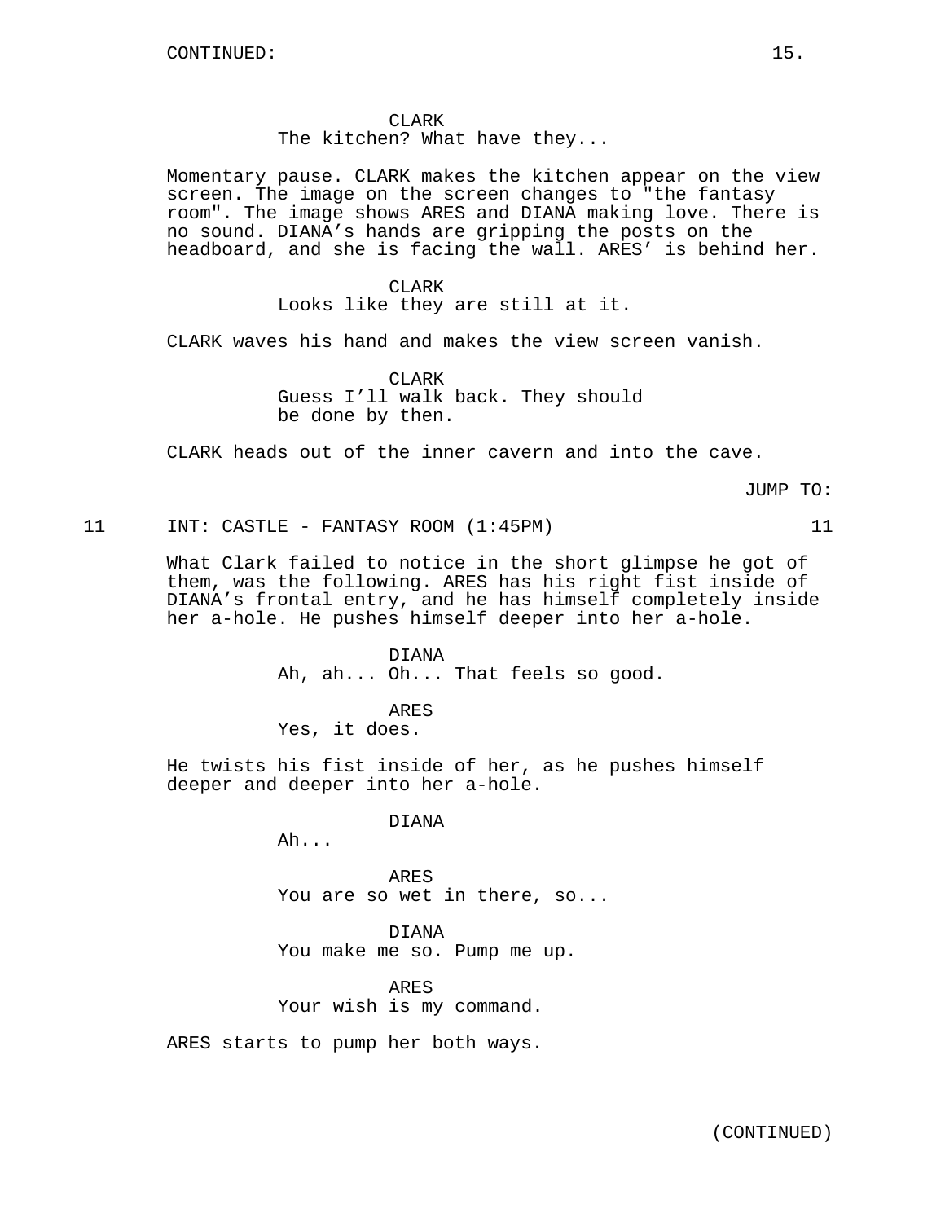CONTINUED:

CLARK
The kitchen? What have they...

Momentary pause. CLARK makes the kitchen appear on the view screen. The image on the screen changes to "the fantasy room". The image shows ARES and DIANA making love. There is no sound. DIANA's hands are gripping the posts on the headboard, and she is facing the wall. ARES' is behind her.

CLARK
Looks like they are still at it.

CLARK waves his hand and makes the view screen vanish.

CLARK
Guess I'll walk back. They should be done by then.

CLARK heads out of the inner cavern and into the cave.

JUMP TO:

11 INT: CASTLE - FANTASY ROOM (1:45PM) 11

What Clark failed to notice in the short glimpse he got of them, was the following. ARES has his right fist inside of DIANA's frontal entry, and he has himself completely inside her a-hole. He pushes himself deeper into her a-hole.

DIANA
Ah, ah... Oh... That feels so good.

ARES
Yes, it does.

He twists his fist inside of her, as he pushes himself deeper and deeper into her a-hole.

DIANA
Ah...

ARES
You are so wet in there, so...

DIANA
You make me so. Pump me up.

ARES
Your wish is my command.

ARES starts to pump her both ways.

(CONTINUED)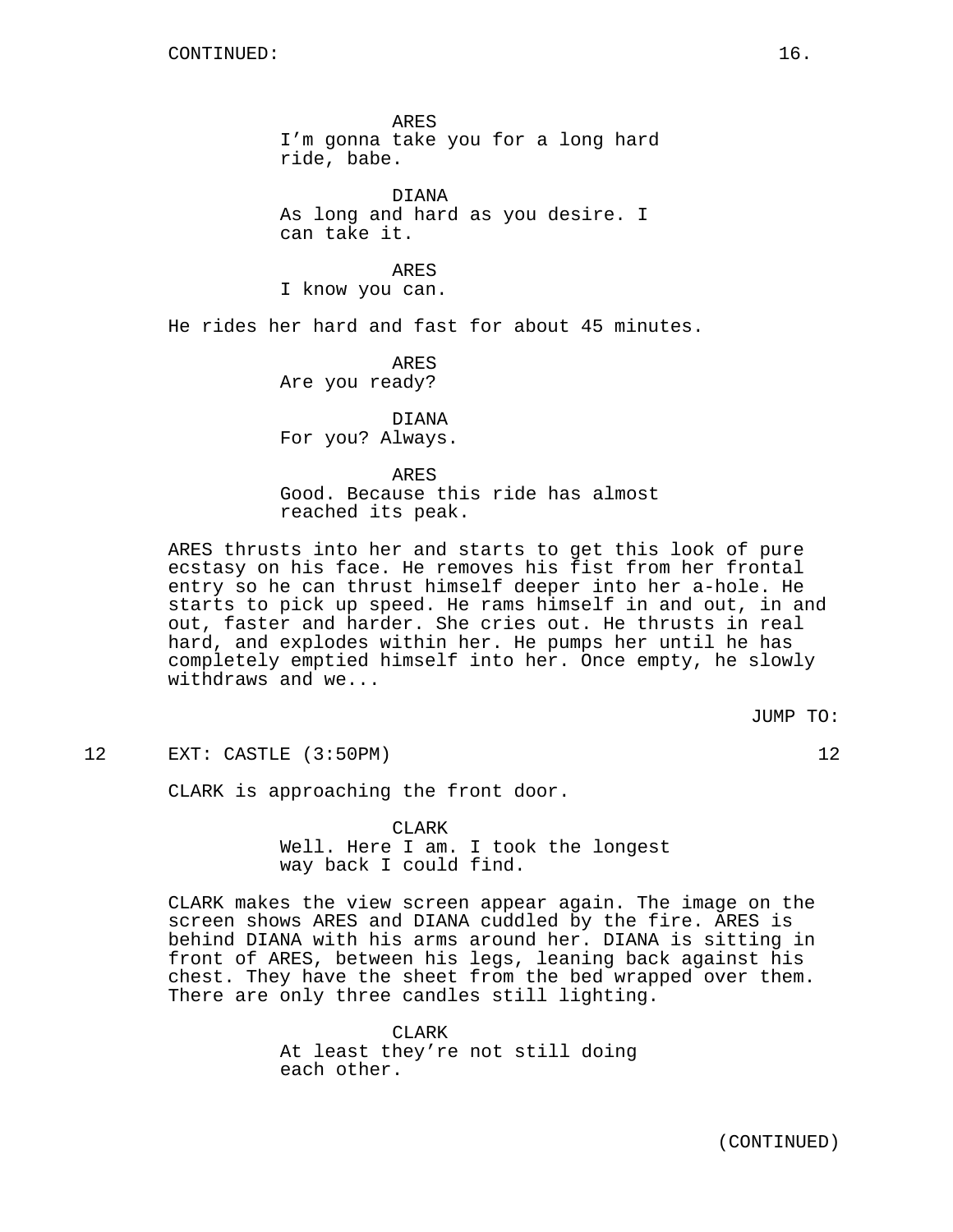ARES
I'm gonna take you for a long hard ride, babe.

DIANA
As long and hard as you desire. I can take it.

ARES
I know you can.

He rides her hard and fast for about 45 minutes.

ARES
Are you ready?

DIANA
For you? Always.

ARES
Good. Because this ride has almost reached its peak.

ARES thrusts into her and starts to get this look of pure ecstasy on his face. He removes his fist from her frontal entry so he can thrust himself deeper into her a-hole. He starts to pick up speed. He rams himself in and out, in and out, faster and harder. She cries out. He thrusts in real hard, and explodes within her. He pumps her until he has completely emptied himself into her. Once empty, he slowly withdraws and we...

JUMP TO:

12 EXT: CASTLE (3:50PM) 12

CLARK is approaching the front door.

CLARK
Well. Here I am. I took the longest way back I could find.

CLARK makes the view screen appear again. The image on the screen shows ARES and DIANA cuddled by the fire. ARES is behind DIANA with his arms around her. DIANA is sitting in front of ARES, between his legs, leaning back against his chest. They have the sheet from the bed wrapped over them. There are only three candles still lighting.

CLARK
At least they're not still doing each other.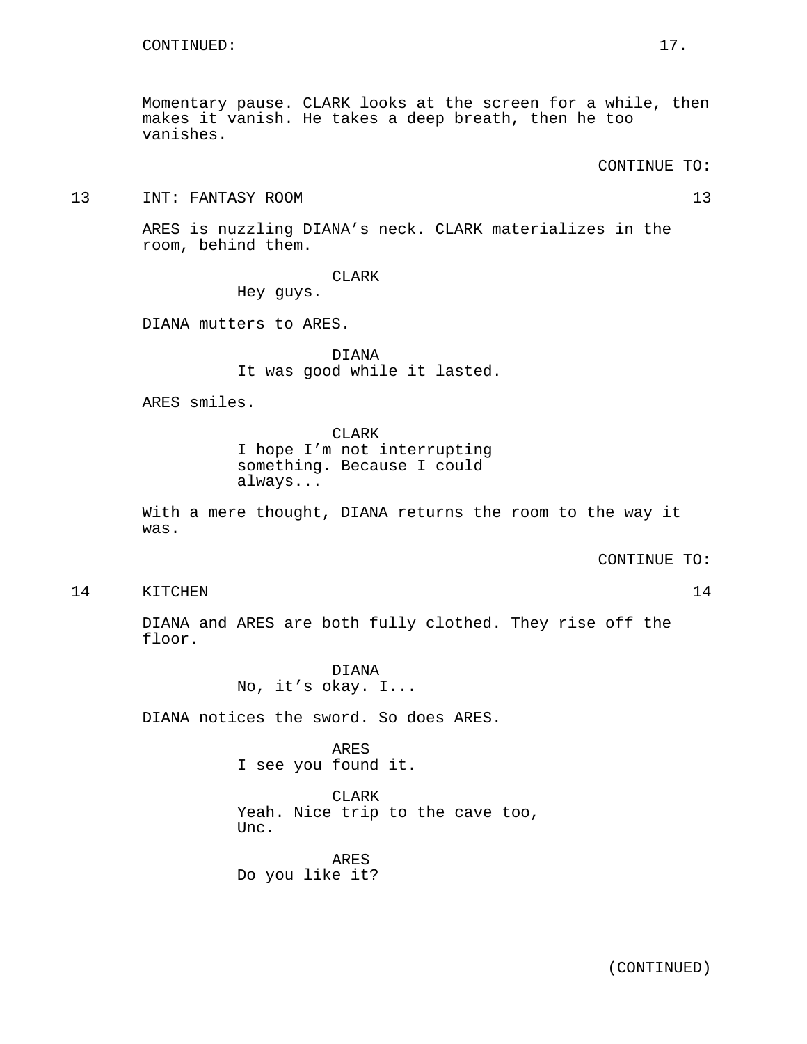CONTINUED:

Momentary pause. CLARK looks at the screen for a while, then makes it vanish. He takes a deep breath, then he too vanishes.

CONTINUE TO:

13 INT: FANTASY ROOM 13

ARES is nuzzling DIANA's neck. CLARK materializes in the room, behind them.

CLARK
Hey guys.

DIANA mutters to ARES.

DIANA
It was good while it lasted.

ARES smiles.

CLARK
I hope I'm not interrupting something. Because I could always...

With a mere thought, DIANA returns the room to the way it was.

CONTINUE TO:

14 KITCHEN 14

DIANA and ARES are both fully clothed. They rise off the floor.

DIANA
No, it's okay. I...

DIANA notices the sword. So does ARES.

ARES
I see you found it.

CLARK
Yeah. Nice trip to the cave too, Unc.

ARES
Do you like it?

(CONTINUED)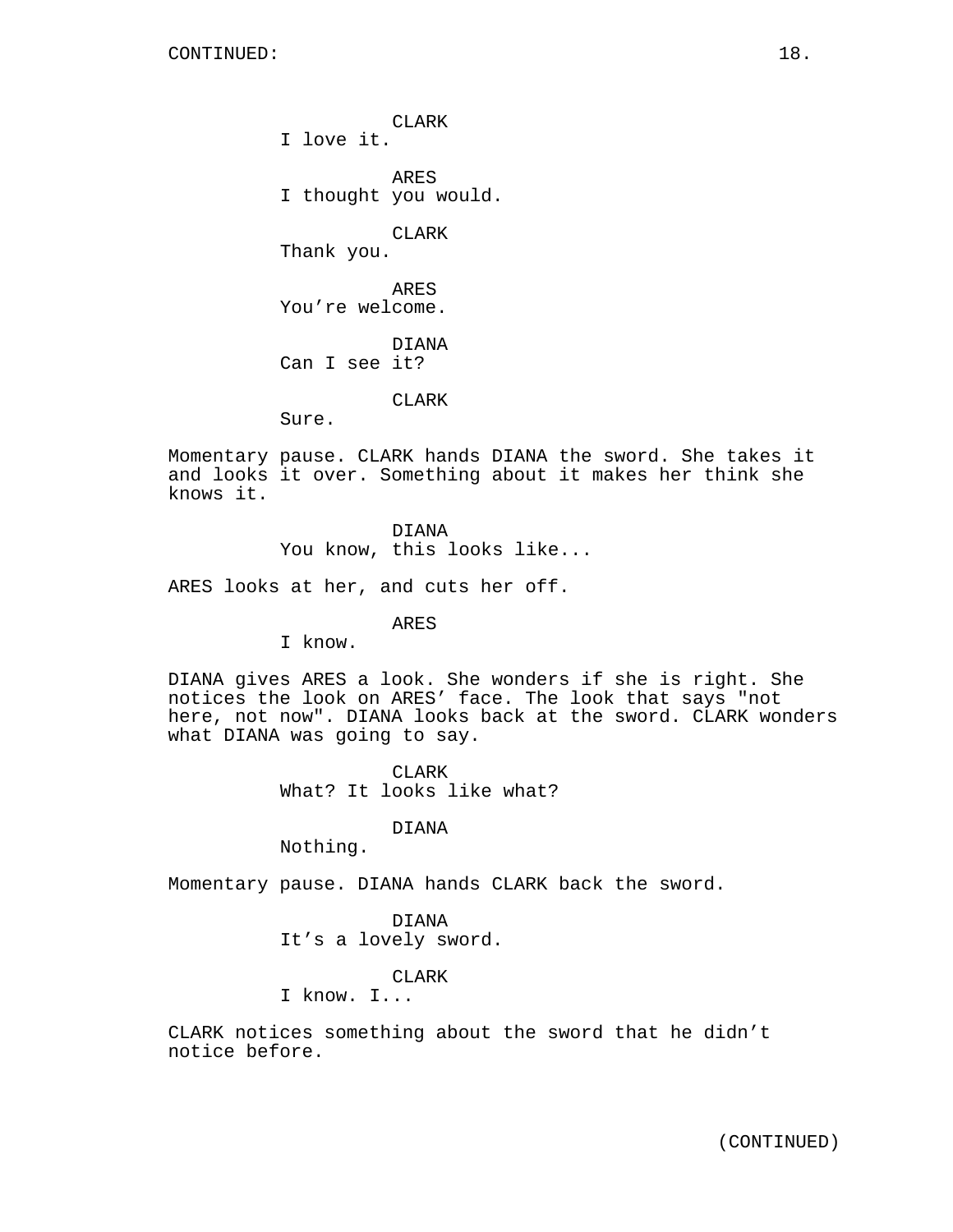CLARK
I love it.

ARES
I thought you would.

CLARK
Thank you.

ARES
You're welcome.

DIANA
Can I see it?

CLARK
Sure.

Momentary pause. CLARK hands DIANA the sword. She takes it and looks it over. Something about it makes her think she knows it.

DIANA
You know, this looks like...

ARES looks at her, and cuts her off.

ARES
I know.

DIANA gives ARES a look. She wonders if she is right. She notices the look on ARES' face. The look that says "not here, not now". DIANA looks back at the sword. CLARK wonders what DIANA was going to say.

CLARK
What? It looks like what?

DIANA
Nothing.

Momentary pause. DIANA hands CLARK back the sword.

DIANA
It's a lovely sword.

CLARK
I know. I...

CLARK notices something about the sword that he didn't notice before.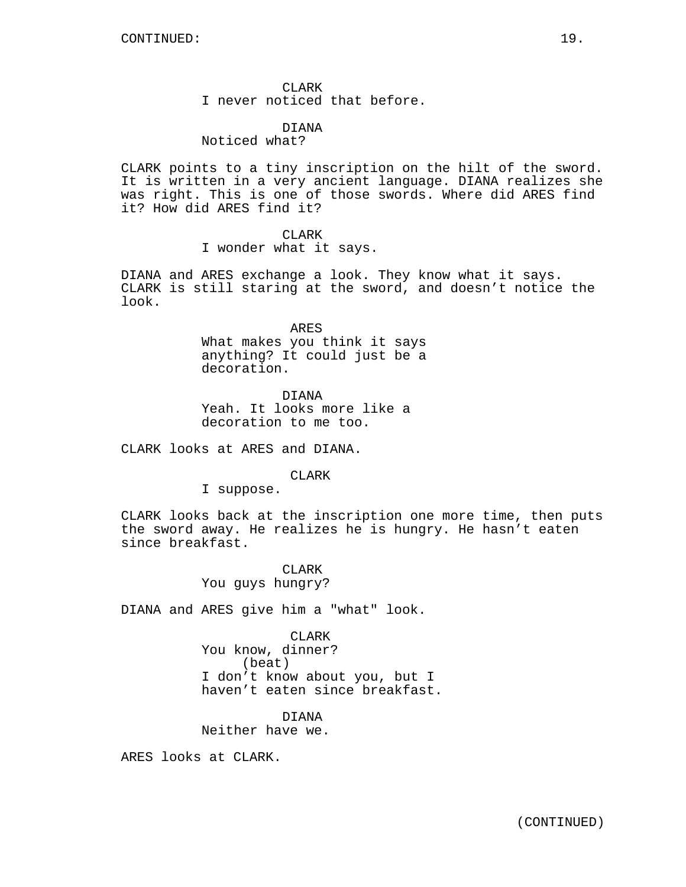CLARK
I never noticed that before.

DIANA
Noticed what?

CLARK points to a tiny inscription on the hilt of the sword. It is written in a very ancient language. DIANA realizes she was right. This is one of those swords. Where did ARES find it? How did ARES find it?

CLARK
I wonder what it says.

DIANA and ARES exchange a look. They know what it says. CLARK is still staring at the sword, and doesn't notice the look.

ARES
What makes you think it says anything? It could just be a decoration.

DIANA
Yeah. It looks more like a decoration to me too.

CLARK looks at ARES and DIANA.

CLARK
I suppose.

CLARK looks back at the inscription one more time, then puts the sword away. He realizes he is hungry. He hasn't eaten since breakfast.

CLARK
You guys hungry?

DIANA and ARES give him a "what" look.

CLARK
You know, dinner?
(beat)
I don't know about you, but I haven't eaten since breakfast.

DIANA
Neither have we.

ARES looks at CLARK.

(CONTINUED)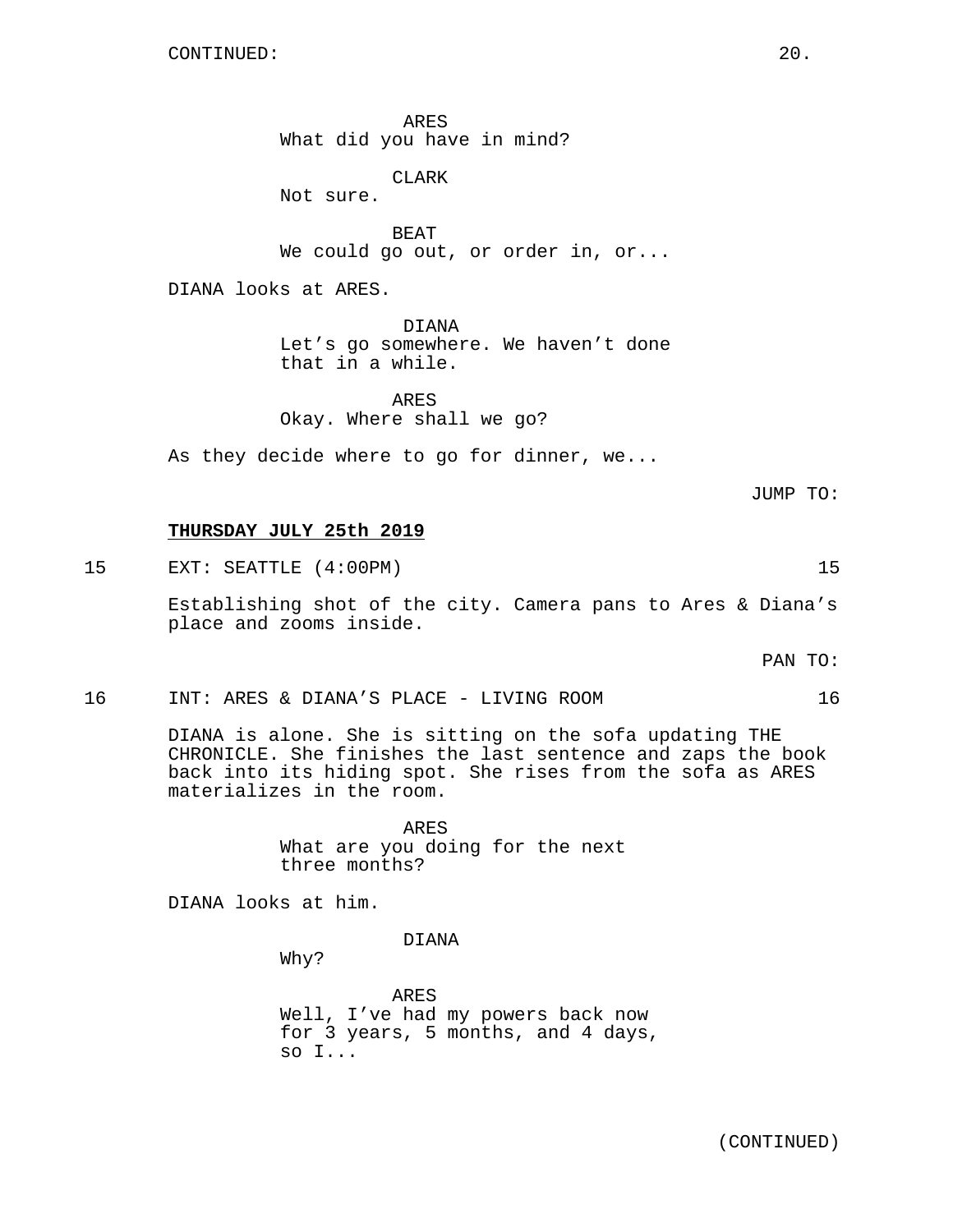ARES
What did you have in mind?

CLARK
Not sure.

BEAT
We could go out, or order in, or...

DIANA looks at ARES.

DIANA
Let's go somewhere. We haven't done that in a while.

ARES
Okay. Where shall we go?

As they decide where to go for dinner, we...

JUMP TO:

**THURSDAY JULY 25th 2019**

15 EXT: SEATTLE (4:00PM) 15

Establishing shot of the city. Camera pans to Ares & Diana's place and zooms inside.

PAN TO:

16 INT: ARES & DIANA'S PLACE - LIVING ROOM 16

DIANA is alone. She is sitting on the sofa updating THE CHRONICLE. She finishes the last sentence and zaps the book back into its hiding spot. She rises from the sofa as ARES materializes in the room.

ARES
What are you doing for the next three months?

DIANA looks at him.

DIANA
Why?

ARES
Well, I've had my powers back now for 3 years, 5 months, and 4 days, so I...

(CONTINUED)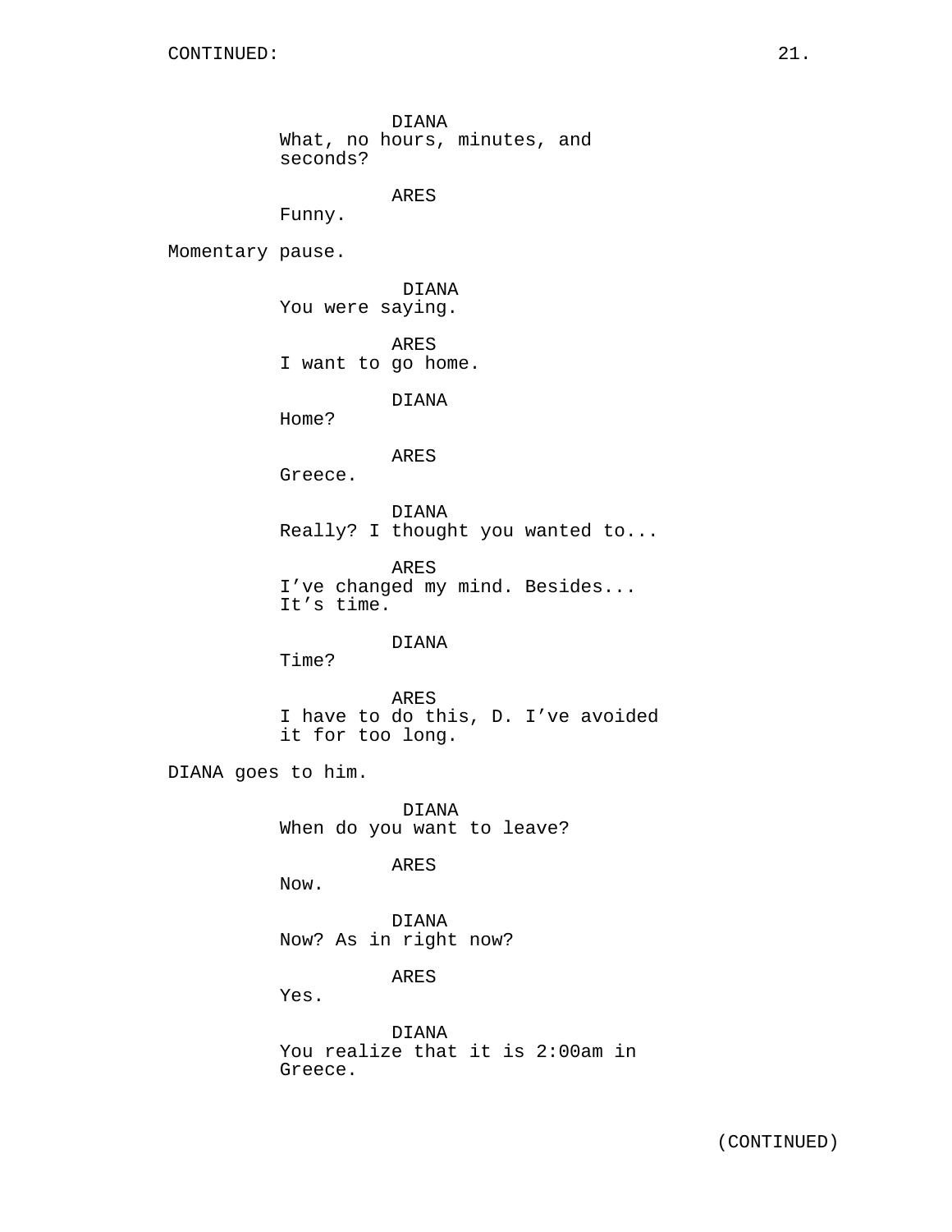DIANA
What, no hours, minutes, and seconds?

ARES
Funny.

Momentary pause.

DIANA
You were saying.

ARES
I want to go home.

DIANA
Home?

ARES
Greece.

DIANA
Really? I thought you wanted to...

ARES
I've changed my mind. Besides... It's time.

DIANA
Time?

ARES
I have to do this, D. I've avoided it for too long.

DIANA goes to him.

DIANA
When do you want to leave?

ARES
Now.

DIANA
Now? As in right now?

ARES
Yes.

DIANA
You realize that it is 2:00am in Greece.

(CONTINUED)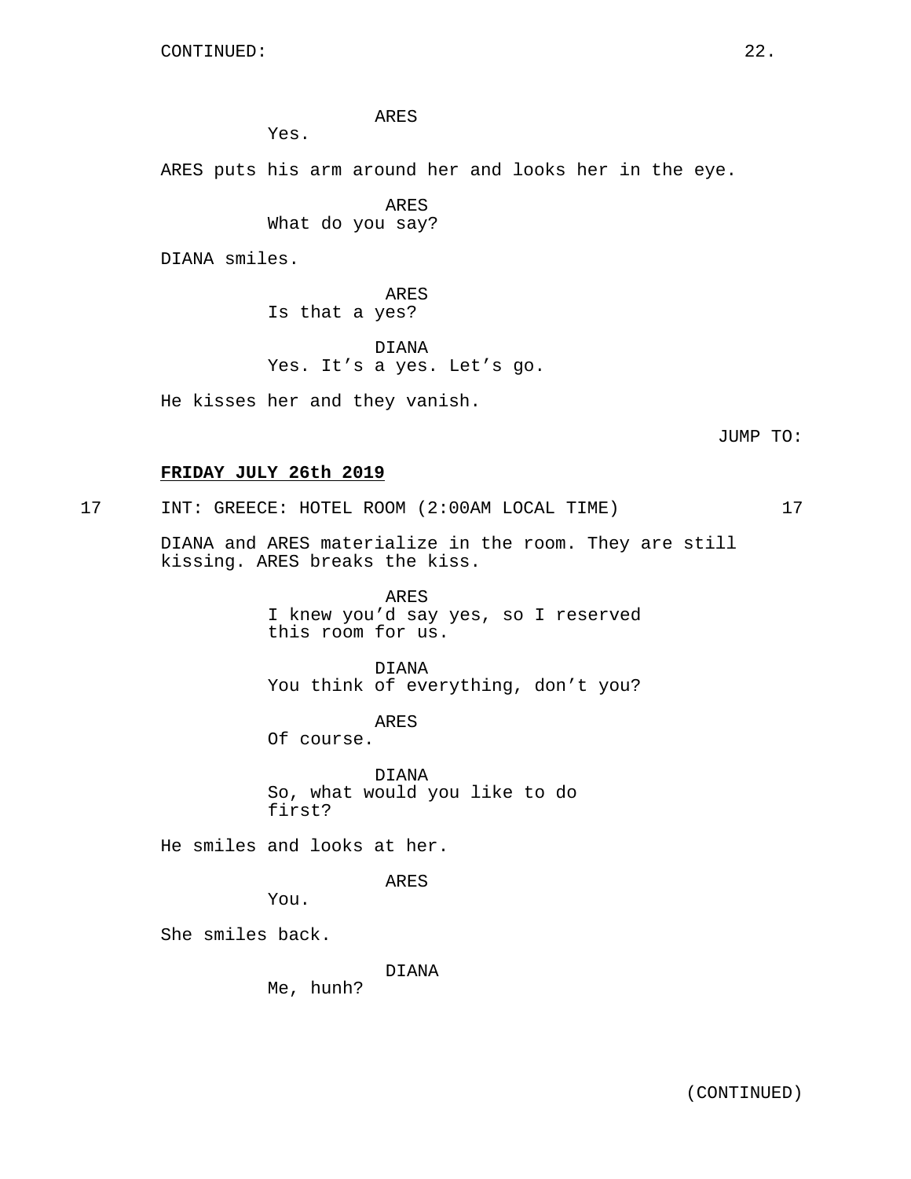ARES
Yes.

ARES puts his arm around her and looks her in the eye.

ARES
What do you say?

DIANA smiles.

ARES
Is that a yes?

DIANA
Yes. It’s a yes. Let’s go.

He kisses her and they vanish.

JUMP TO:

**FRIDAY JULY 26th 2019**

17 INT: GREECE: HOTEL ROOM (2:00AM LOCAL TIME) 17

DIANA and ARES materialize in the room. They are still kissing. ARES breaks the kiss.

ARES
I knew you’d say yes, so I reserved this room for us.

DIANA
You think of everything, don’t you?

ARES
Of course.

DIANA
So, what would you like to do first?

He smiles and looks at her.

ARES
You.

She smiles back.

DIANA
Me, hunh?

(CONTINUED)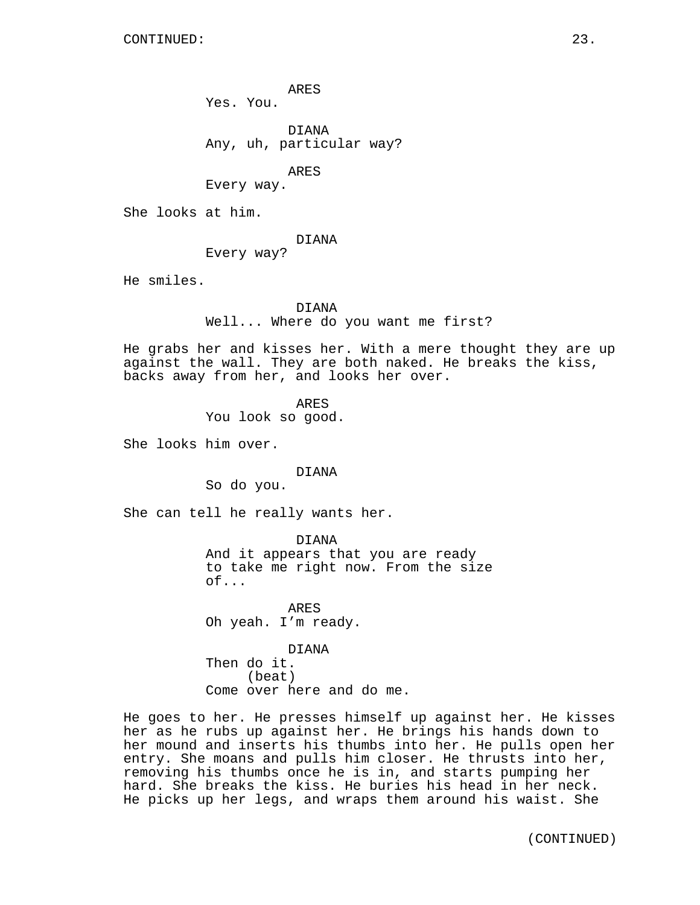ARES
Yes. You.

DIANA
Any, uh, particular way?

ARES
Every way.

She looks at him.

DIANA
Every way?

He smiles.

DIANA
Well... Where do you want me first?

He grabs her and kisses her. With a mere thought they are up against the wall. They are both naked. He breaks the kiss, backs away from her, and looks her over.

ARES
You look so good.

She looks him over.

DIANA
So do you.

She can tell he really wants her.

DIANA
And it appears that you are ready to take me right now. From the size of...

ARES
Oh yeah. I'm ready.

DIANA
Then do it.
(beat)
Come over here and do me.

He goes to her. He presses himself up against her. He kisses her as he rubs up against her. He brings his hands down to her mound and inserts his thumbs into her. He pulls open her entry. She moans and pulls him closer. He thrusts into her, removing his thumbs once he is in, and starts pumping her hard. She breaks the kiss. He buries his head in her neck. He picks up her legs, and wraps them around his waist. She

(CONTINUED)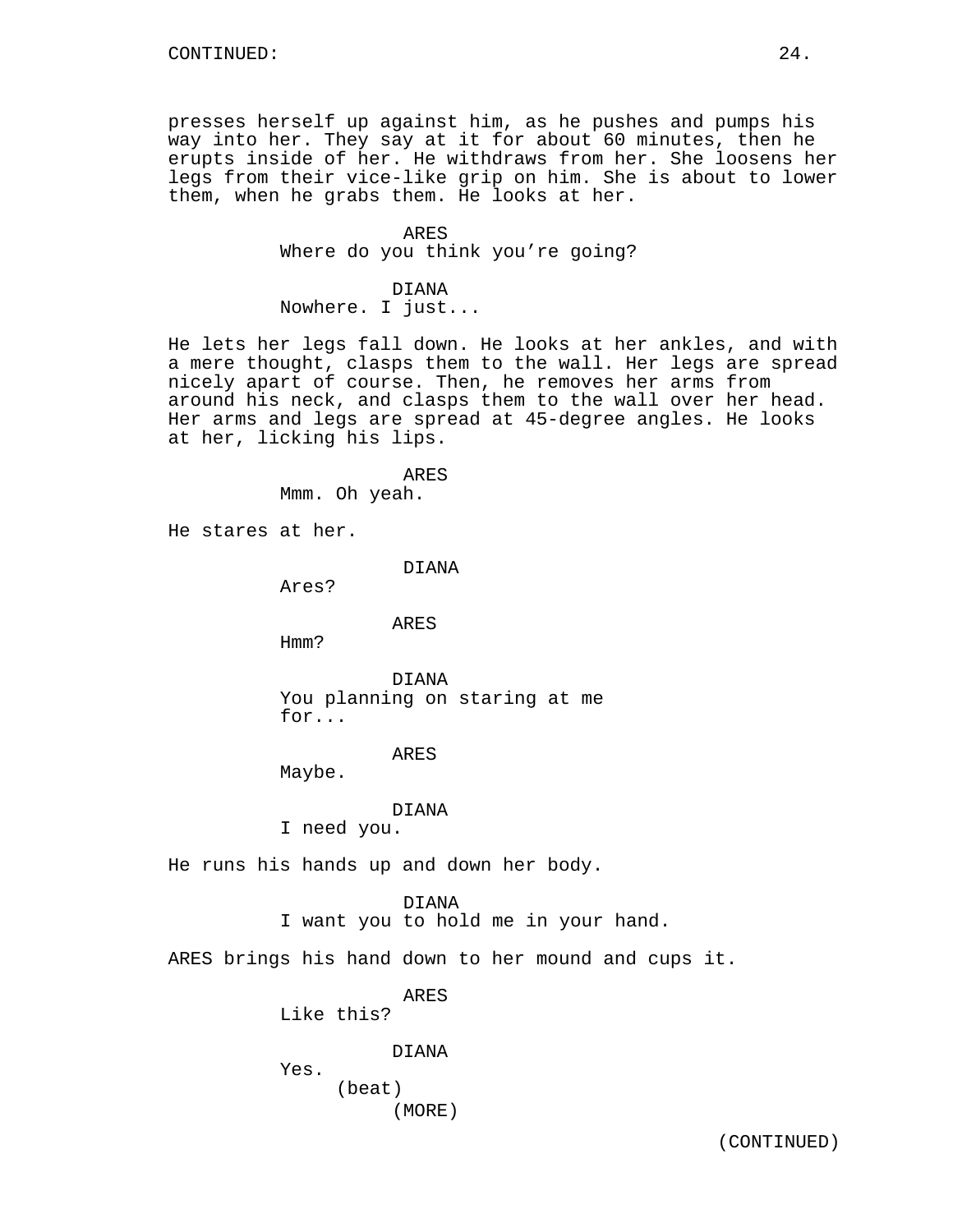CONTINUED:

presses herself up against him, as he pushes and pumps his way into her. They say at it for about 60 minutes, then he erupts inside of her. He withdraws from her. She loosens her legs from their vice-like grip on him. She is about to lower them, when he grabs them. He looks at her.

ARES
Where do you think you're going?

DIANA
Nowhere. I just...

He lets her legs fall down. He looks at her ankles, and with a mere thought, clasps them to the wall. Her legs are spread nicely apart of course. Then, he removes her arms from around his neck, and clasps them to the wall over her head. Her arms and legs are spread at 45-degree angles. He looks at her, licking his lips.

ARES
Mmm. Oh yeah.

He stares at her.

DIANA
Ares?

ARES
Hmm?

DIANA
You planning on staring at me for...

ARES
Maybe.

DIANA
I need you.

He runs his hands up and down her body.

DIANA
I want you to hold me in your hand.

ARES brings his hand down to her mound and cups it.

ARES
Like this?

DIANA
Yes.
(beat)
(MORE)

(CONTINUED)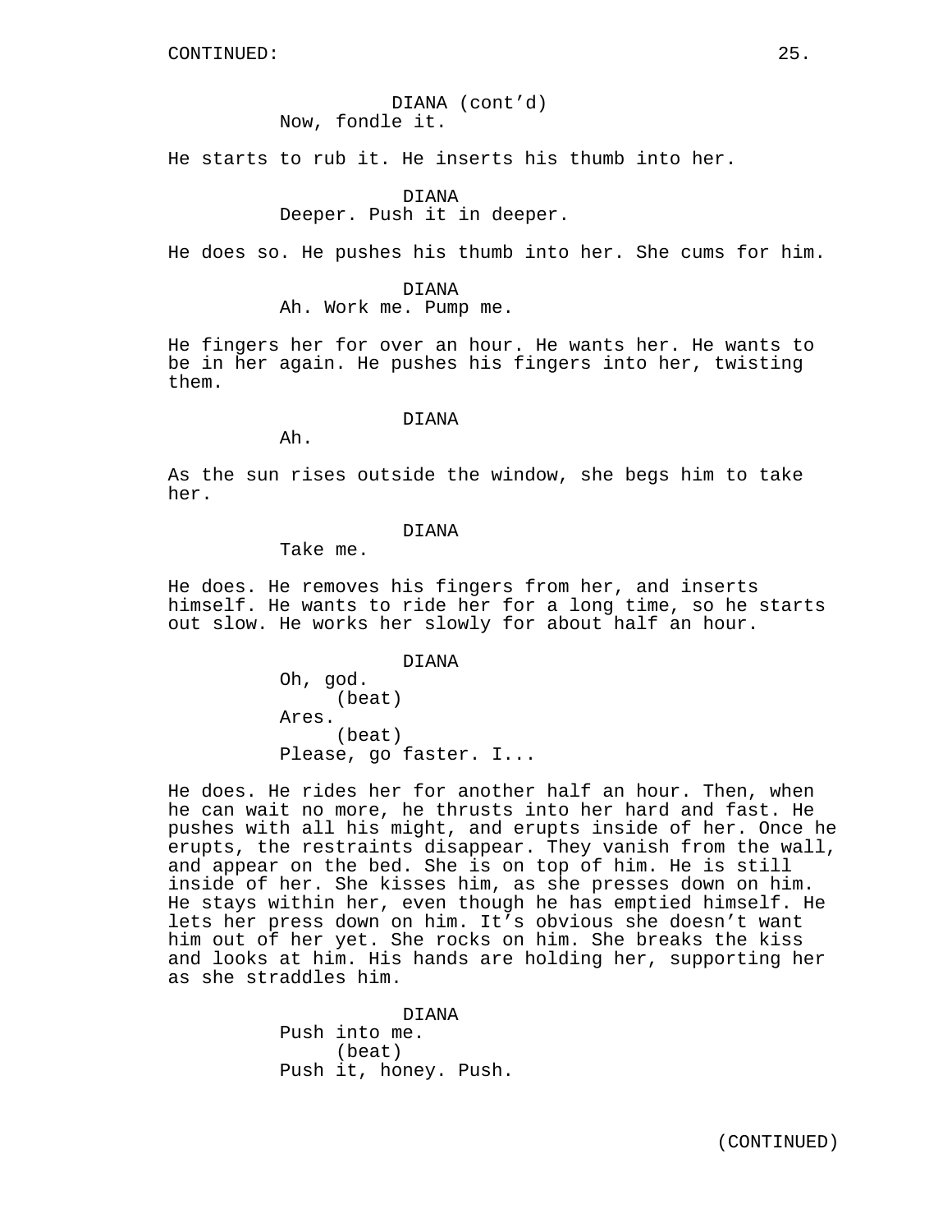DIANA (cont'd)
Now, fondle it.

He starts to rub it. He inserts his thumb into her.

DIANA
Deeper. Push it in deeper.

He does so. He pushes his thumb into her. She cums for him.

DIANA
Ah. Work me. Pump me.

He fingers her for over an hour. He wants her. He wants to be in her again. He pushes his fingers into her, twisting them.

DIANA
Ah.

As the sun rises outside the window, she begs him to take her.

DIANA
Take me.

He does. He removes his fingers from her, and inserts himself. He wants to ride her for a long time, so he starts out slow. He works her slowly for about half an hour.

DIANA
Oh, god.
(beat)
Ares.
(beat)
Please, go faster. I...

He does. He rides her for another half an hour. Then, when he can wait no more, he thrusts into her hard and fast. He pushes with all his might, and erupts inside of her. Once he erupts, the restraints disappear. They vanish from the wall, and appear on the bed. She is on top of him. He is still inside of her. She kisses him, as she presses down on him. He stays within her, even though he has emptied himself. He lets her press down on him. It's obvious she doesn't want him out of her yet. She rocks on him. She breaks the kiss and looks at him. His hands are holding her, supporting her as she straddles him.

DIANA
Push into me.
(beat)
Push it, honey. Push.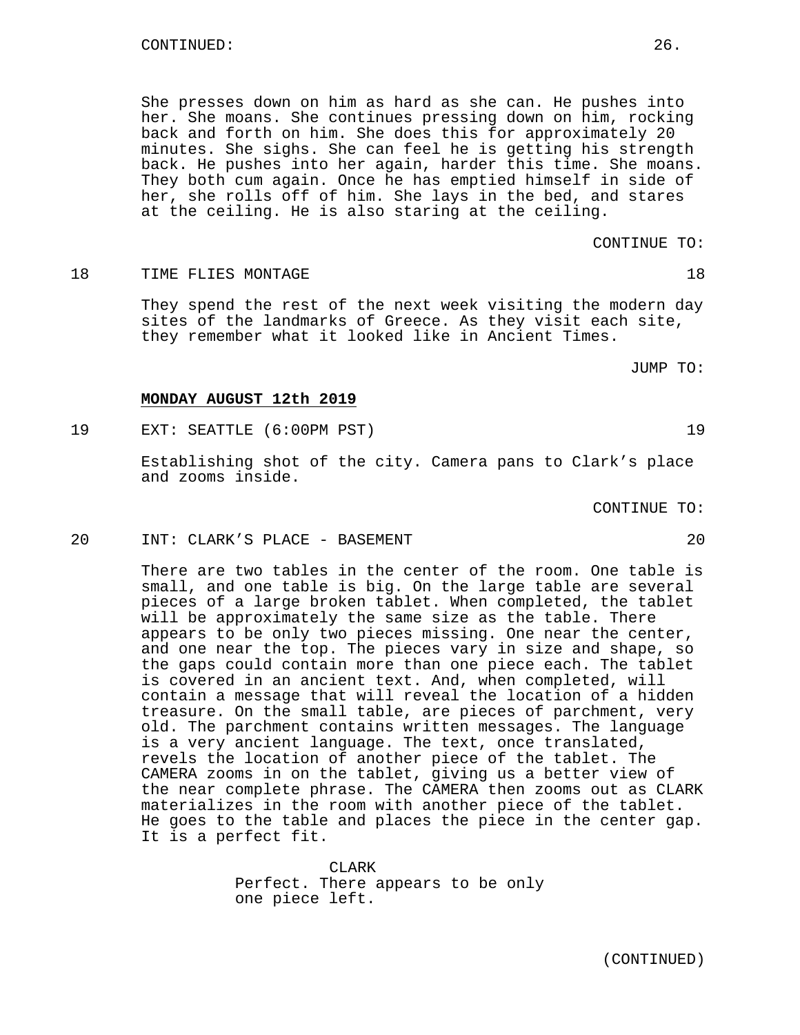CONTINUED:

She presses down on him as hard as she can. He pushes into her. She moans. She continues pressing down on him, rocking back and forth on him. She does this for approximately 20 minutes. She sighs. She can feel he is getting his strength back. He pushes into her again, harder this time. She moans. They both cum again. Once he has emptied himself in side of her, she rolls off of him. She lays in the bed, and stares at the ceiling. He is also staring at the ceiling.

CONTINUE TO:

18 TIME FLIES MONTAGE 18

They spend the rest of the next week visiting the modern day sites of the landmarks of Greece. As they visit each site, they remember what it looked like in Ancient Times.

JUMP TO:

**MONDAY AUGUST 12th 2019**

19 EXT: SEATTLE (6:00PM PST) 19

Establishing shot of the city. Camera pans to Clark's place and zooms inside.

CONTINUE TO:

20 INT: CLARK'S PLACE - BASEMENT 20

There are two tables in the center of the room. One table is small, and one table is big. On the large table are several pieces of a large broken tablet. When completed, the tablet will be approximately the same size as the table. There appears to be only two pieces missing. One near the center, and one near the top. The pieces vary in size and shape, so the gaps could contain more than one piece each. The tablet is covered in an ancient text. And, when completed, will contain a message that will reveal the location of a hidden treasure. On the small table, are pieces of parchment, very old. The parchment contains written messages. The language is a very ancient language. The text, once translated, revels the location of another piece of the tablet. The CAMERA zooms in on the tablet, giving us a better view of the near complete phrase. The CAMERA then zooms out as CLARK materializes in the room with another piece of the tablet. He goes to the table and places the piece in the center gap. It is a perfect fit.

CLARK
Perfect. There appears to be only one piece left.

(CONTINUED)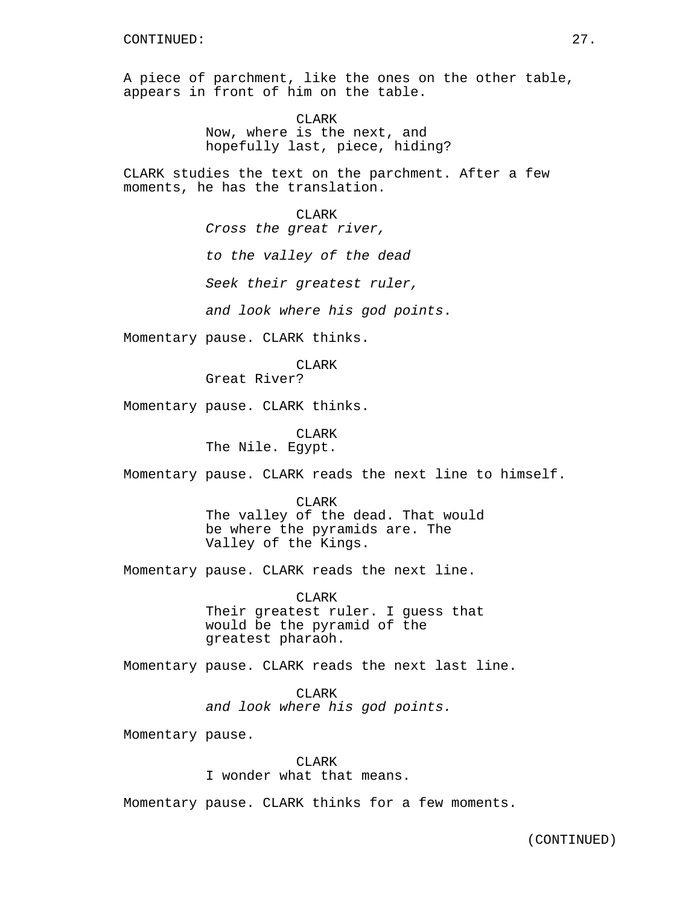CONTINUED:

A piece of parchment, like the ones on the other table, appears in front of him on the table.

CLARK
Now, where is the next, and hopefully last, piece, hiding?

CLARK studies the text on the parchment. After a few moments, he has the translation.

CLARK
*Cross the great river,*

*to the valley of the dead*

*Seek their greatest ruler,*

*and look where his god points*.

Momentary pause. CLARK thinks.

CLARK
Great River?

Momentary pause. CLARK thinks.

CLARK
The Nile. Egypt.

Momentary pause. CLARK reads the next line to himself.

CLARK
The valley of the dead. That would be where the pyramids are. The Valley of the Kings.

Momentary pause. CLARK reads the next line.

CLARK
Their greatest ruler. I guess that would be the pyramid of the greatest pharaoh.

Momentary pause. CLARK reads the next last line.

CLARK
*and look where his god points.*

Momentary pause.

CLARK
I wonder what that means.

Momentary pause. CLARK thinks for a few moments.

(CONTINUED)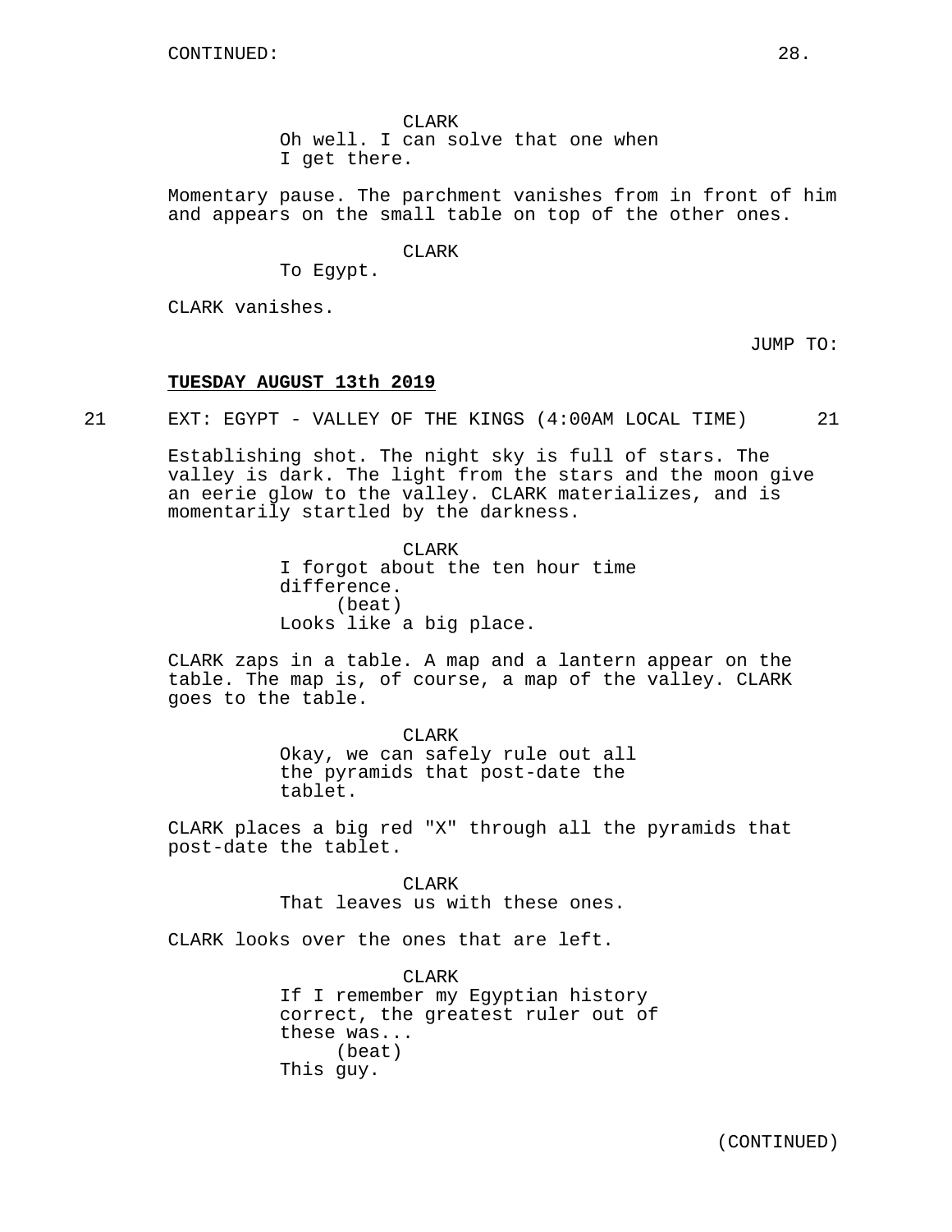CLARK

Oh well. I can solve that one when I get there.

Momentary pause. The parchment vanishes from in front of him and appears on the small table on top of the other ones.

CLARK

To Egypt.

CLARK vanishes.

JUMP TO:

**TUESDAY AUGUST 13th 2019**

21 EXT: EGYPT - VALLEY OF THE KINGS (4:00AM LOCAL TIME) 21

Establishing shot. The night sky is full of stars. The valley is dark. The light from the stars and the moon give an eerie glow to the valley. CLARK materializes, and is momentarily startled by the darkness.

CLARK

I forgot about the ten hour time difference.

(beat)

Looks like a big place.

CLARK zaps in a table. A map and a lantern appear on the table. The map is, of course, a map of the valley. CLARK goes to the table.

CLARK

Okay, we can safely rule out all the pyramids that post-date the tablet.

CLARK places a big red "X" through all the pyramids that post-date the tablet.

CLARK

That leaves us with these ones.

CLARK looks over the ones that are left.

CLARK

If I remember my Egyptian history correct, the greatest ruler out of these was...

(beat)

This guy.

(CONTINUED)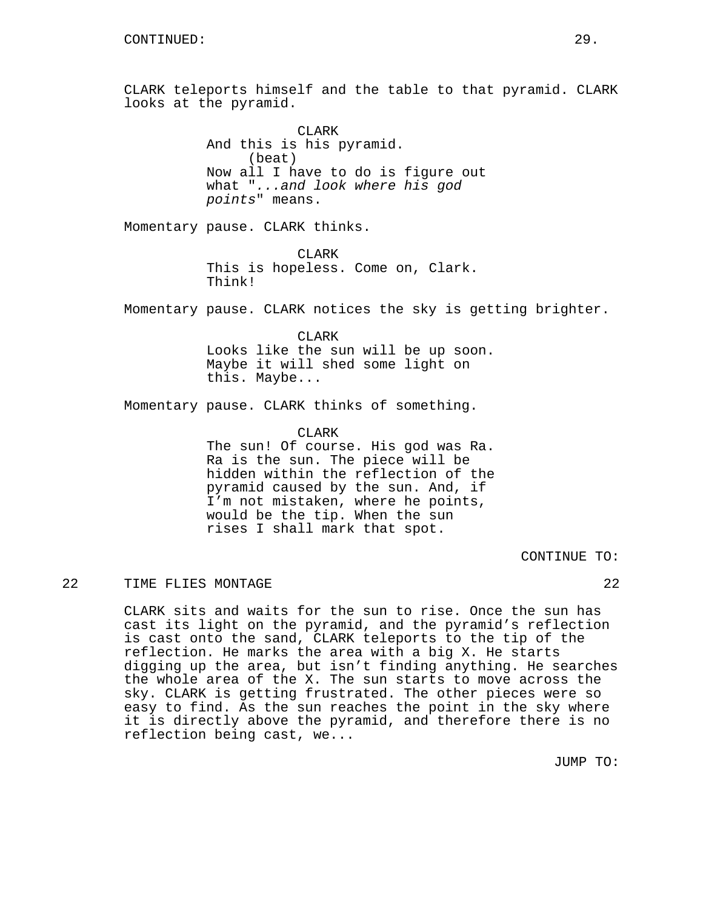CONTINUED:

CLARK teleports himself and the table to that pyramid. CLARK looks at the pyramid.

CLARK
And this is his pyramid.
(beat)
Now all I have to do is figure out what "*...and look where his god points*" means.

Momentary pause. CLARK thinks.

CLARK
This is hopeless. Come on, Clark. Think!

Momentary pause. CLARK notices the sky is getting brighter.

CLARK
Looks like the sun will be up soon. Maybe it will shed some light on this. Maybe...

Momentary pause. CLARK thinks of something.

CLARK
The sun! Of course. His god was Ra. Ra is the sun. The piece will be hidden within the reflection of the pyramid caused by the sun. And, if I'm not mistaken, where he points, would be the tip. When the sun rises I shall mark that spot.

CONTINUE TO:

22 TIME FLIES MONTAGE 22

CLARK sits and waits for the sun to rise. Once the sun has cast its light on the pyramid, and the pyramid's reflection is cast onto the sand, CLARK teleports to the tip of the reflection. He marks the area with a big X. He starts digging up the area, but isn't finding anything. He searches the whole area of the X. The sun starts to move across the sky. CLARK is getting frustrated. The other pieces were so easy to find. As the sun reaches the point in the sky where it is directly above the pyramid, and therefore there is no reflection being cast, we...

JUMP TO: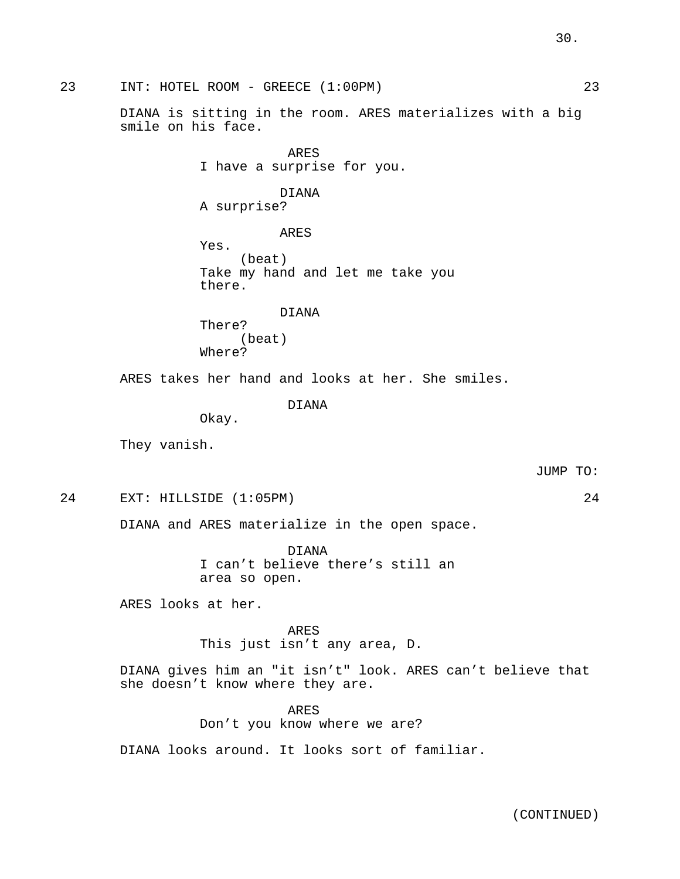23 INT: HOTEL ROOM - GREECE (1:00PM) 23

DIANA is sitting in the room. ARES materializes with a big smile on his face.

ARES
I have a surprise for you.

DIANA
A surprise?

ARES
Yes.
(beat)
Take my hand and let me take you there.

DIANA
There?
(beat)
Where?

ARES takes her hand and looks at her. She smiles.

DIANA
Okay.

They vanish.

JUMP TO:

24 EXT: HILLSIDE (1:05PM) 24

DIANA and ARES materialize in the open space.

DIANA
I can't believe there's still an area so open.

ARES looks at her.

ARES
This just isn't any area, D.

DIANA gives him an "it isn't" look. ARES can't believe that she doesn't know where they are.

ARES
Don't you know where we are?

DIANA looks around. It looks sort of familiar.

(CONTINUED)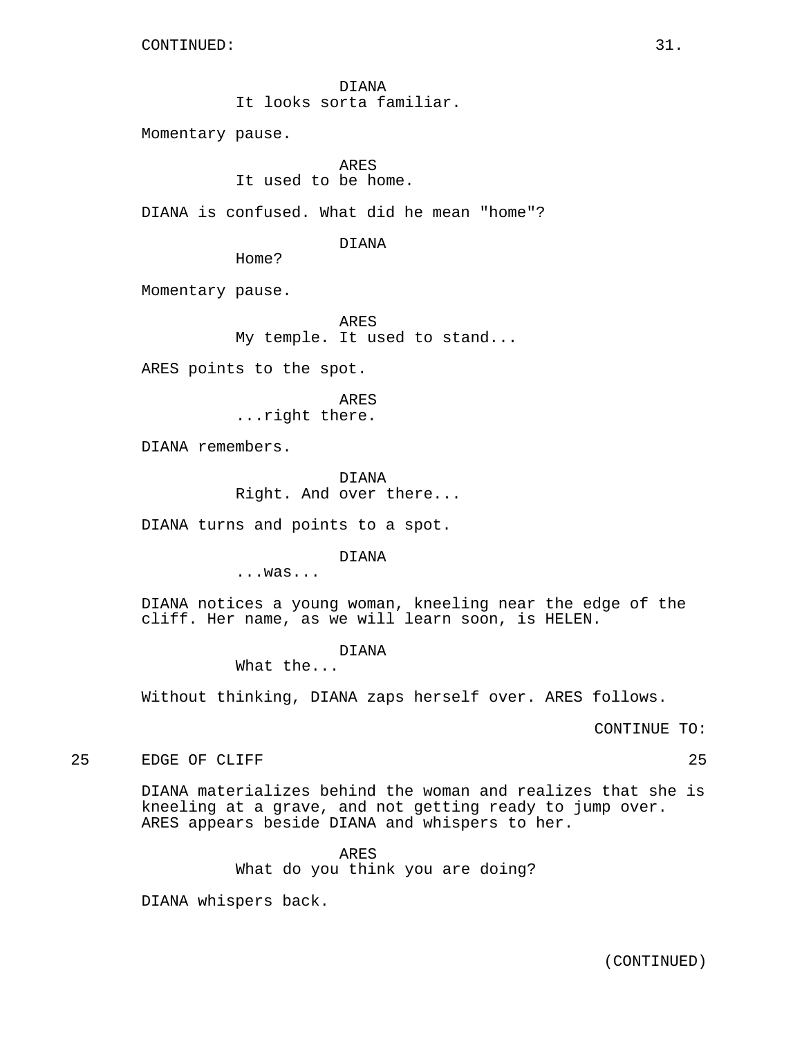DIANA
It looks sorta familiar.

Momentary pause.

ARES
It used to be home.

DIANA is confused. What did he mean "home"?

DIANA
Home?

Momentary pause.

ARES
My temple. It used to stand...

ARES points to the spot.

ARES
...right there.

DIANA remembers.

DIANA
Right. And over there...

DIANA turns and points to a spot.

DIANA
...was...

DIANA notices a young woman, kneeling near the edge of the cliff. Her name, as we will learn soon, is HELEN.

DIANA
What the...

Without thinking, DIANA zaps herself over. ARES follows.

CONTINUE TO:

25 EDGE OF CLIFF 25

DIANA materializes behind the woman and realizes that she is kneeling at a grave, and not getting ready to jump over. ARES appears beside DIANA and whispers to her.

ARES
What do you think you are doing?

DIANA whispers back.

(CONTINUED)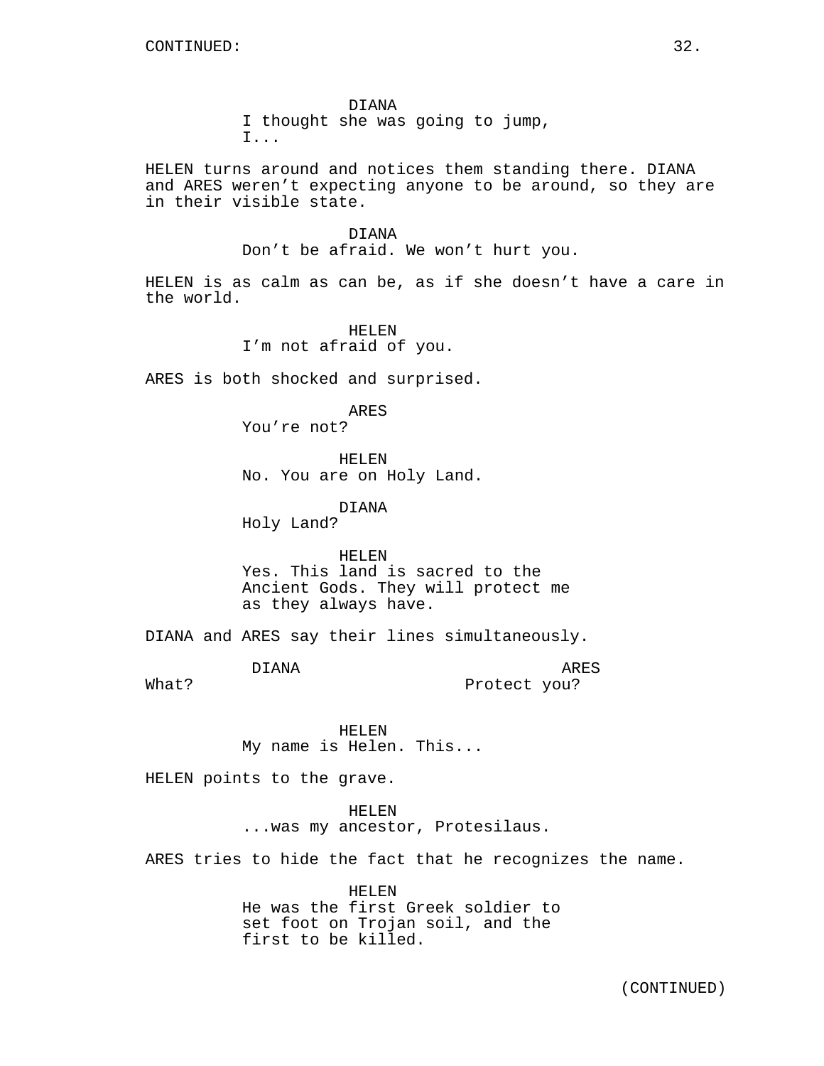CONTINUED:

DIANA
I thought she was going to jump, I...

HELEN turns around and notices them standing there. DIANA and ARES weren't expecting anyone to be around, so they are in their visible state.

DIANA
Don't be afraid. We won't hurt you.

HELEN is as calm as can be, as if she doesn't have a care in the world.

HELEN
I'm not afraid of you.

ARES is both shocked and surprised.

ARES
You're not?

HELEN
No. You are on Holy Land.

DIANA
Holy Land?

HELEN
Yes. This land is sacred to the Ancient Gods. They will protect me as they always have.

DIANA and ARES say their lines simultaneously.

DIANA
What?

ARES
Protect you?

HELEN
My name is Helen. This...

HELEN points to the grave.

HELEN
...was my ancestor, Protesilaus.

ARES tries to hide the fact that he recognizes the name.

HELEN
He was the first Greek soldier to set foot on Trojan soil, and the first to be killed.

(CONTINUED)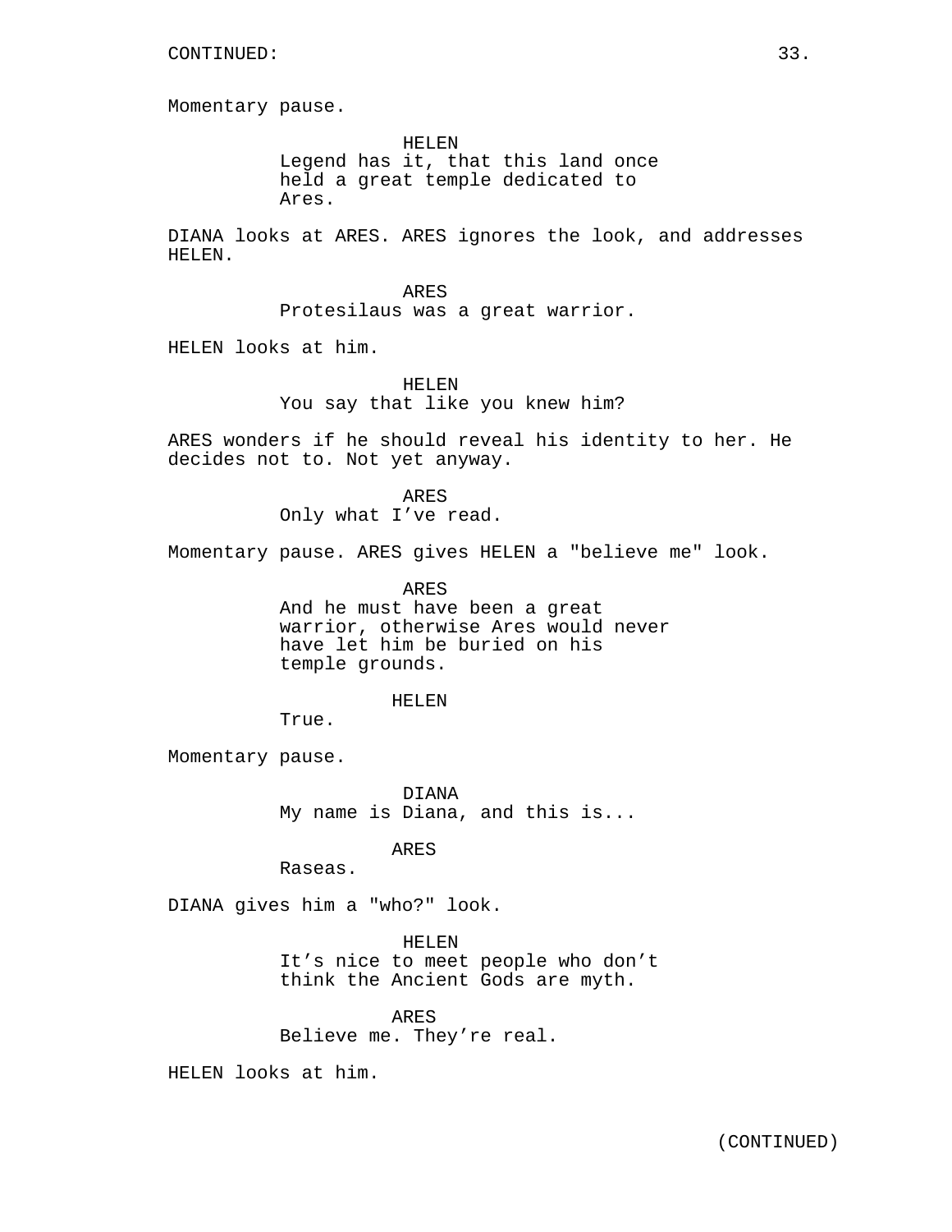CONTINUED:

Momentary pause.

HELEN
Legend has it, that this land once held a great temple dedicated to Ares.

DIANA looks at ARES. ARES ignores the look, and addresses HELEN.

ARES
Protesilaus was a great warrior.

HELEN looks at him.

HELEN
You say that like you knew him?

ARES wonders if he should reveal his identity to her. He decides not to. Not yet anyway.

ARES
Only what I've read.

Momentary pause. ARES gives HELEN a "believe me" look.

ARES
And he must have been a great warrior, otherwise Ares would never have let him be buried on his temple grounds.

HELEN
True.

Momentary pause.

DIANA
My name is Diana, and this is...

ARES
Raseas.

DIANA gives him a "who?" look.

HELEN
It's nice to meet people who don't think the Ancient Gods are myth.

ARES
Believe me. They're real.

HELEN looks at him.

(CONTINUED)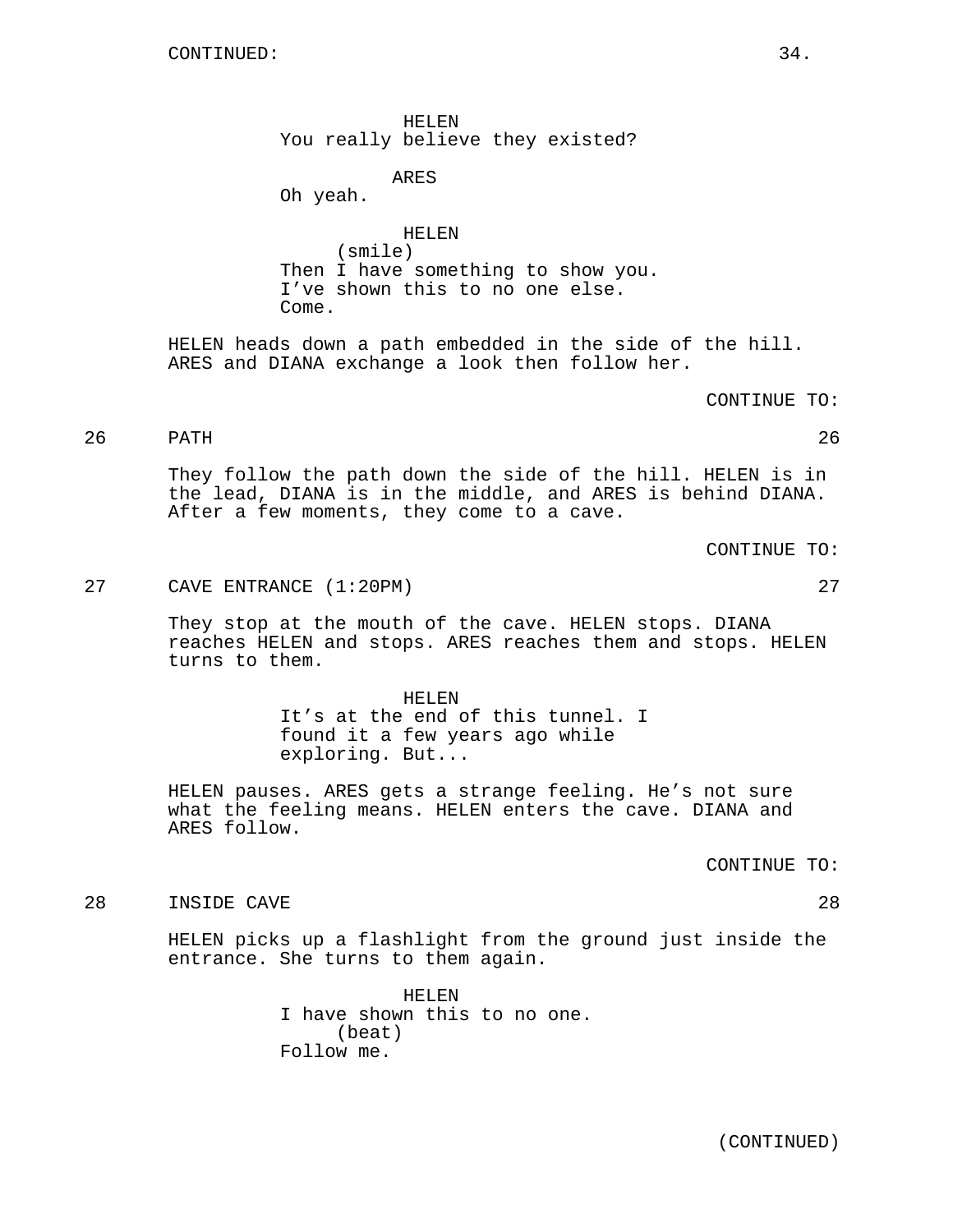HELEN
You really believe they existed?

ARES
Oh yeah.

HELEN
(smile)
Then I have something to show you.
I've shown this to no one else.
Come.

HELEN heads down a path embedded in the side of the hill. ARES and DIANA exchange a look then follow her.

CONTINUE TO:

26 PATH 26

They follow the path down the side of the hill. HELEN is in the lead, DIANA is in the middle, and ARES is behind DIANA. After a few moments, they come to a cave.

CONTINUE TO:

27 CAVE ENTRANCE (1:20PM) 27

They stop at the mouth of the cave. HELEN stops. DIANA reaches HELEN and stops. ARES reaches them and stops. HELEN turns to them.

HELEN
It's at the end of this tunnel. I found it a few years ago while exploring. But...

HELEN pauses. ARES gets a strange feeling. He's not sure what the feeling means. HELEN enters the cave. DIANA and ARES follow.

CONTINUE TO:

28 INSIDE CAVE 28

HELEN picks up a flashlight from the ground just inside the entrance. She turns to them again.

HELEN
I have shown this to no one.
(beat)
Follow me.

(CONTINUED)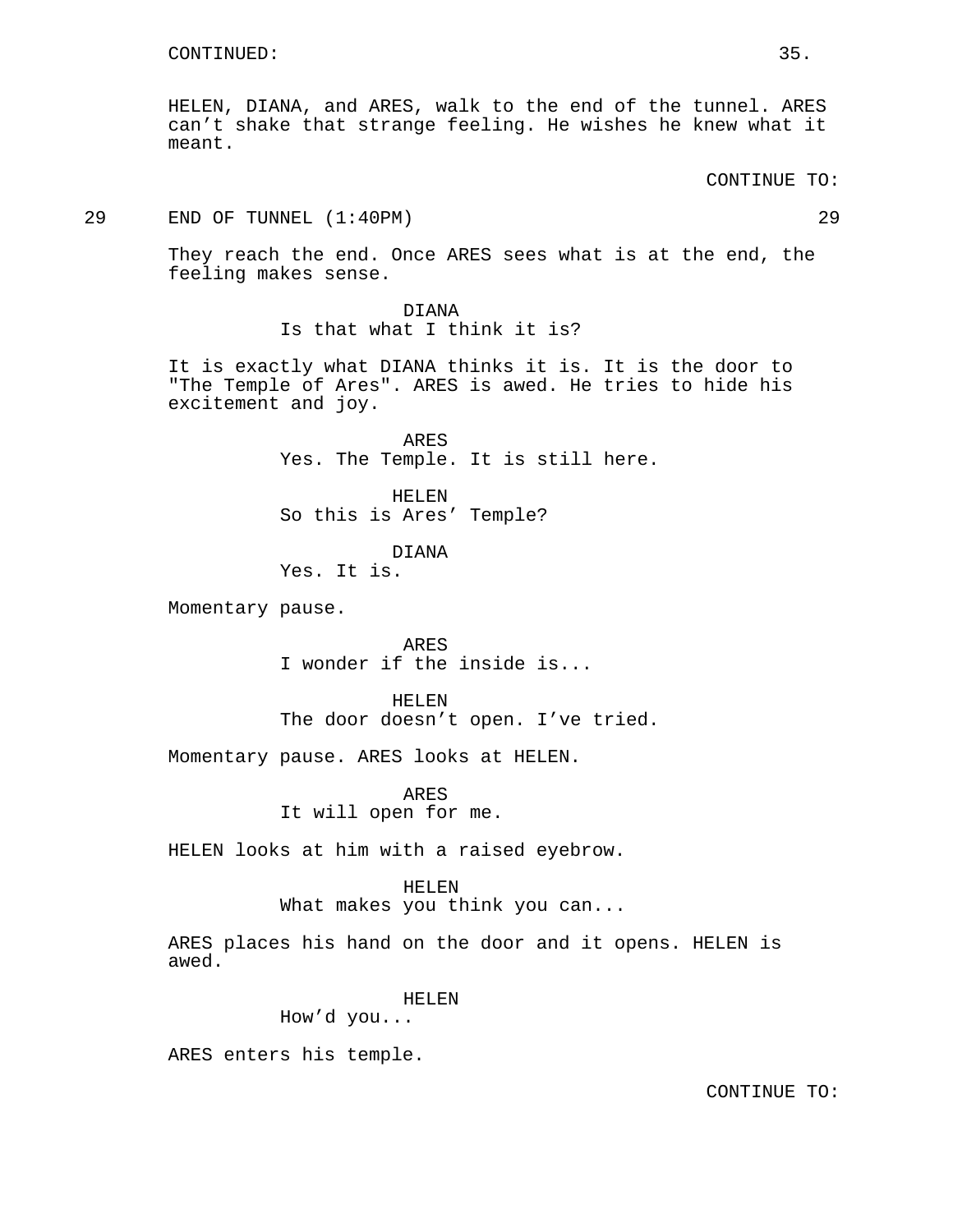CONTINUED:

HELEN, DIANA, and ARES, walk to the end of the tunnel. ARES can't shake that strange feeling. He wishes he knew what it meant.

CONTINUE TO:

29 END OF TUNNEL (1:40PM) 29

They reach the end. Once ARES sees what is at the end, the feeling makes sense.

DIANA
Is that what I think it is?

It is exactly what DIANA thinks it is. It is the door to "The Temple of Ares". ARES is awed. He tries to hide his excitement and joy.

ARES
Yes. The Temple. It is still here.

HELEN
So this is Ares' Temple?

DIANA
Yes. It is.

Momentary pause.

ARES
I wonder if the inside is...

HELEN
The door doesn't open. I've tried.

Momentary pause. ARES looks at HELEN.

ARES
It will open for me.

HELEN looks at him with a raised eyebrow.

HELEN
What makes you think you can...

ARES places his hand on the door and it opens. HELEN is awed.

HELEN
How'd you...

ARES enters his temple.

CONTINUE TO: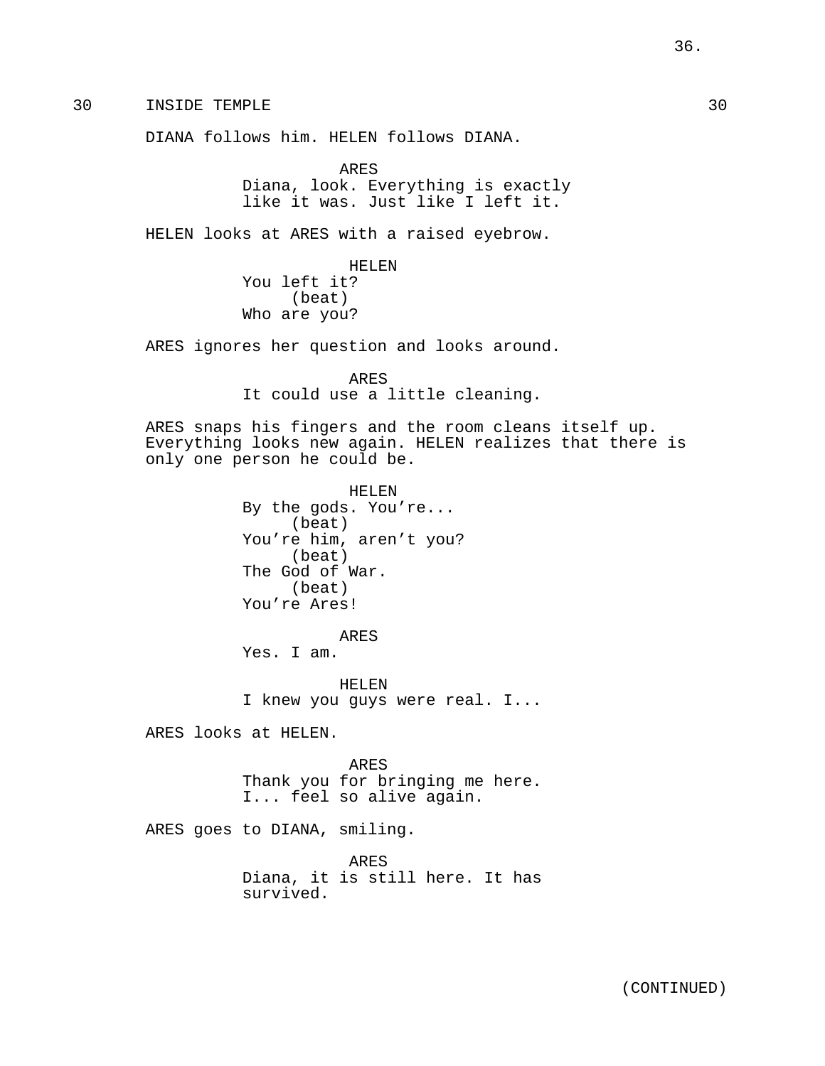30 INSIDE TEMPLE 30

DIANA follows him. HELEN follows DIANA.

ARES
Diana, look. Everything is exactly like it was. Just like I left it.

HELEN looks at ARES with a raised eyebrow.

HELEN
You left it?
(beat)
Who are you?

ARES ignores her question and looks around.

ARES
It could use a little cleaning.

ARES snaps his fingers and the room cleans itself up. Everything looks new again. HELEN realizes that there is only one person he could be.

HELEN
By the gods. You're...
(beat)
You're him, aren't you?
(beat)
The God of War.
(beat)
You're Ares!

ARES
Yes. I am.

HELEN
I knew you guys were real. I...

ARES looks at HELEN.

ARES
Thank you for bringing me here. I... feel so alive again.

ARES goes to DIANA, smiling.

ARES
Diana, it is still here. It has survived.

(CONTINUED)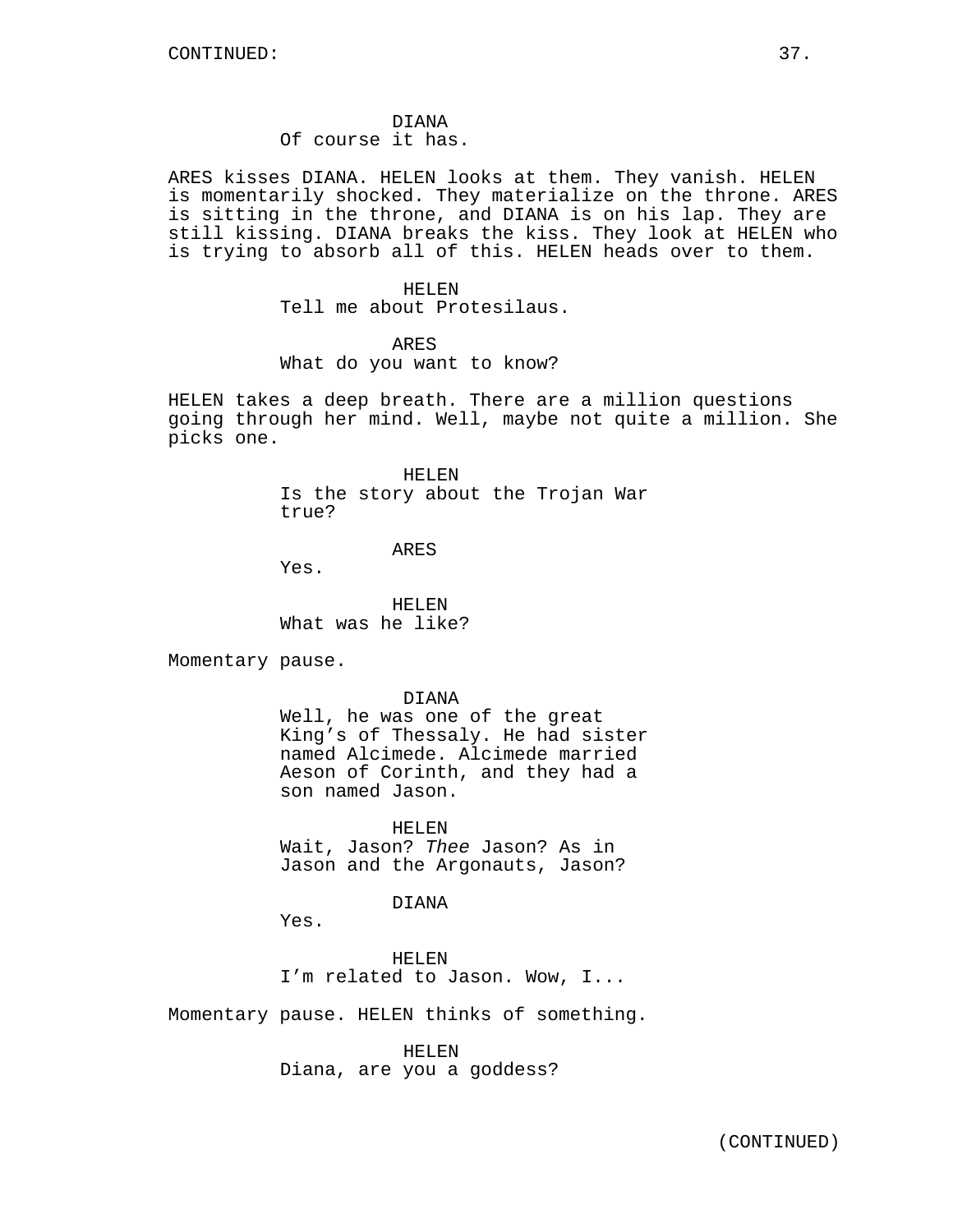DIANA
Of course it has.

ARES kisses DIANA. HELEN looks at them. They vanish. HELEN is momentarily shocked. They materialize on the throne. ARES is sitting in the throne, and DIANA is on his lap. They are still kissing. DIANA breaks the kiss. They look at HELEN who is trying to absorb all of this. HELEN heads over to them.

HELEN
Tell me about Protesilaus.

ARES
What do you want to know?

HELEN takes a deep breath. There are a million questions going through her mind. Well, maybe not quite a million. She picks one.

HELEN
Is the story about the Trojan War true?

ARES
Yes.

HELEN
What was he like?

Momentary pause.

DIANA
Well, he was one of the great King's of Thessaly. He had sister named Alcimede. Alcimede married Aeson of Corinth, and they had a son named Jason.

HELEN
Wait, Jason? *Thee* Jason? As in Jason and the Argonauts, Jason?

DIANA
Yes.

HELEN
I'm related to Jason. Wow, I...

Momentary pause. HELEN thinks of something.

HELEN
Diana, are you a goddess?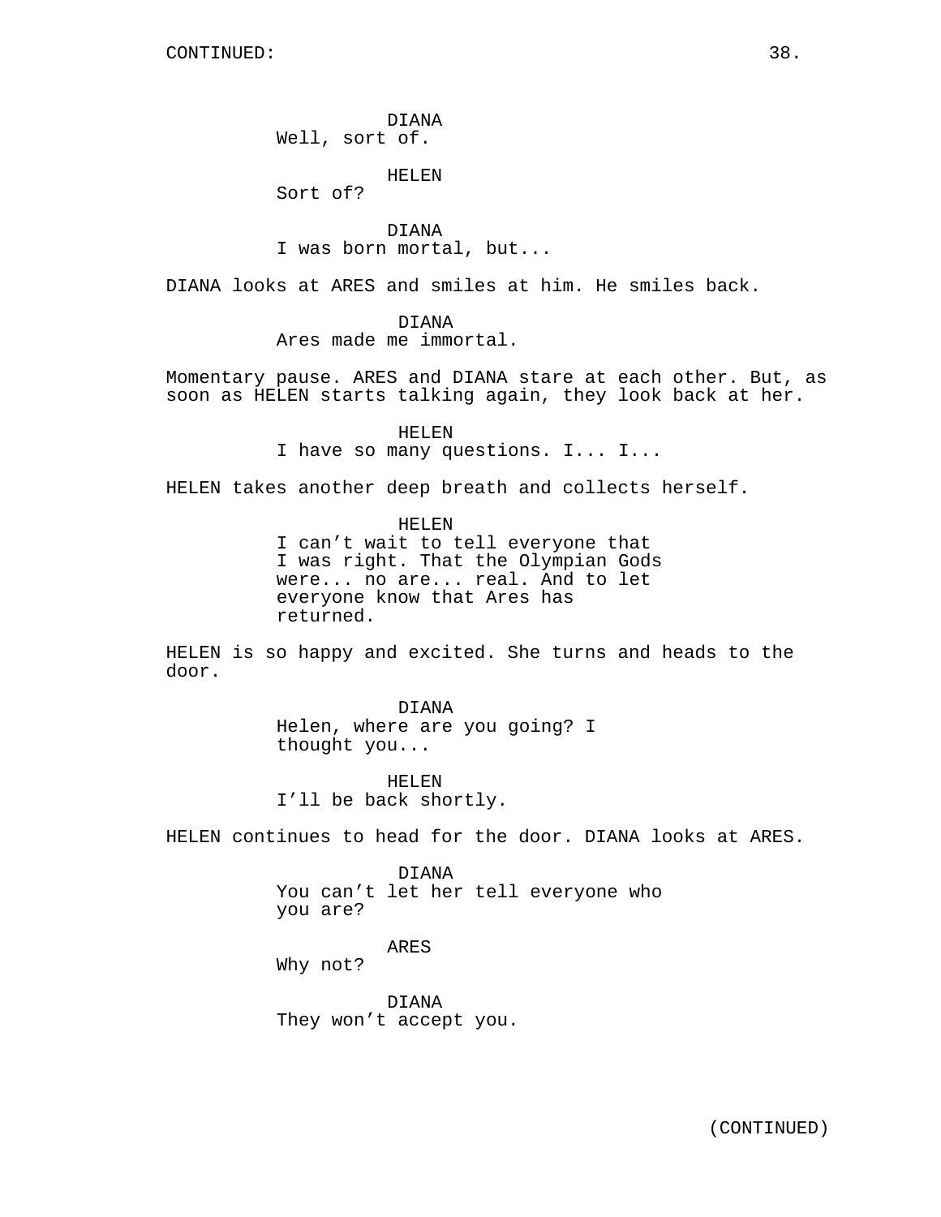CONTINUED:

DIANA
Well, sort of.

HELEN
Sort of?

DIANA
I was born mortal, but...

DIANA looks at ARES and smiles at him. He smiles back.

DIANA
Ares made me immortal.

Momentary pause. ARES and DIANA stare at each other. But, as soon as HELEN starts talking again, they look back at her.

HELEN
I have so many questions. I... I...

HELEN takes another deep breath and collects herself.

HELEN
I can't wait to tell everyone that I was right. That the Olympian Gods were... no are... real. And to let everyone know that Ares has returned.

HELEN is so happy and excited. She turns and heads to the door.

DIANA
Helen, where are you going? I thought you...

HELEN
I'll be back shortly.

HELEN continues to head for the door. DIANA looks at ARES.

DIANA
You can't let her tell everyone who you are?

ARES
Why not?

DIANA
They won't accept you.

(CONTINUED)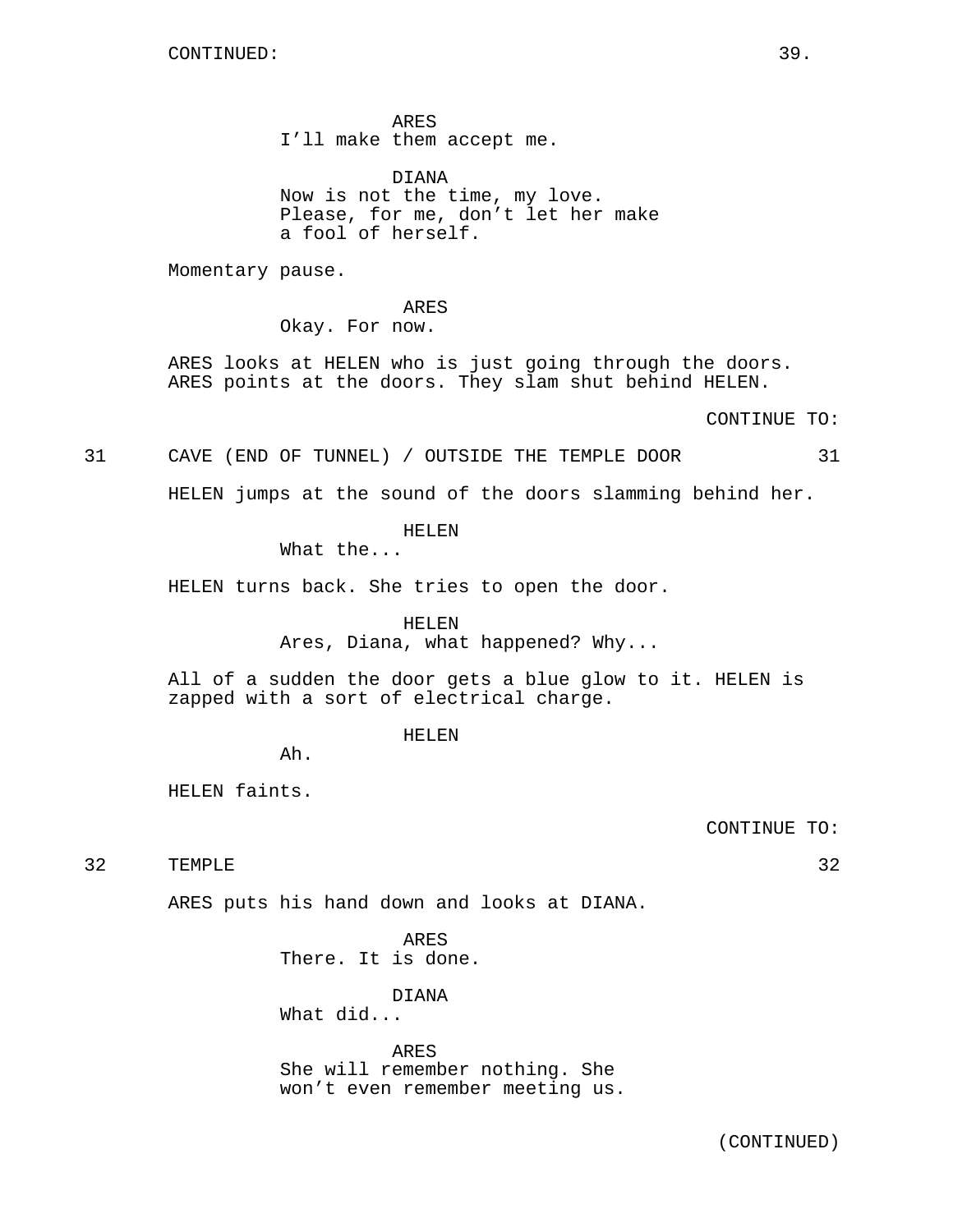CONTINUED:

ARES
I'll make them accept me.

DIANA
Now is not the time, my love.
Please, for me, don't let her make
a fool of herself.

Momentary pause.

ARES
Okay. For now.

ARES looks at HELEN who is just going through the doors.
ARES points at the doors. They slam shut behind HELEN.

CONTINUE TO:

31 CAVE (END OF TUNNEL) / OUTSIDE THE TEMPLE DOOR 31

HELEN jumps at the sound of the doors slamming behind her.

HELEN
What the...

HELEN turns back. She tries to open the door.

HELEN
Ares, Diana, what happened? Why...

All of a sudden the door gets a blue glow to it. HELEN is
zapped with a sort of electrical charge.

HELEN
Ah.

HELEN faints.

CONTINUE TO:

32 TEMPLE 32

ARES puts his hand down and looks at DIANA.

ARES
There. It is done.

DIANA
What did...

ARES
She will remember nothing. She
won't even remember meeting us.

(CONTINUED)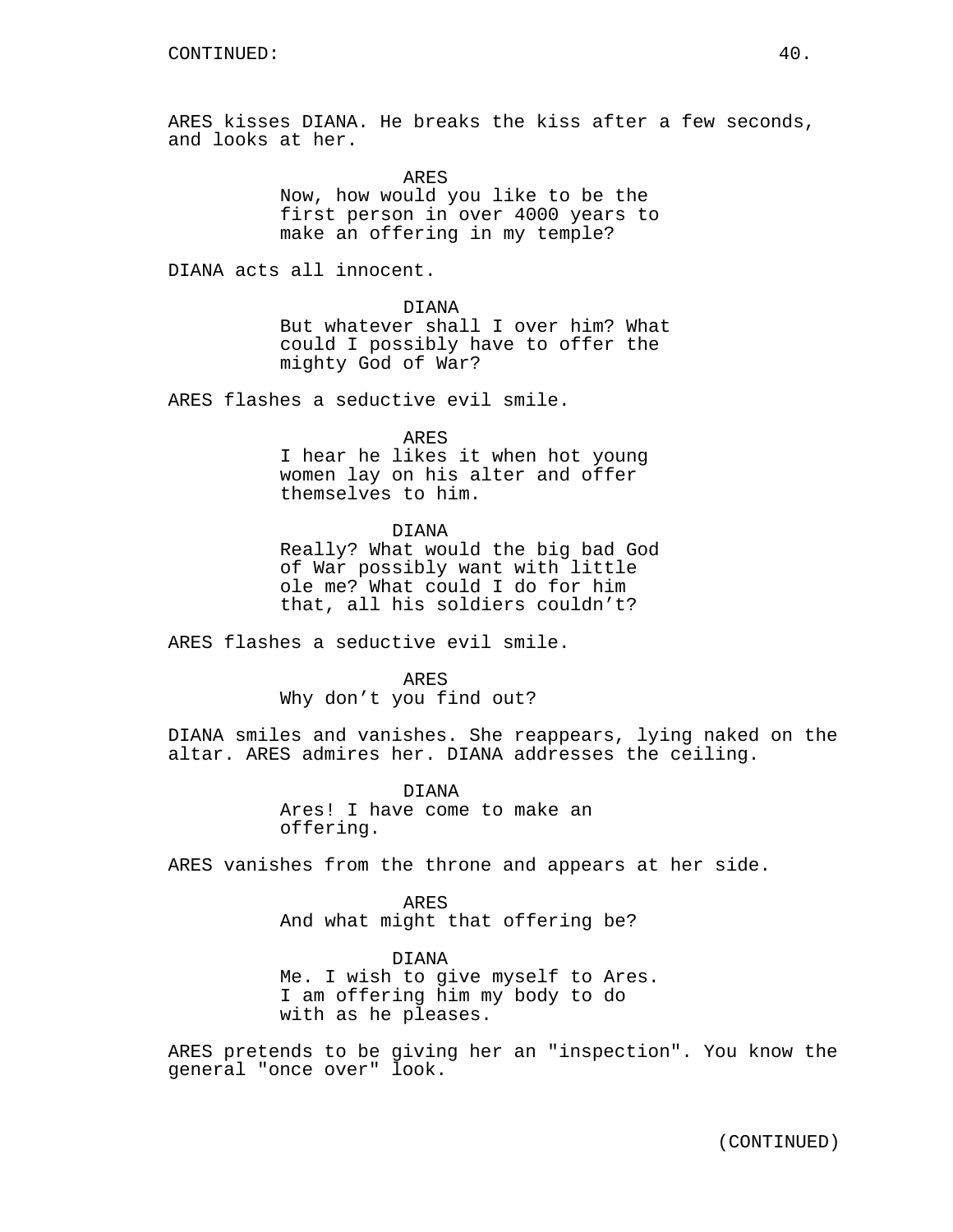ARES kisses DIANA. He breaks the kiss after a few seconds, and looks at her.

ARES
Now, how would you like to be the first person in over 4000 years to make an offering in my temple?

DIANA acts all innocent.

DIANA
But whatever shall I over him? What could I possibly have to offer the mighty God of War?

ARES flashes a seductive evil smile.

ARES
I hear he likes it when hot young women lay on his alter and offer themselves to him.

DIANA
Really? What would the big bad God of War possibly want with little ole me? What could I do for him that, all his soldiers couldn't?

ARES flashes a seductive evil smile.

ARES
Why don't you find out?

DIANA smiles and vanishes. She reappears, lying naked on the altar. ARES admires her. DIANA addresses the ceiling.

DIANA
Ares! I have come to make an offering.

ARES vanishes from the throne and appears at her side.

ARES
And what might that offering be?

DIANA
Me. I wish to give myself to Ares. I am offering him my body to do with as he pleases.

ARES pretends to be giving her an "inspection". You know the general "once over" look.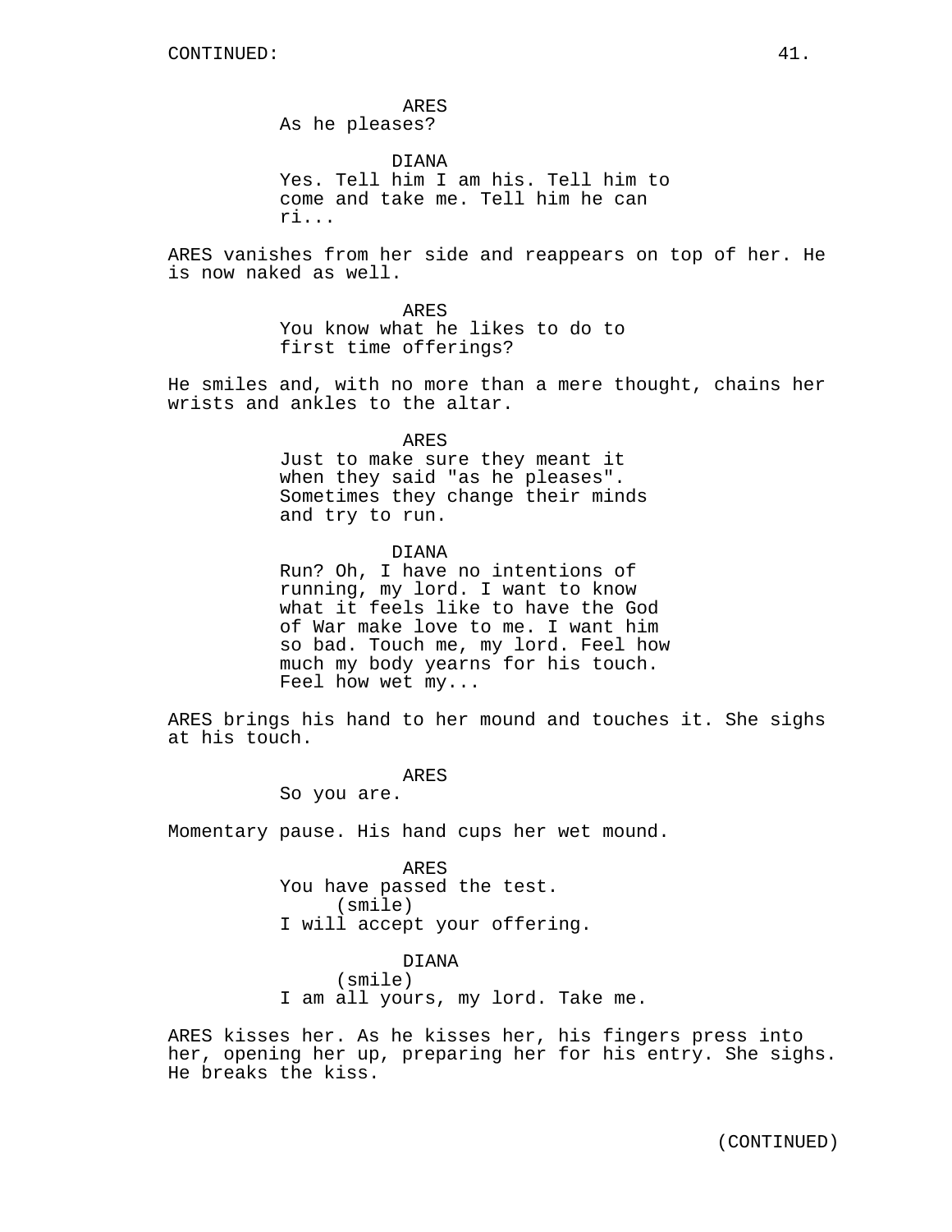ARES
As he pleases?

DIANA
Yes. Tell him I am his. Tell him to come and take me. Tell him he can ri...

ARES vanishes from her side and reappears on top of her. He is now naked as well.

ARES
You know what he likes to do to first time offerings?

He smiles and, with no more than a mere thought, chains her wrists and ankles to the altar.

ARES
Just to make sure they meant it when they said "as he pleases". Sometimes they change their minds and try to run.

DIANA
Run? Oh, I have no intentions of running, my lord. I want to know what it feels like to have the God of War make love to me. I want him so bad. Touch me, my lord. Feel how much my body yearns for his touch. Feel how wet my...

ARES brings his hand to her mound and touches it. She sighs at his touch.

ARES
So you are.

Momentary pause. His hand cups her wet mound.

ARES
You have passed the test.
(smile)
I will accept your offering.

DIANA
(smile)
I am all yours, my lord. Take me.

ARES kisses her. As he kisses her, his fingers press into her, opening her up, preparing her for his entry. She sighs. He breaks the kiss.

(CONTINUED)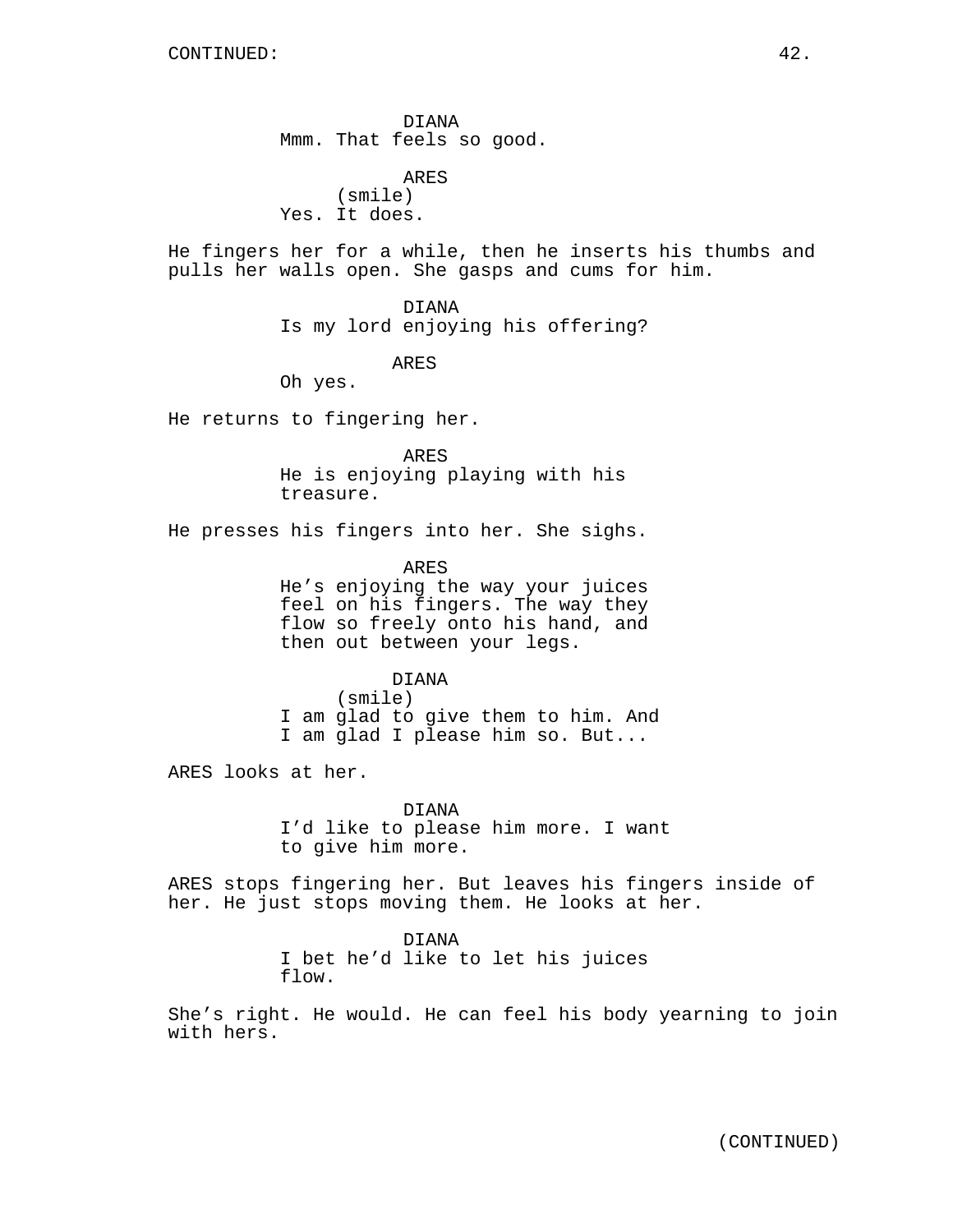DIANA
Mmm. That feels so good.

ARES
(smile)
Yes. It does.

He fingers her for a while, then he inserts his thumbs and pulls her walls open. She gasps and cums for him.

DIANA
Is my lord enjoying his offering?

ARES
Oh yes.

He returns to fingering her.

ARES
He is enjoying playing with his treasure.

He presses his fingers into her. She sighs.

ARES
He's enjoying the way your juices feel on his fingers. The way they flow so freely onto his hand, and then out between your legs.

DIANA
(smile)
I am glad to give them to him. And I am glad I please him so. But...

ARES looks at her.

DIANA
I'd like to please him more. I want to give him more.

ARES stops fingering her. But leaves his fingers inside of her. He just stops moving them. He looks at her.

DIANA
I bet he'd like to let his juices flow.

She's right. He would. He can feel his body yearning to join with hers.

(CONTINUED)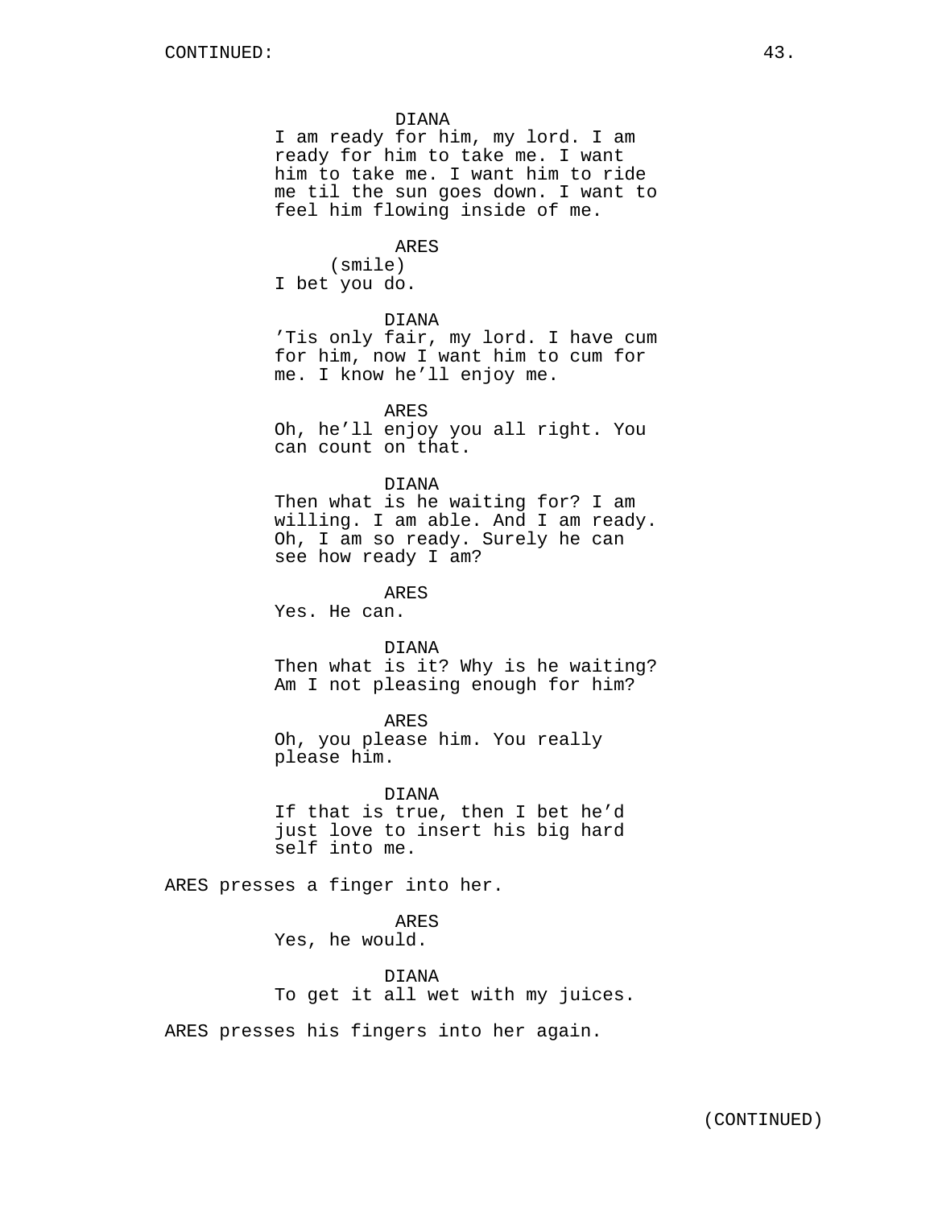DIANA
I am ready for him, my lord. I am ready for him to take me. I want him to take me. I want him to ride me til the sun goes down. I want to feel him flowing inside of me.

ARES
(smile)
I bet you do.

DIANA
’Tis only fair, my lord. I have cum for him, now I want him to cum for me. I know he’ll enjoy me.

ARES
Oh, he’ll enjoy you all right. You can count on that.

DIANA
Then what is he waiting for? I am willing. I am able. And I am ready. Oh, I am so ready. Surely he can see how ready I am?

ARES
Yes. He can.

DIANA
Then what is it? Why is he waiting? Am I not pleasing enough for him?

ARES
Oh, you please him. You really please him.

DIANA
If that is true, then I bet he’d just love to insert his big hard self into me.

ARES presses a finger into her.

ARES
Yes, he would.

DIANA
To get it all wet with my juices.

ARES presses his fingers into her again.

(CONTINUED)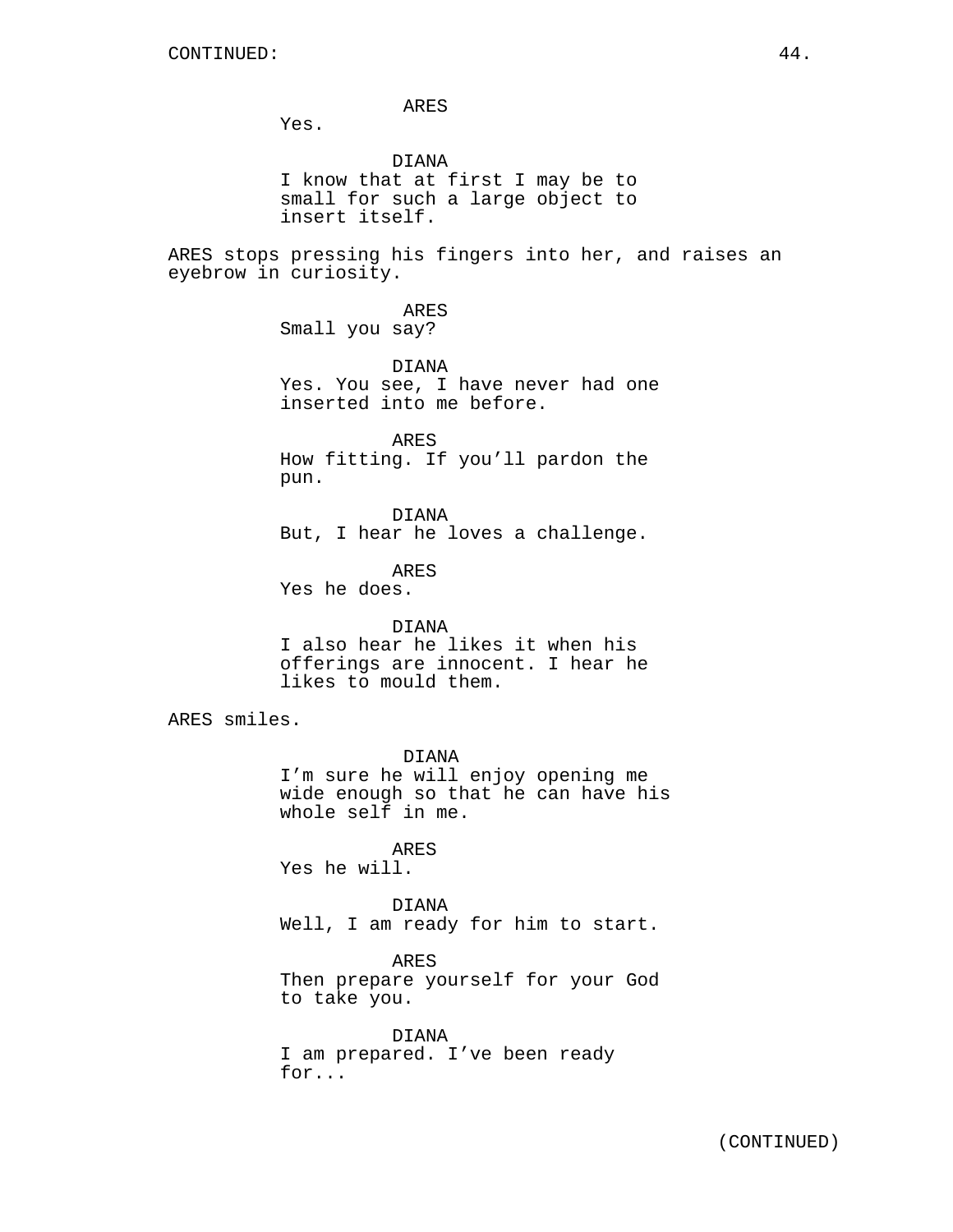ARES
Yes.

DIANA
I know that at first I may be to small for such a large object to insert itself.

ARES stops pressing his fingers into her, and raises an eyebrow in curiosity.

ARES
Small you say?

DIANA
Yes. You see, I have never had one inserted into me before.

ARES
How fitting. If you'll pardon the pun.

DIANA
But, I hear he loves a challenge.

ARES
Yes he does.

DIANA
I also hear he likes it when his offerings are innocent. I hear he likes to mould them.

ARES smiles.

DIANA
I'm sure he will enjoy opening me wide enough so that he can have his whole self in me.

ARES
Yes he will.

DIANA
Well, I am ready for him to start.

ARES
Then prepare yourself for your God to take you.

DIANA
I am prepared. I've been ready for...

(CONTINUED)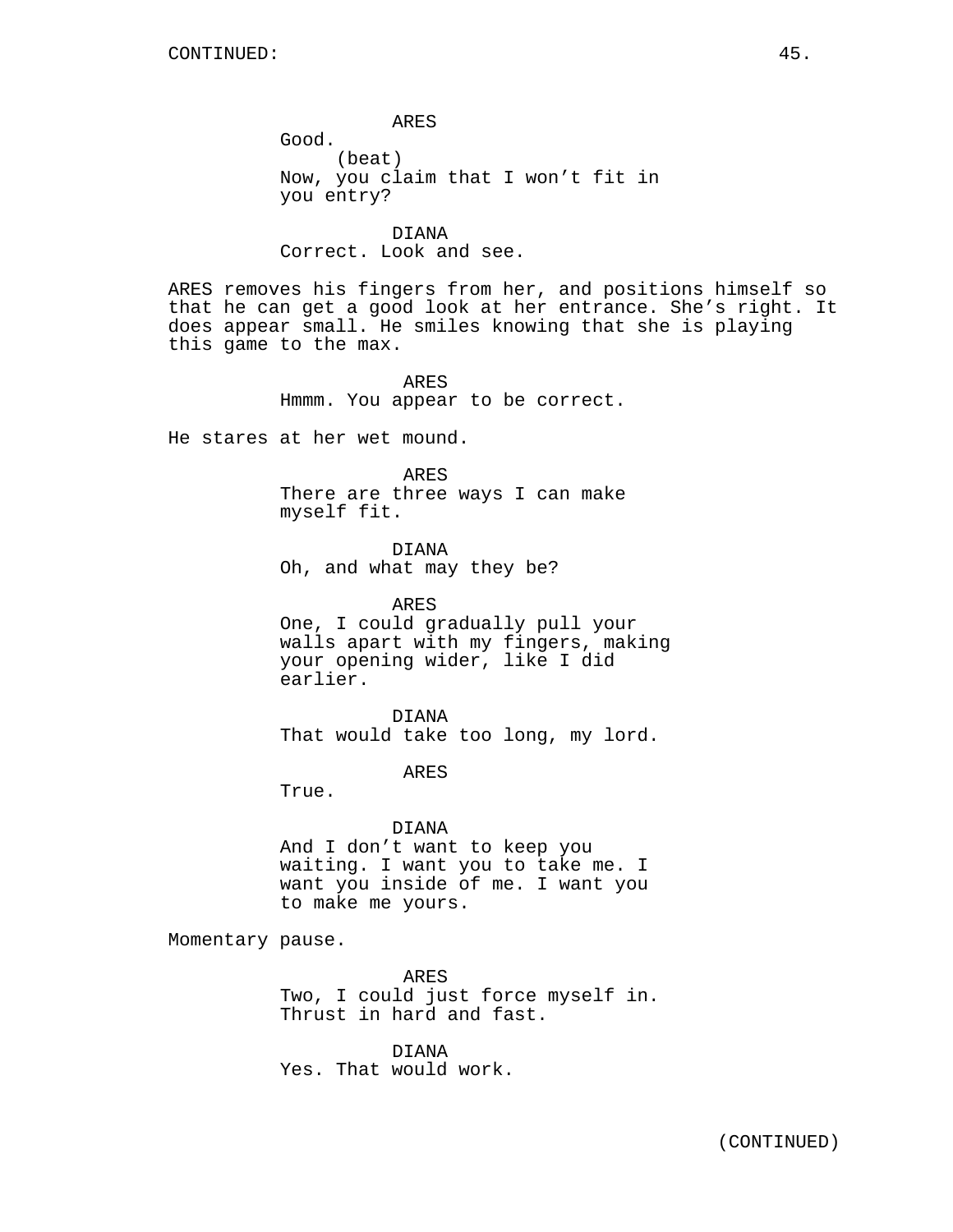ARES
Good.
(beat)
Now, you claim that I won't fit in you entry?

DIANA
Correct. Look and see.

ARES removes his fingers from her, and positions himself so that he can get a good look at her entrance. She's right. It does appear small. He smiles knowing that she is playing this game to the max.

ARES
Hmmm. You appear to be correct.

He stares at her wet mound.

ARES
There are three ways I can make myself fit.

DIANA
Oh, and what may they be?

ARES
One, I could gradually pull your walls apart with my fingers, making your opening wider, like I did earlier.

DIANA
That would take too long, my lord.

ARES
True.

DIANA
And I don't want to keep you waiting. I want you to take me. I want you inside of me. I want you to make me yours.

Momentary pause.

ARES
Two, I could just force myself in. Thrust in hard and fast.

DIANA
Yes. That would work.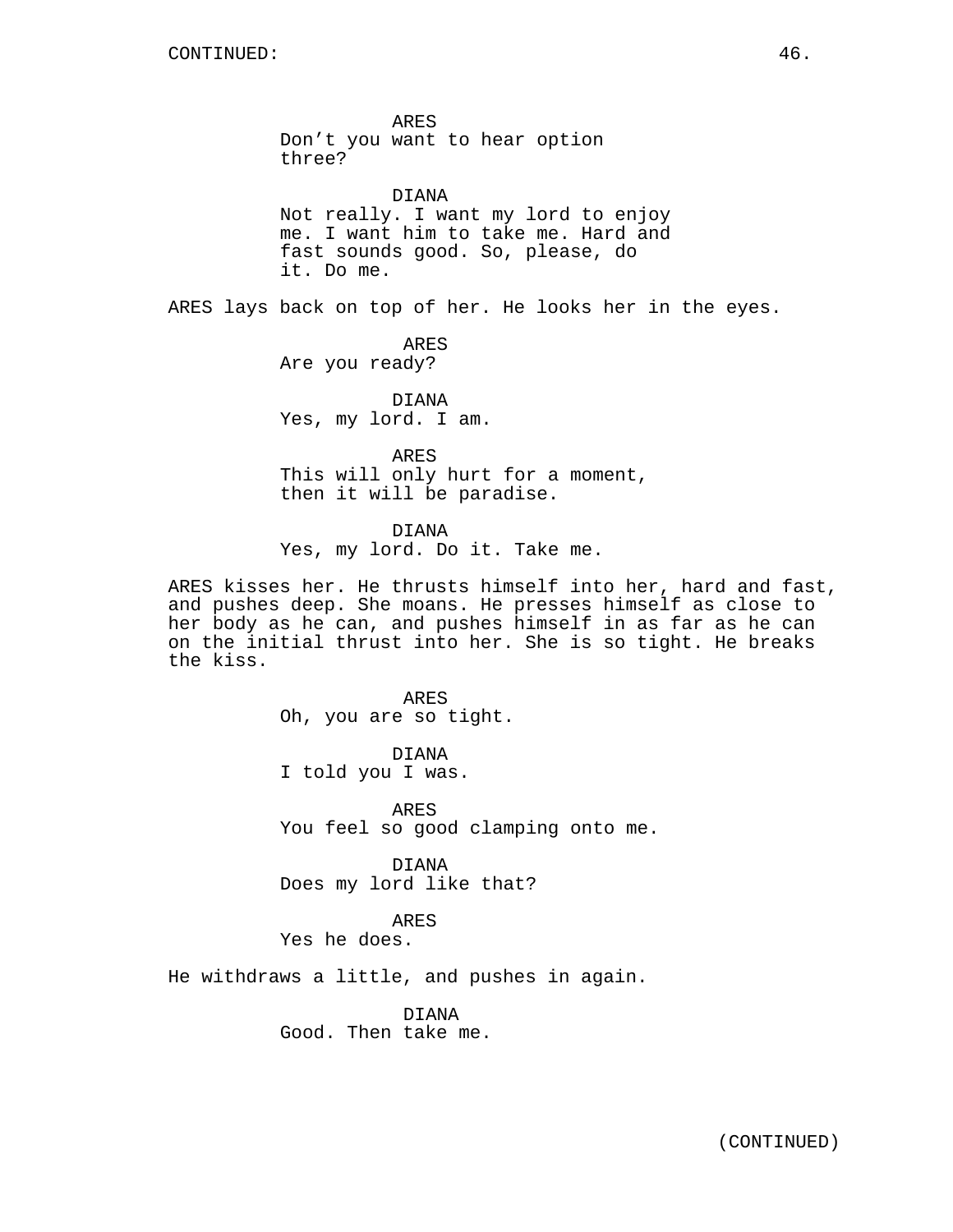ARES
Don't you want to hear option three?

DIANA
Not really. I want my lord to enjoy me. I want him to take me. Hard and fast sounds good. So, please, do it. Do me.

ARES lays back on top of her. He looks her in the eyes.

ARES
Are you ready?

DIANA
Yes, my lord. I am.

ARES
This will only hurt for a moment, then it will be paradise.

DIANA
Yes, my lord. Do it. Take me.

ARES kisses her. He thrusts himself into her, hard and fast, and pushes deep. She moans. He presses himself as close to her body as he can, and pushes himself in as far as he can on the initial thrust into her. She is so tight. He breaks the kiss.

ARES
Oh, you are so tight.

DIANA
I told you I was.

ARES
You feel so good clamping onto me.

DIANA
Does my lord like that?

ARES
Yes he does.

He withdraws a little, and pushes in again.

DIANA
Good. Then take me.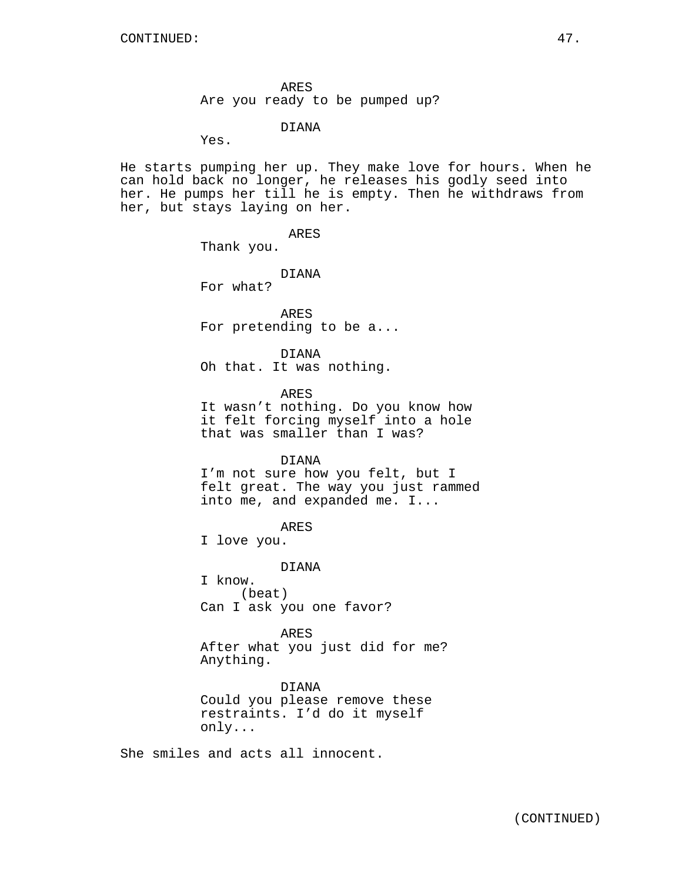ARES
Are you ready to be pumped up?

DIANA
Yes.

He starts pumping her up. They make love for hours. When he can hold back no longer, he releases his godly seed into her. He pumps her till he is empty. Then he withdraws from her, but stays laying on her.

ARES
Thank you.

DIANA
For what?

ARES
For pretending to be a...

DIANA
Oh that. It was nothing.

ARES
It wasn't nothing. Do you know how it felt forcing myself into a hole that was smaller than I was?

DIANA
I'm not sure how you felt, but I felt great. The way you just rammed into me, and expanded me. I...

ARES
I love you.

DIANA
I know.
(beat)
Can I ask you one favor?

ARES
After what you just did for me? Anything.

DIANA
Could you please remove these restraints. I'd do it myself only...

She smiles and acts all innocent.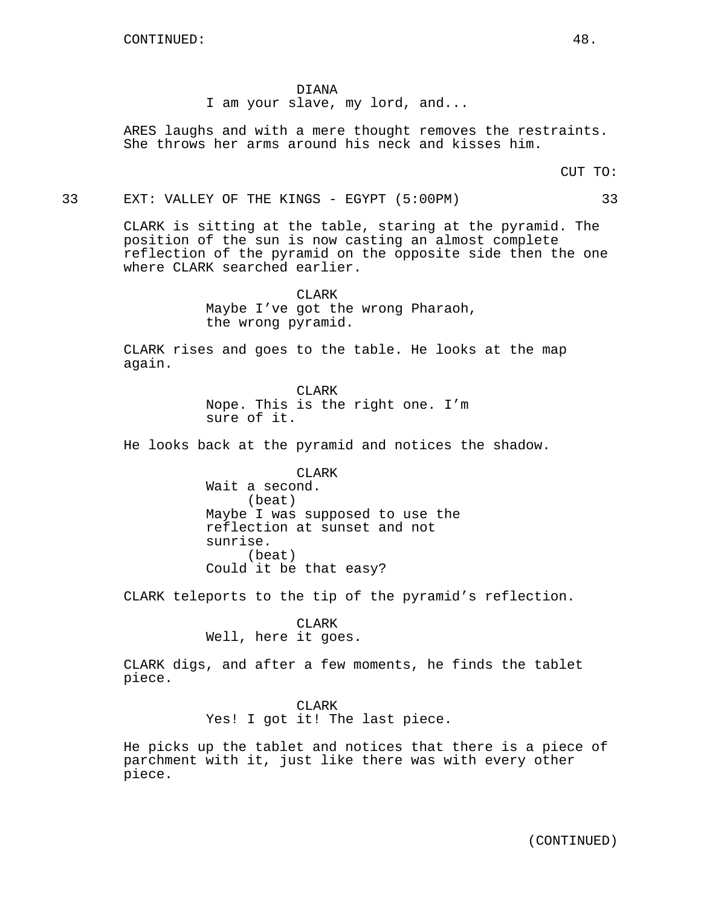CONTINUED:

DIANA
I am your slave, my lord, and...

ARES laughs and with a mere thought removes the restraints. She throws her arms around his neck and kisses him.

CUT TO:

33 EXT: VALLEY OF THE KINGS - EGYPT (5:00PM) 33

CLARK is sitting at the table, staring at the pyramid. The position of the sun is now casting an almost complete reflection of the pyramid on the opposite side then the one where CLARK searched earlier.

CLARK
Maybe I've got the wrong Pharaoh, the wrong pyramid.

CLARK rises and goes to the table. He looks at the map again.

CLARK
Nope. This is the right one. I'm sure of it.

He looks back at the pyramid and notices the shadow.

CLARK
Wait a second.
(beat)
Maybe I was supposed to use the reflection at sunset and not sunrise.
(beat)
Could it be that easy?

CLARK teleports to the tip of the pyramid's reflection.

CLARK
Well, here it goes.

CLARK digs, and after a few moments, he finds the tablet piece.

CLARK
Yes! I got it! The last piece.

He picks up the tablet and notices that there is a piece of parchment with it, just like there was with every other piece.

(CONTINUED)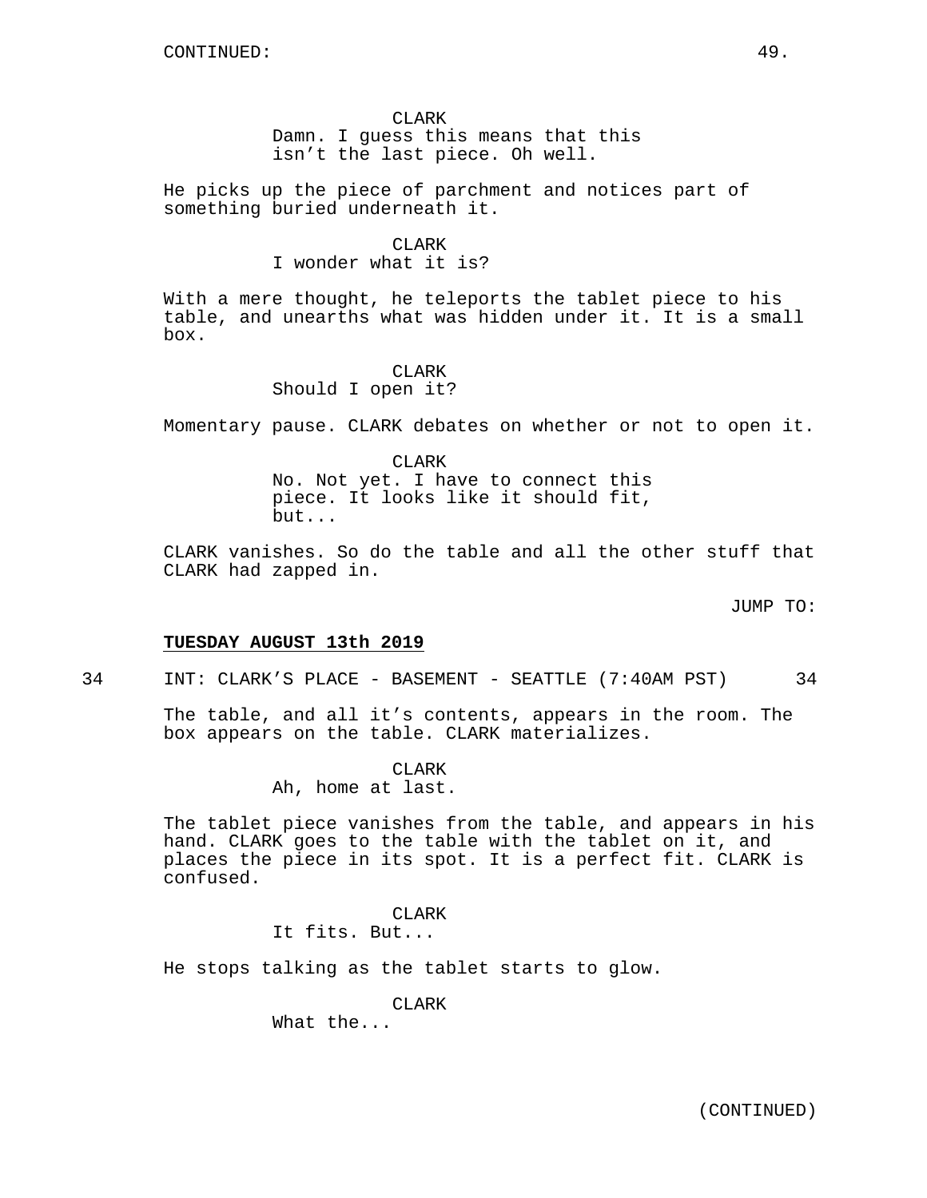CLARK
Damn. I guess this means that this isn’t the last piece. Oh well.

He picks up the piece of parchment and notices part of something buried underneath it.

CLARK
I wonder what it is?

With a mere thought, he teleports the tablet piece to his table, and unearths what was hidden under it. It is a small box.

CLARK
Should I open it?

Momentary pause. CLARK debates on whether or not to open it.

CLARK
No. Not yet. I have to connect this piece. It looks like it should fit, but...

CLARK vanishes. So do the table and all the other stuff that CLARK had zapped in.

JUMP TO:

**TUESDAY AUGUST 13th 2019**

34 INT: CLARK’S PLACE - BASEMENT - SEATTLE (7:40AM PST) 34

The table, and all it’s contents, appears in the room. The box appears on the table. CLARK materializes.

CLARK
Ah, home at last.

The tablet piece vanishes from the table, and appears in his hand. CLARK goes to the table with the tablet on it, and places the piece in its spot. It is a perfect fit. CLARK is confused.

CLARK
It fits. But...

He stops talking as the tablet starts to glow.

CLARK
What the...

(CONTINUED)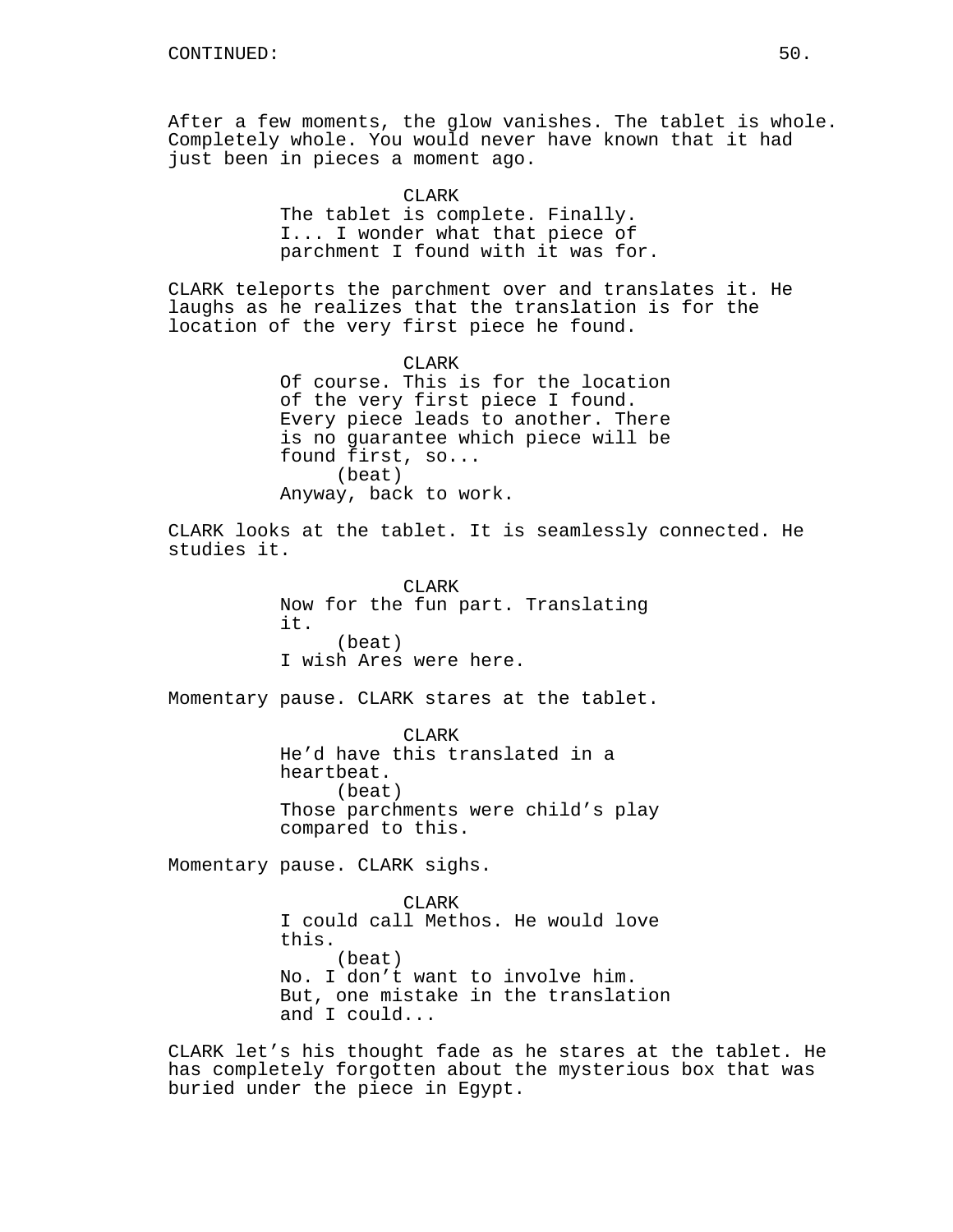CONTINUED:

After a few moments, the glow vanishes. The tablet is whole. Completely whole. You would never have known that it had just been in pieces a moment ago.

CLARK
The tablet is complete. Finally. I... I wonder what that piece of parchment I found with it was for.

CLARK teleports the parchment over and translates it. He laughs as he realizes that the translation is for the location of the very first piece he found.

CLARK
Of course. This is for the location of the very first piece I found. Every piece leads to another. There is no guarantee which piece will be found first, so...
(beat)
Anyway, back to work.

CLARK looks at the tablet. It is seamlessly connected. He studies it.

CLARK
Now for the fun part. Translating it.
(beat)
I wish Ares were here.

Momentary pause. CLARK stares at the tablet.

CLARK
He'd have this translated in a heartbeat.
(beat)
Those parchments were child's play compared to this.

Momentary pause. CLARK sighs.

CLARK
I could call Methos. He would love this.
(beat)
No. I don't want to involve him. But, one mistake in the translation and I could...

CLARK let's his thought fade as he stares at the tablet. He has completely forgotten about the mysterious box that was buried under the piece in Egypt.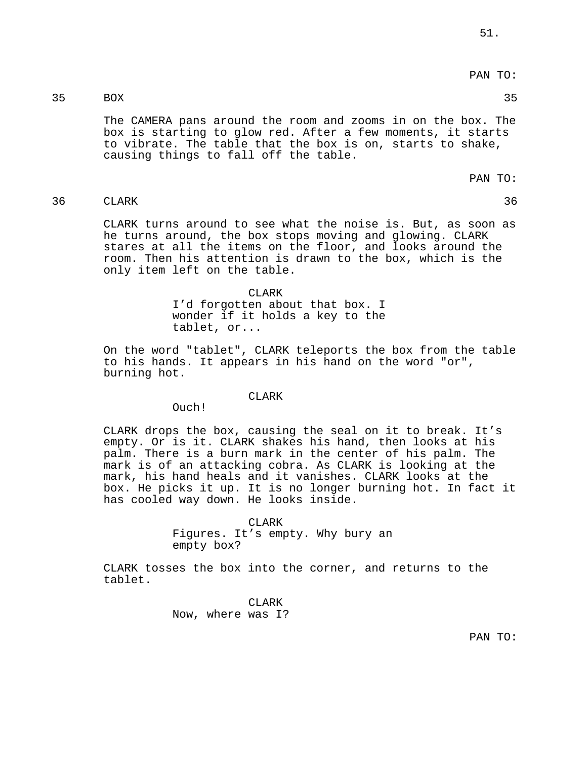PAN TO:

35 BOX 35

The CAMERA pans around the room and zooms in on the box. The box is starting to glow red. After a few moments, it starts to vibrate. The table that the box is on, starts to shake, causing things to fall off the table.

PAN TO:

36 CLARK 36

CLARK turns around to see what the noise is. But, as soon as he turns around, the box stops moving and glowing. CLARK stares at all the items on the floor, and looks around the room. Then his attention is drawn to the box, which is the only item left on the table.

CLARK
I'd forgotten about that box. I wonder if it holds a key to the tablet, or...

On the word "tablet", CLARK teleports the box from the table to his hands. It appears in his hand on the word "or", burning hot.

CLARK
Ouch!

CLARK drops the box, causing the seal on it to break. It's empty. Or is it. CLARK shakes his hand, then looks at his palm. There is a burn mark in the center of his palm. The mark is of an attacking cobra. As CLARK is looking at the mark, his hand heals and it vanishes. CLARK looks at the box. He picks it up. It is no longer burning hot. In fact it has cooled way down. He looks inside.

CLARK
Figures. It's empty. Why bury an empty box?

CLARK tosses the box into the corner, and returns to the tablet.

CLARK
Now, where was I?

PAN TO: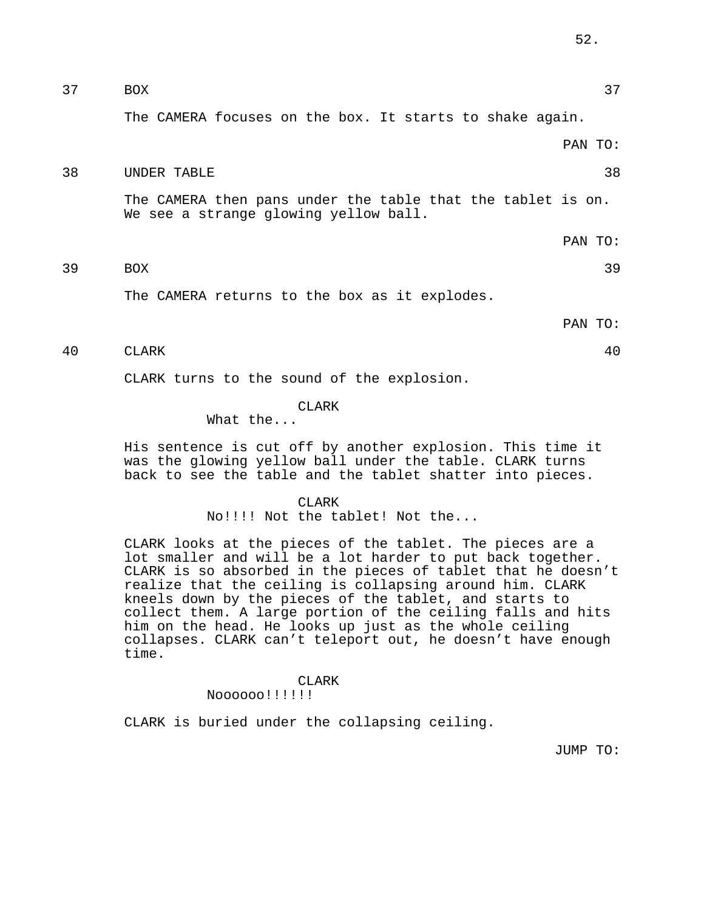37 BOX 37

The CAMERA focuses on the box. It starts to shake again.

PAN TO:

38 UNDER TABLE 38

The CAMERA then pans under the table that the tablet is on. We see a strange glowing yellow ball.

PAN TO:

39 BOX 39

The CAMERA returns to the box as it explodes.

PAN TO:

40 CLARK 40

CLARK turns to the sound of the explosion.

CLARK
What the...

His sentence is cut off by another explosion. This time it was the glowing yellow ball under the table. CLARK turns back to see the table and the tablet shatter into pieces.

CLARK
No!!!! Not the tablet! Not the...

CLARK looks at the pieces of the tablet. The pieces are a lot smaller and will be a lot harder to put back together. CLARK is so absorbed in the pieces of tablet that he doesn't realize that the ceiling is collapsing around him. CLARK kneels down by the pieces of the tablet, and starts to collect them. A large portion of the ceiling falls and hits him on the head. He looks up just as the whole ceiling collapses. CLARK can't teleport out, he doesn't have enough time.

CLARK
Noooooo!!!!!!

CLARK is buried under the collapsing ceiling.

JUMP TO: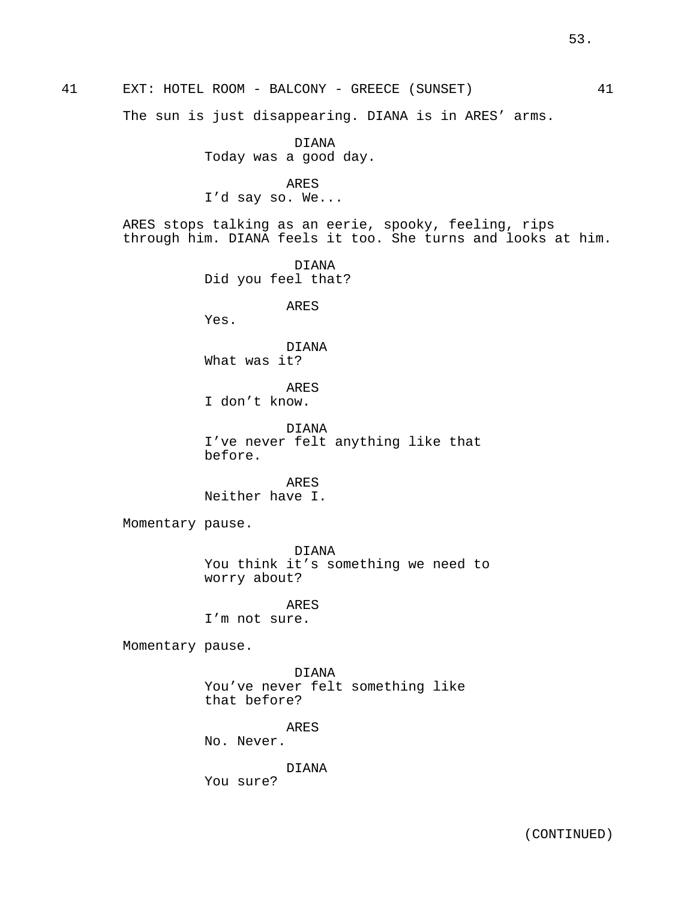41 EXT: HOTEL ROOM - BALCONY - GREECE (SUNSET) 41

The sun is just disappearing. DIANA is in ARES' arms.

DIANA
Today was a good day.

ARES
I'd say so. We...

ARES stops talking as an eerie, spooky, feeling, rips through him. DIANA feels it too. She turns and looks at him.

DIANA
Did you feel that?

ARES
Yes.

DIANA
What was it?

ARES
I don't know.

DIANA
I've never felt anything like that before.

ARES
Neither have I.

Momentary pause.

DIANA
You think it's something we need to worry about?

ARES
I'm not sure.

Momentary pause.

DIANA
You've never felt something like that before?

ARES
No. Never.

DIANA
You sure?

(CONTINUED)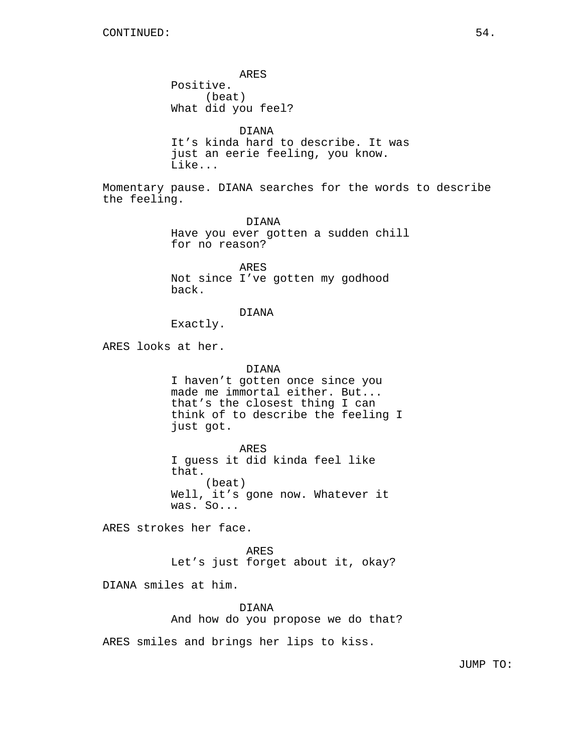CONTINUED:

ARES
Positive.
(beat)
What did you feel?

DIANA
It’s kinda hard to describe. It was just an eerie feeling, you know. Like...

Momentary pause. DIANA searches for the words to describe the feeling.

DIANA
Have you ever gotten a sudden chill for no reason?

ARES
Not since I’ve gotten my godhood back.

DIANA
Exactly.

ARES looks at her.

DIANA
I haven’t gotten once since you made me immortal either. But... that’s the closest thing I can think of to describe the feeling I just got.

ARES
I guess it did kinda feel like that.
(beat)
Well, it’s gone now. Whatever it was. So...

ARES strokes her face.

ARES
Let’s just forget about it, okay?

DIANA smiles at him.

DIANA
And how do you propose we do that?

ARES smiles and brings her lips to kiss.

JUMP TO: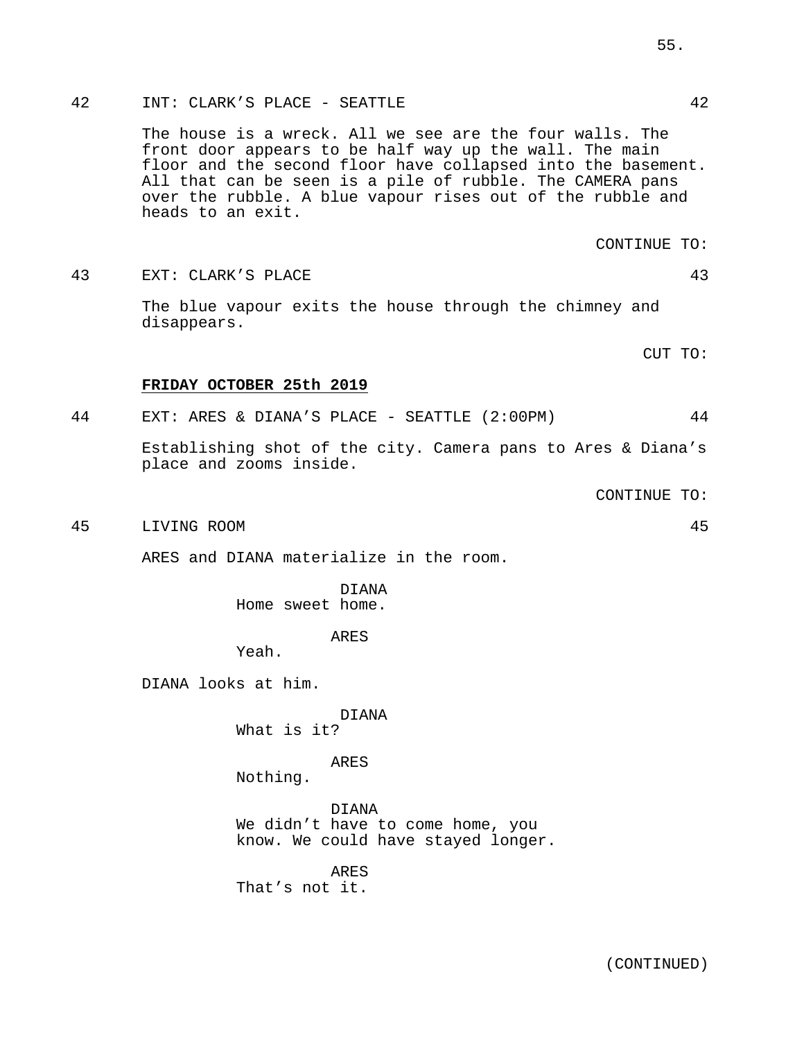42 INT: CLARK'S PLACE - SEATTLE 42

The house is a wreck. All we see are the four walls. The front door appears to be half way up the wall. The main floor and the second floor have collapsed into the basement. All that can be seen is a pile of rubble. The CAMERA pans over the rubble. A blue vapour rises out of the rubble and heads to an exit.

CONTINUE TO:

43 EXT: CLARK'S PLACE 43

The blue vapour exits the house through the chimney and disappears.

CUT TO:

**FRIDAY OCTOBER 25th 2019**

44 EXT: ARES & DIANA'S PLACE - SEATTLE (2:00PM) 44

Establishing shot of the city. Camera pans to Ares & Diana's place and zooms inside.

CONTINUE TO:

45 LIVING ROOM 45

ARES and DIANA materialize in the room.

DIANA
Home sweet home.

ARES
Yeah.

DIANA looks at him.

DIANA
What is it?

ARES
Nothing.

DIANA
We didn't have to come home, you know. We could have stayed longer.

ARES
That's not it.

(CONTINUED)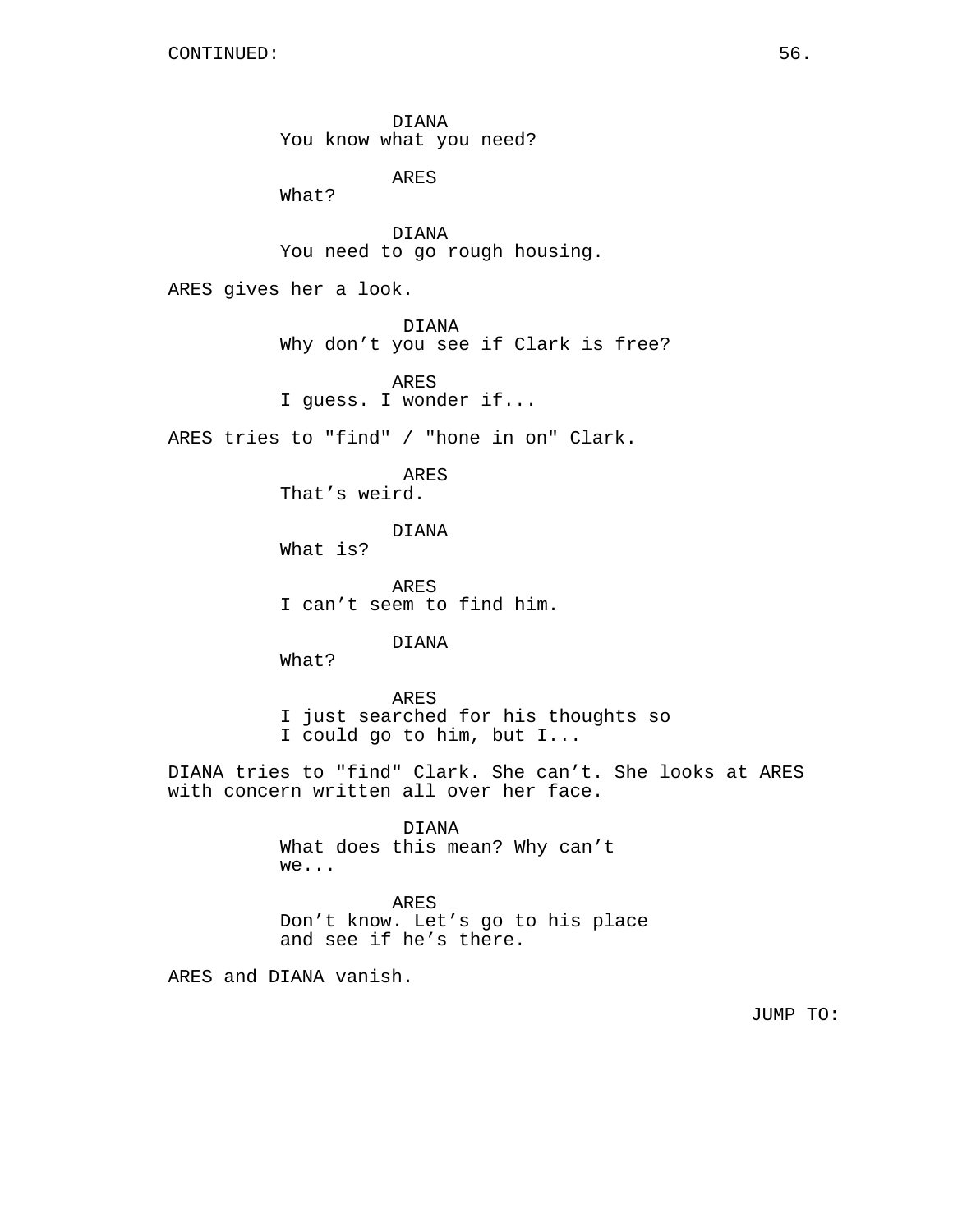CONTINUED:

DIANA
You know what you need?

ARES
What?

DIANA
You need to go rough housing.

ARES gives her a look.

DIANA
Why don't you see if Clark is free?

ARES
I guess. I wonder if...

ARES tries to "find" / "hone in on" Clark.

ARES
That's weird.

DIANA
What is?

ARES
I can't seem to find him.

DIANA
What?

ARES
I just searched for his thoughts so
I could go to him, but I...

DIANA tries to "find" Clark. She can't. She looks at ARES
with concern written all over her face.

DIANA
What does this mean? Why can't
we...

ARES
Don't know. Let's go to his place
and see if he's there.

ARES and DIANA vanish.

JUMP TO: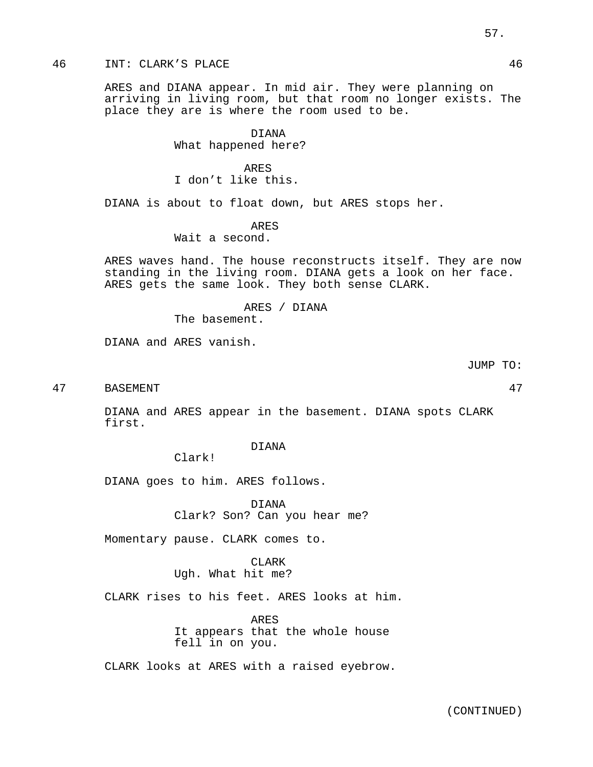46 INT: CLARK'S PLACE 46

ARES and DIANA appear. In mid air. They were planning on arriving in living room, but that room no longer exists. The place they are is where the room used to be.

DIANA
What happened here?

ARES
I don't like this.

DIANA is about to float down, but ARES stops her.

ARES
Wait a second.

ARES waves hand. The house reconstructs itself. They are now standing in the living room. DIANA gets a look on her face. ARES gets the same look. They both sense CLARK.

ARES / DIANA
The basement.

DIANA and ARES vanish.

JUMP TO:

47 BASEMENT 47

DIANA and ARES appear in the basement. DIANA spots CLARK first.

DIANA
Clark!

DIANA goes to him. ARES follows.

DIANA
Clark? Son? Can you hear me?

Momentary pause. CLARK comes to.

CLARK
Ugh. What hit me?

CLARK rises to his feet. ARES looks at him.

ARES
It appears that the whole house fell in on you.

CLARK looks at ARES with a raised eyebrow.

(CONTINUED)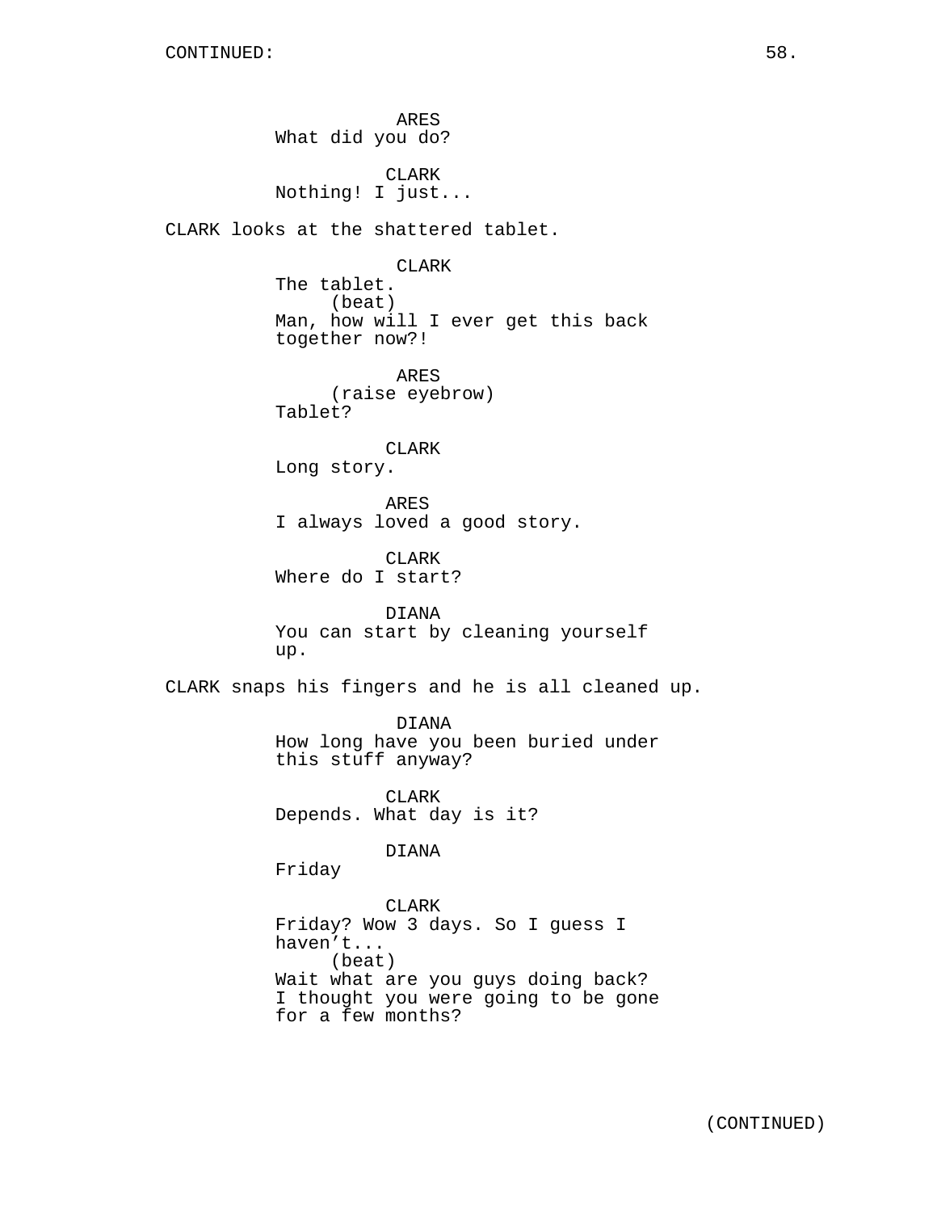ARES
What did you do?

CLARK
Nothing! I just...

CLARK looks at the shattered tablet.

CLARK
The tablet.
(beat)
Man, how will I ever get this back together now?!

ARES
(raise eyebrow)
Tablet?

CLARK
Long story.

ARES
I always loved a good story.

CLARK
Where do I start?

DIANA
You can start by cleaning yourself up.

CLARK snaps his fingers and he is all cleaned up.

DIANA
How long have you been buried under this stuff anyway?

CLARK
Depends. What day is it?

DIANA
Friday

CLARK
Friday? Wow 3 days. So I guess I haven't...
(beat)
Wait what are you guys doing back? I thought you were going to be gone for a few months?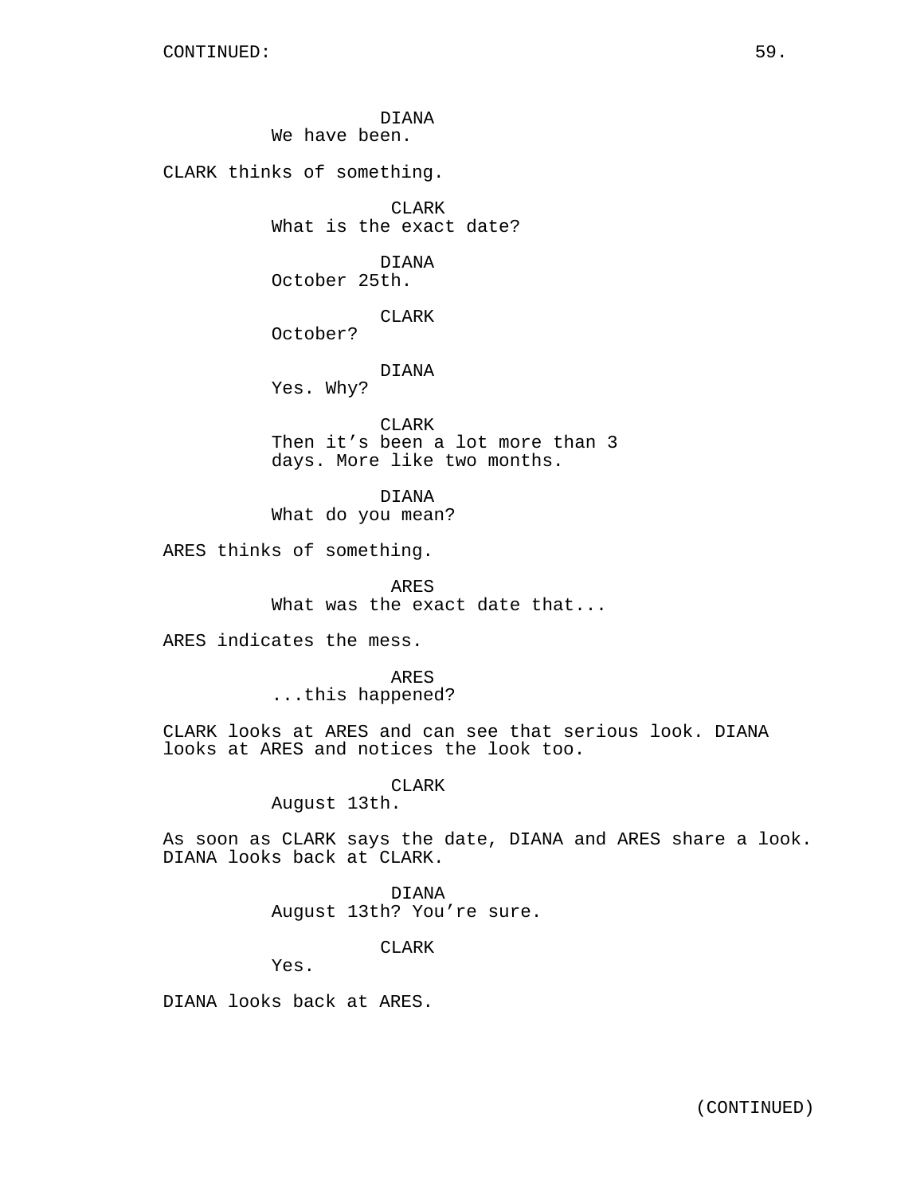DIANA
We have been.

CLARK thinks of something.

CLARK
What is the exact date?

DIANA
October 25th.

CLARK
October?

DIANA
Yes. Why?

CLARK
Then it’s been a lot more than 3 days. More like two months.

DIANA
What do you mean?

ARES thinks of something.

ARES
What was the exact date that...

ARES indicates the mess.

ARES
...this happened?

CLARK looks at ARES and can see that serious look. DIANA looks at ARES and notices the look too.

CLARK
August 13th.

As soon as CLARK says the date, DIANA and ARES share a look. DIANA looks back at CLARK.

DIANA
August 13th? You’re sure.

CLARK
Yes.

DIANA looks back at ARES.

(CONTINUED)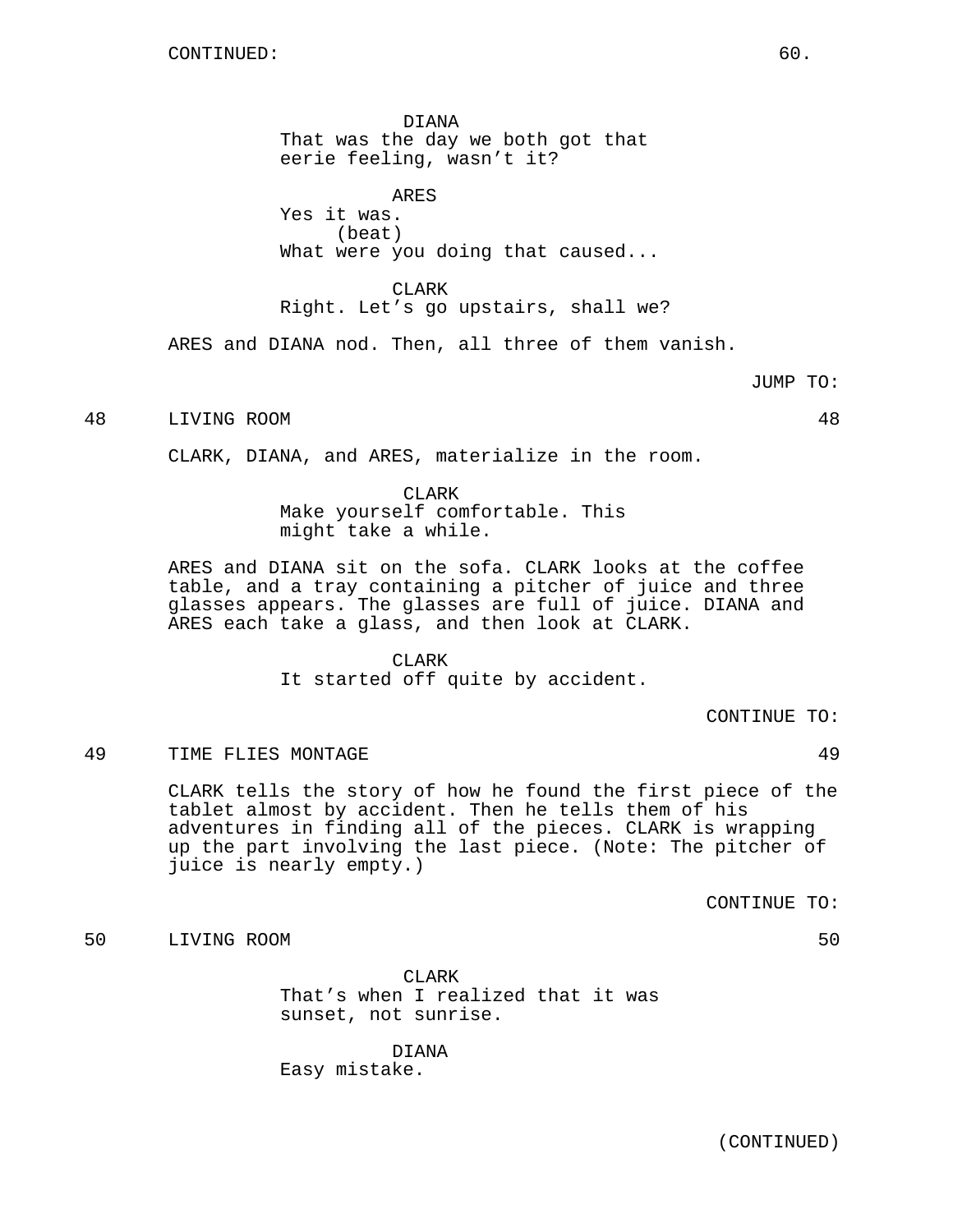CONTINUED:

DIANA
That was the day we both got that eerie feeling, wasn't it?

ARES
Yes it was.
(beat)
What were you doing that caused...

CLARK
Right. Let's go upstairs, shall we?

ARES and DIANA nod. Then, all three of them vanish.

JUMP TO:

48 LIVING ROOM 48

CLARK, DIANA, and ARES, materialize in the room.

CLARK
Make yourself comfortable. This might take a while.

ARES and DIANA sit on the sofa. CLARK looks at the coffee table, and a tray containing a pitcher of juice and three glasses appears. The glasses are full of juice. DIANA and ARES each take a glass, and then look at CLARK.

CLARK
It started off quite by accident.

CONTINUE TO:

49 TIME FLIES MONTAGE 49

CLARK tells the story of how he found the first piece of the tablet almost by accident. Then he tells them of his adventures in finding all of the pieces. CLARK is wrapping up the part involving the last piece. (Note: The pitcher of juice is nearly empty.)

CONTINUE TO:

50 LIVING ROOM 50

CLARK
That's when I realized that it was sunset, not sunrise.

DIANA
Easy mistake.

(CONTINUED)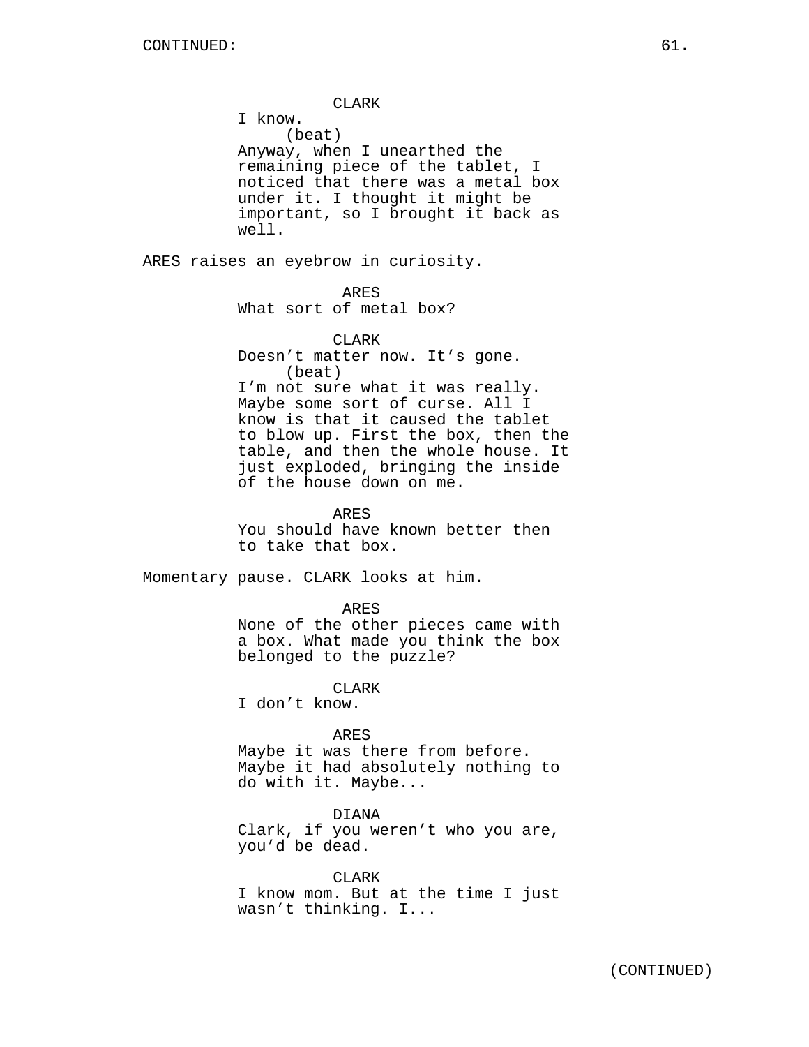CLARK
I know.
(beat)
Anyway, when I unearthed the remaining piece of the tablet, I noticed that there was a metal box under it. I thought it might be important, so I brought it back as well.

ARES raises an eyebrow in curiosity.

ARES
What sort of metal box?

CLARK
Doesn’t matter now. It’s gone.
(beat)
I’m not sure what it was really. Maybe some sort of curse. All I know is that it caused the tablet to blow up. First the box, then the table, and then the whole house. It just exploded, bringing the inside of the house down on me.

ARES
You should have known better then to take that box.

Momentary pause. CLARK looks at him.

ARES
None of the other pieces came with a box. What made you think the box belonged to the puzzle?

CLARK
I don’t know.

ARES
Maybe it was there from before. Maybe it had absolutely nothing to do with it. Maybe...

DIANA
Clark, if you weren’t who you are, you’d be dead.

CLARK
I know mom. But at the time I just wasn’t thinking. I...

(CONTINUED)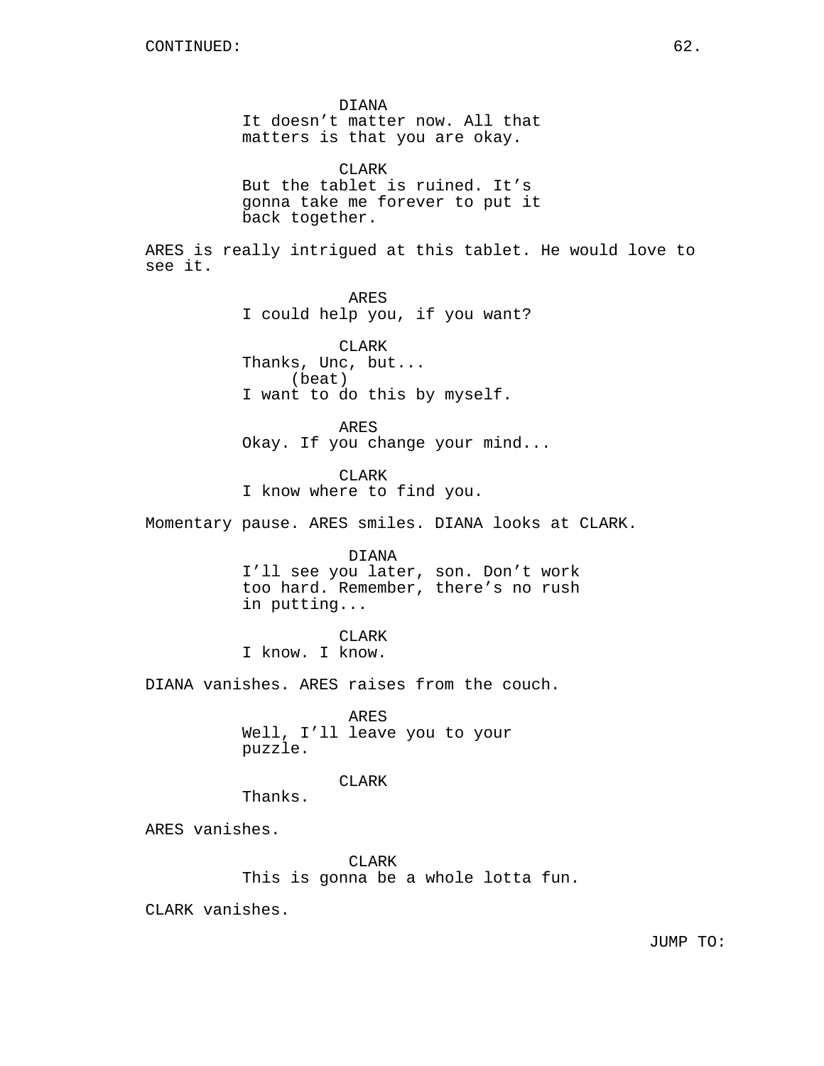CONTINUED:

DIANA
It doesn’t matter now. All that matters is that you are okay.

CLARK
But the tablet is ruined. It’s gonna take me forever to put it back together.

ARES is really intrigued at this tablet. He would love to see it.

ARES
I could help you, if you want?

CLARK
Thanks, Unc, but...
(beat)
I want to do this by myself.

ARES
Okay. If you change your mind...

CLARK
I know where to find you.

Momentary pause. ARES smiles. DIANA looks at CLARK.

DIANA
I’ll see you later, son. Don’t work too hard. Remember, there’s no rush in putting...

CLARK
I know. I know.

DIANA vanishes. ARES raises from the couch.

ARES
Well, I’ll leave you to your puzzle.

CLARK
Thanks.

ARES vanishes.

CLARK
This is gonna be a whole lotta fun.

CLARK vanishes.

JUMP TO: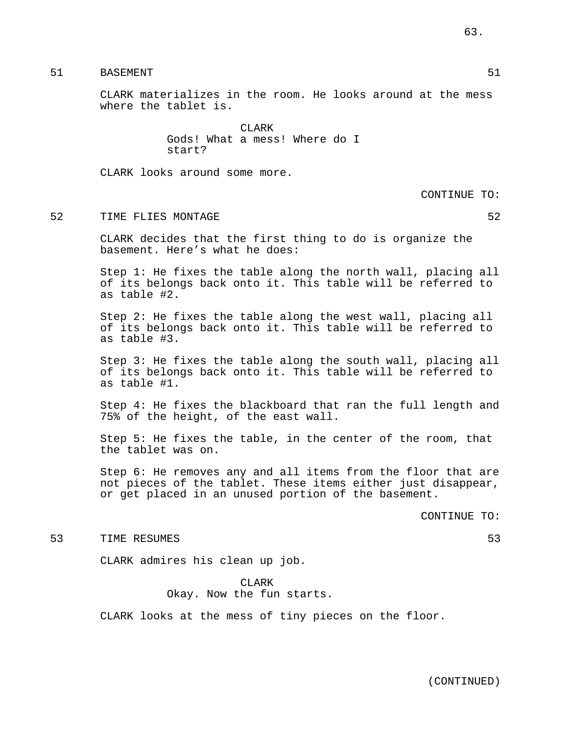51 BASEMENT 51

CLARK materializes in the room. He looks around at the mess where the tablet is.

CLARK
Gods! What a mess! Where do I start?

CLARK looks around some more.

CONTINUE TO:

52 TIME FLIES MONTAGE 52

CLARK decides that the first thing to do is organize the basement. Here’s what he does:

Step 1: He fixes the table along the north wall, placing all of its belongs back onto it. This table will be referred to as table #2.

Step 2: He fixes the table along the west wall, placing all of its belongs back onto it. This table will be referred to as table #3.

Step 3: He fixes the table along the south wall, placing all of its belongs back onto it. This table will be referred to as table #1.

Step 4: He fixes the blackboard that ran the full length and 75% of the height, of the east wall.

Step 5: He fixes the table, in the center of the room, that the tablet was on.

Step 6: He removes any and all items from the floor that are not pieces of the tablet. These items either just disappear, or get placed in an unused portion of the basement.

CONTINUE TO:

53 TIME RESUMES 53

CLARK admires his clean up job.

CLARK
Okay. Now the fun starts.

CLARK looks at the mess of tiny pieces on the floor.

(CONTINUED)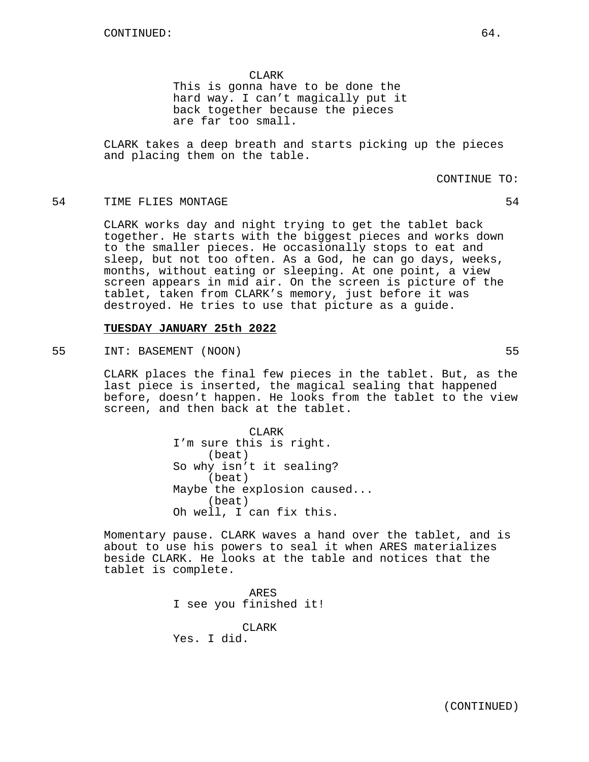CONTINUED:

CLARK
This is gonna have to be done the hard way. I can't magically put it back together because the pieces are far too small.

CLARK takes a deep breath and starts picking up the pieces and placing them on the table.

CONTINUE TO:

54 TIME FLIES MONTAGE 54

CLARK works day and night trying to get the tablet back together. He starts with the biggest pieces and works down to the smaller pieces. He occasionally stops to eat and sleep, but not too often. As a God, he can go days, weeks, months, without eating or sleeping. At one point, a view screen appears in mid air. On the screen is picture of the tablet, taken from CLARK's memory, just before it was destroyed. He tries to use that picture as a guide.

**TUESDAY JANUARY 25th 2022**

55 INT: BASEMENT (NOON) 55

CLARK places the final few pieces in the tablet. But, as the last piece is inserted, the magical sealing that happened before, doesn't happen. He looks from the tablet to the view screen, and then back at the tablet.

CLARK
I'm sure this is right.
(beat)
So why isn't it sealing?
(beat)
Maybe the explosion caused...
(beat)
Oh well, I can fix this.

Momentary pause. CLARK waves a hand over the tablet, and is about to use his powers to seal it when ARES materializes beside CLARK. He looks at the table and notices that the tablet is complete.

ARES
I see you finished it!

CLARK
Yes. I did.

(CONTINUED)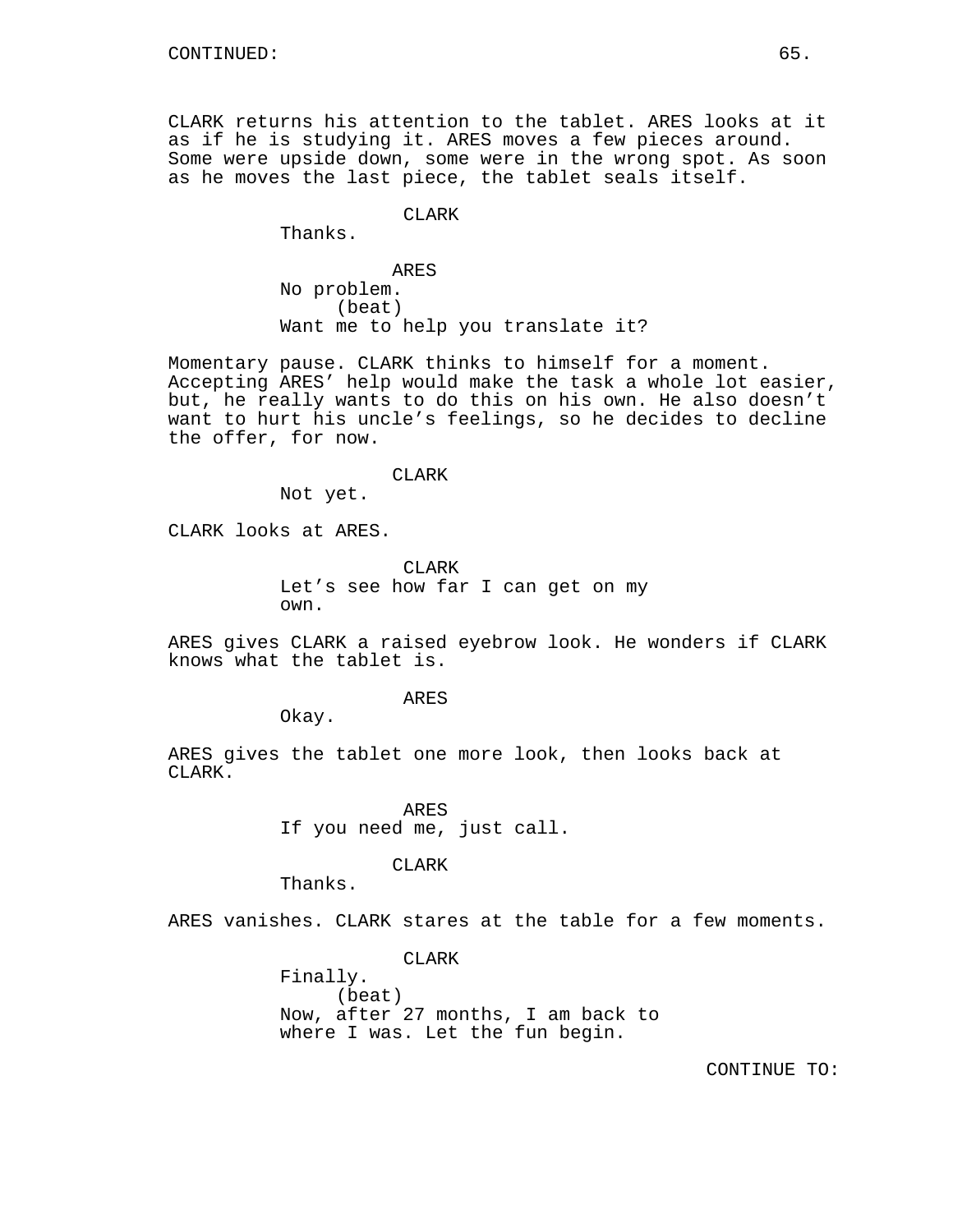CONTINUED:

CLARK returns his attention to the tablet. ARES looks at it as if he is studying it. ARES moves a few pieces around. Some were upside down, some were in the wrong spot. As soon as he moves the last piece, the tablet seals itself.

CLARK
Thanks.

ARES
No problem.
(beat)
Want me to help you translate it?

Momentary pause. CLARK thinks to himself for a moment. Accepting ARES' help would make the task a whole lot easier, but, he really wants to do this on his own. He also doesn't want to hurt his uncle's feelings, so he decides to decline the offer, for now.

CLARK
Not yet.

CLARK looks at ARES.

CLARK
Let's see how far I can get on my own.

ARES gives CLARK a raised eyebrow look. He wonders if CLARK knows what the tablet is.

ARES
Okay.

ARES gives the tablet one more look, then looks back at CLARK.

ARES
If you need me, just call.

CLARK
Thanks.

ARES vanishes. CLARK stares at the table for a few moments.

CLARK
Finally.
(beat)
Now, after 27 months, I am back to where I was. Let the fun begin.

CONTINUE TO: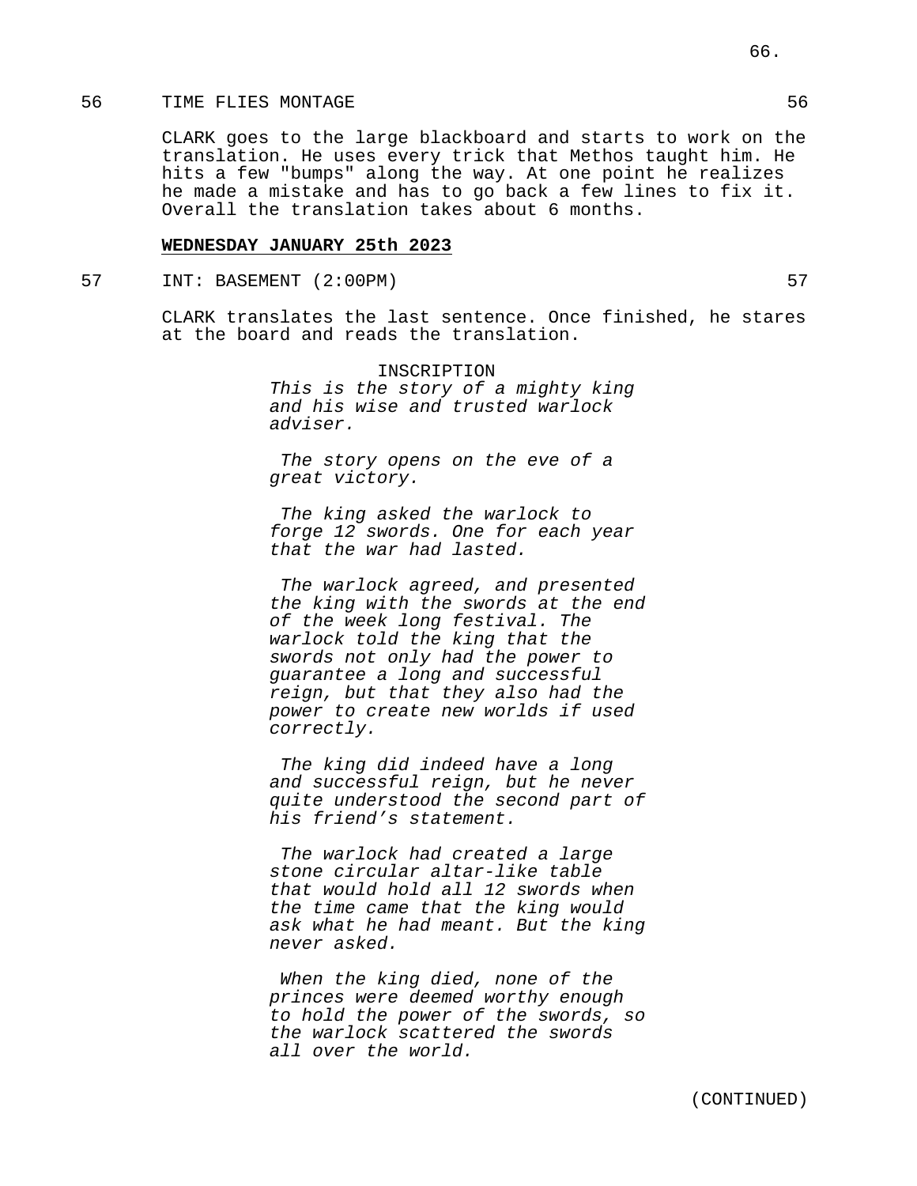56 TIME FLIES MONTAGE 56

CLARK goes to the large blackboard and starts to work on the translation. He uses every trick that Methos taught him. He hits a few "bumps" along the way. At one point he realizes he made a mistake and has to go back a few lines to fix it. Overall the translation takes about 6 months.

**WEDNESDAY JANUARY 25th 2023**

57 INT: BASEMENT (2:00PM) 57

CLARK translates the last sentence. Once finished, he stares at the board and reads the translation.

INSCRIPTION

*This is the story of a mighty king and his wise and trusted warlock adviser.*

*The story opens on the eve of a great victory.*

*The king asked the warlock to forge 12 swords. One for each year that the war had lasted.*

*The warlock agreed, and presented the king with the swords at the end of the week long festival. The warlock told the king that the swords not only had the power to guarantee a long and successful reign, but that they also had the power to create new worlds if used correctly.*

*The king did indeed have a long and successful reign, but he never quite understood the second part of his friend's statement.*

*The warlock had created a large stone circular altar-like table that would hold all 12 swords when the time came that the king would ask what he had meant. But the king never asked.*

*When the king died, none of the princes were deemed worthy enough to hold the power of the swords, so the warlock scattered the swords all over the world.*

(CONTINUED)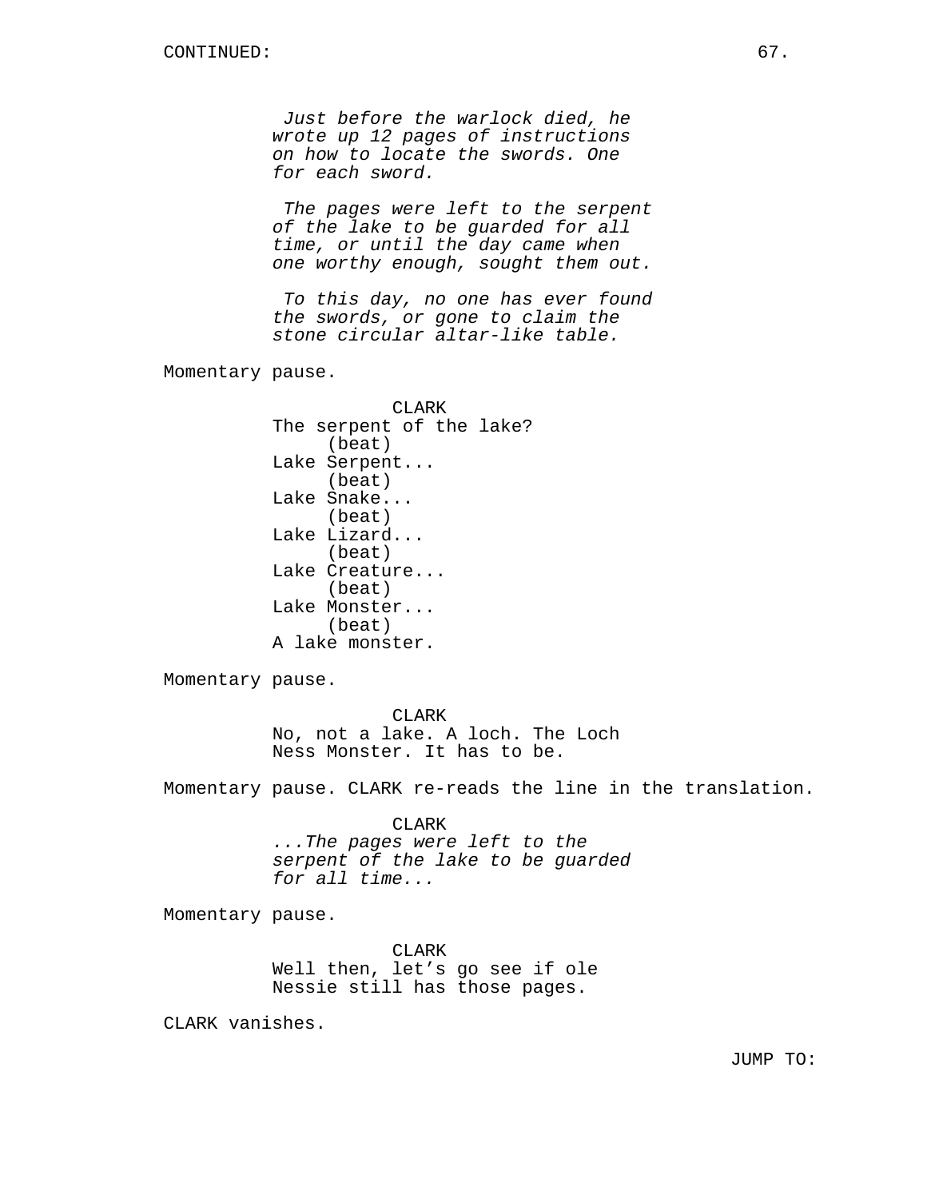CONTINUED:

*Just before the warlock died, he wrote up 12 pages of instructions on how to locate the swords. One for each sword.*

*The pages were left to the serpent of the lake to be guarded for all time, or until the day came when one worthy enough, sought them out.*

*To this day, no one has ever found the swords, or gone to claim the stone circular altar-like table.*

Momentary pause.

CLARK
The serpent of the lake?
(beat)
Lake Serpent...
(beat)
Lake Snake...
(beat)
Lake Lizard...
(beat)
Lake Creature...
(beat)
Lake Monster...
(beat)
A lake monster.

Momentary pause.

CLARK
No, not a lake. A loch. The Loch Ness Monster. It has to be.

Momentary pause. CLARK re-reads the line in the translation.

CLARK
*...The pages were left to the serpent of the lake to be guarded for all time...*

Momentary pause.

CLARK
Well then, let's go see if ole Nessie still has those pages.

CLARK vanishes.

JUMP TO: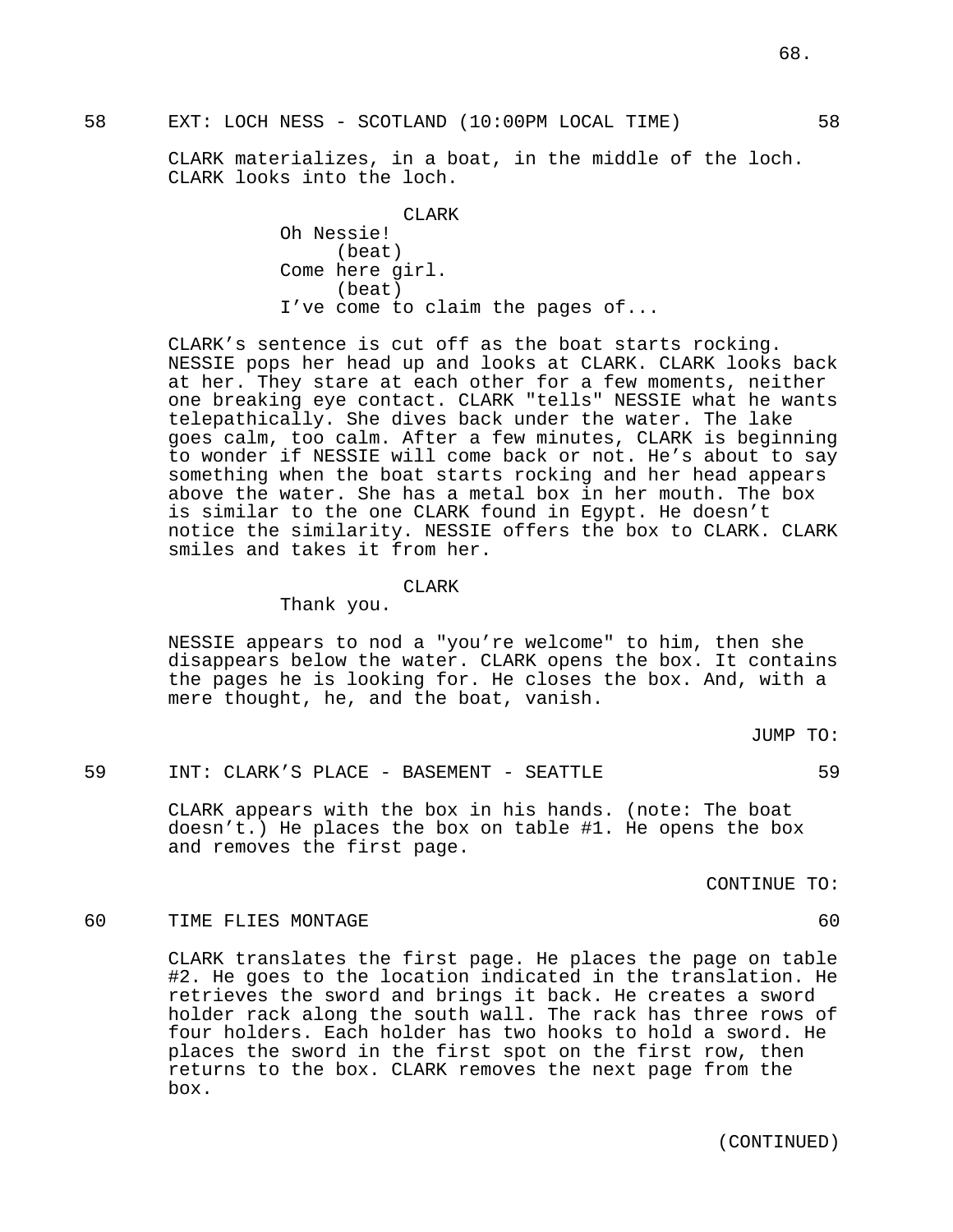58 EXT: LOCH NESS - SCOTLAND (10:00PM LOCAL TIME) 58

CLARK materializes, in a boat, in the middle of the loch. CLARK looks into the loch.

CLARK
Oh Nessie!
(beat)
Come here girl.
(beat)
I've come to claim the pages of...

CLARK's sentence is cut off as the boat starts rocking. NESSIE pops her head up and looks at CLARK. CLARK looks back at her. They stare at each other for a few moments, neither one breaking eye contact. CLARK "tells" NESSIE what he wants telepathically. She dives back under the water. The lake goes calm, too calm. After a few minutes, CLARK is beginning to wonder if NESSIE will come back or not. He's about to say something when the boat starts rocking and her head appears above the water. She has a metal box in her mouth. The box is similar to the one CLARK found in Egypt. He doesn't notice the similarity. NESSIE offers the box to CLARK. CLARK smiles and takes it from her.

CLARK
Thank you.

NESSIE appears to nod a "you're welcome" to him, then she disappears below the water. CLARK opens the box. It contains the pages he is looking for. He closes the box. And, with a mere thought, he, and the boat, vanish.

JUMP TO:

59 INT: CLARK'S PLACE - BASEMENT - SEATTLE 59

CLARK appears with the box in his hands. (note: The boat doesn't.) He places the box on table #1. He opens the box and removes the first page.

CONTINUE TO:

60 TIME FLIES MONTAGE 60

CLARK translates the first page. He places the page on table #2. He goes to the location indicated in the translation. He retrieves the sword and brings it back. He creates a sword holder rack along the south wall. The rack has three rows of four holders. Each holder has two hooks to hold a sword. He places the sword in the first spot on the first row, then returns to the box. CLARK removes the next page from the box.

(CONTINUED)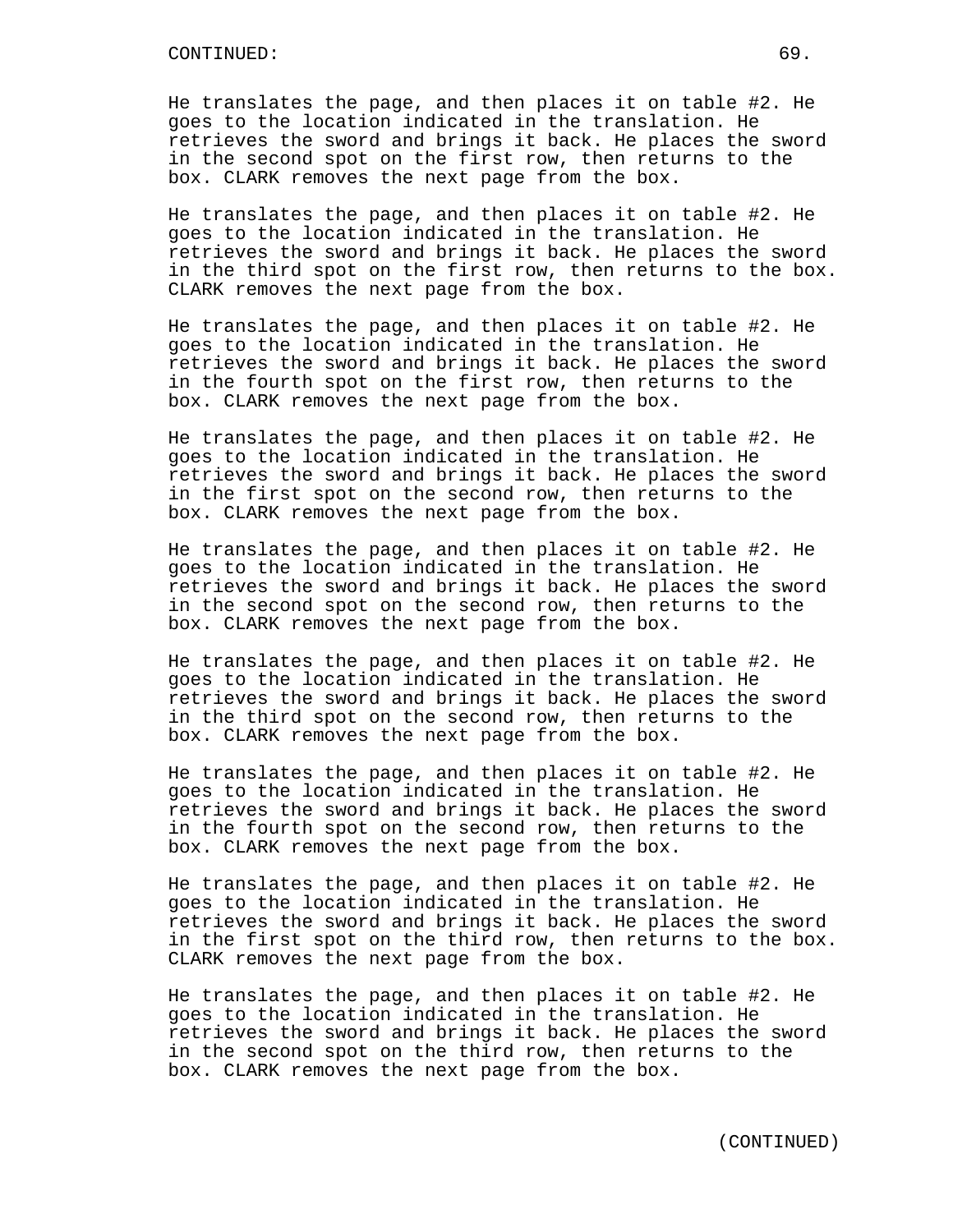He translates the page, and then places it on table #2. He goes to the location indicated in the translation. He retrieves the sword and brings it back. He places the sword in the second spot on the first row, then returns to the box. CLARK removes the next page from the box.

He translates the page, and then places it on table #2. He goes to the location indicated in the translation. He retrieves the sword and brings it back. He places the sword in the third spot on the first row, then returns to the box. CLARK removes the next page from the box.

He translates the page, and then places it on table #2. He goes to the location indicated in the translation. He retrieves the sword and brings it back. He places the sword in the fourth spot on the first row, then returns to the box. CLARK removes the next page from the box.

He translates the page, and then places it on table #2. He goes to the location indicated in the translation. He retrieves the sword and brings it back. He places the sword in the first spot on the second row, then returns to the box. CLARK removes the next page from the box.

He translates the page, and then places it on table #2. He goes to the location indicated in the translation. He retrieves the sword and brings it back. He places the sword in the second spot on the second row, then returns to the box. CLARK removes the next page from the box.

He translates the page, and then places it on table #2. He goes to the location indicated in the translation. He retrieves the sword and brings it back. He places the sword in the third spot on the second row, then returns to the box. CLARK removes the next page from the box.

He translates the page, and then places it on table #2. He goes to the location indicated in the translation. He retrieves the sword and brings it back. He places the sword in the fourth spot on the second row, then returns to the box. CLARK removes the next page from the box.

He translates the page, and then places it on table #2. He goes to the location indicated in the translation. He retrieves the sword and brings it back. He places the sword in the first spot on the third row, then returns to the box. CLARK removes the next page from the box.

He translates the page, and then places it on table #2. He goes to the location indicated in the translation. He retrieves the sword and brings it back. He places the sword in the second spot on the third row, then returns to the box. CLARK removes the next page from the box.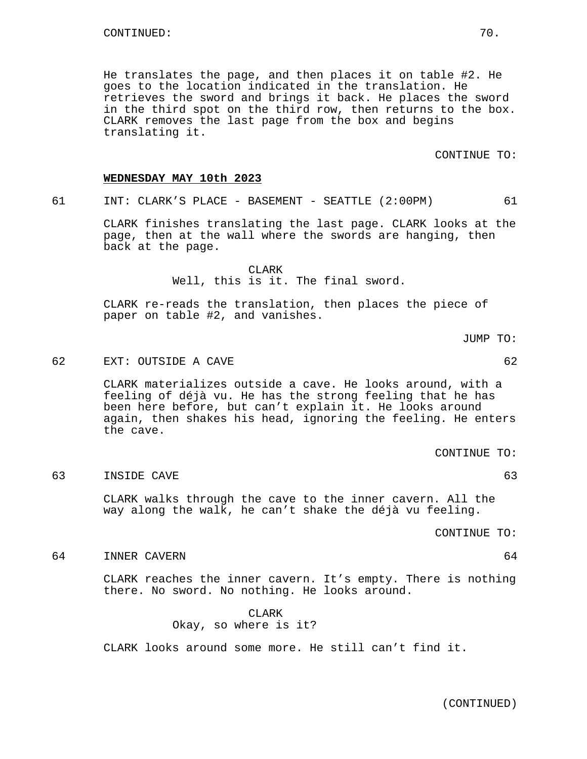CONTINUED:

He translates the page, and then places it on table #2. He goes to the location indicated in the translation. He retrieves the sword and brings it back. He places the sword in the third spot on the third row, then returns to the box. CLARK removes the last page from the box and begins translating it.

CONTINUE TO:

**WEDNESDAY MAY 10th 2023**

61 INT: CLARK'S PLACE - BASEMENT - SEATTLE (2:00PM) 61

CLARK finishes translating the last page. CLARK looks at the page, then at the wall where the swords are hanging, then back at the page.

CLARK
Well, this is it. The final sword.

CLARK re-reads the translation, then places the piece of paper on table #2, and vanishes.

JUMP TO:

62 EXT: OUTSIDE A CAVE 62

CLARK materializes outside a cave. He looks around, with a feeling of déjà vu. He has the strong feeling that he has been here before, but can't explain it. He looks around again, then shakes his head, ignoring the feeling. He enters the cave.

CONTINUE TO:

63 INSIDE CAVE 63

CLARK walks through the cave to the inner cavern. All the way along the walk, he can't shake the déjà vu feeling.

CONTINUE TO:

64 INNER CAVERN 64

CLARK reaches the inner cavern. It's empty. There is nothing there. No sword. No nothing. He looks around.

CLARK
Okay, so where is it?

CLARK looks around some more. He still can't find it.

(CONTINUED)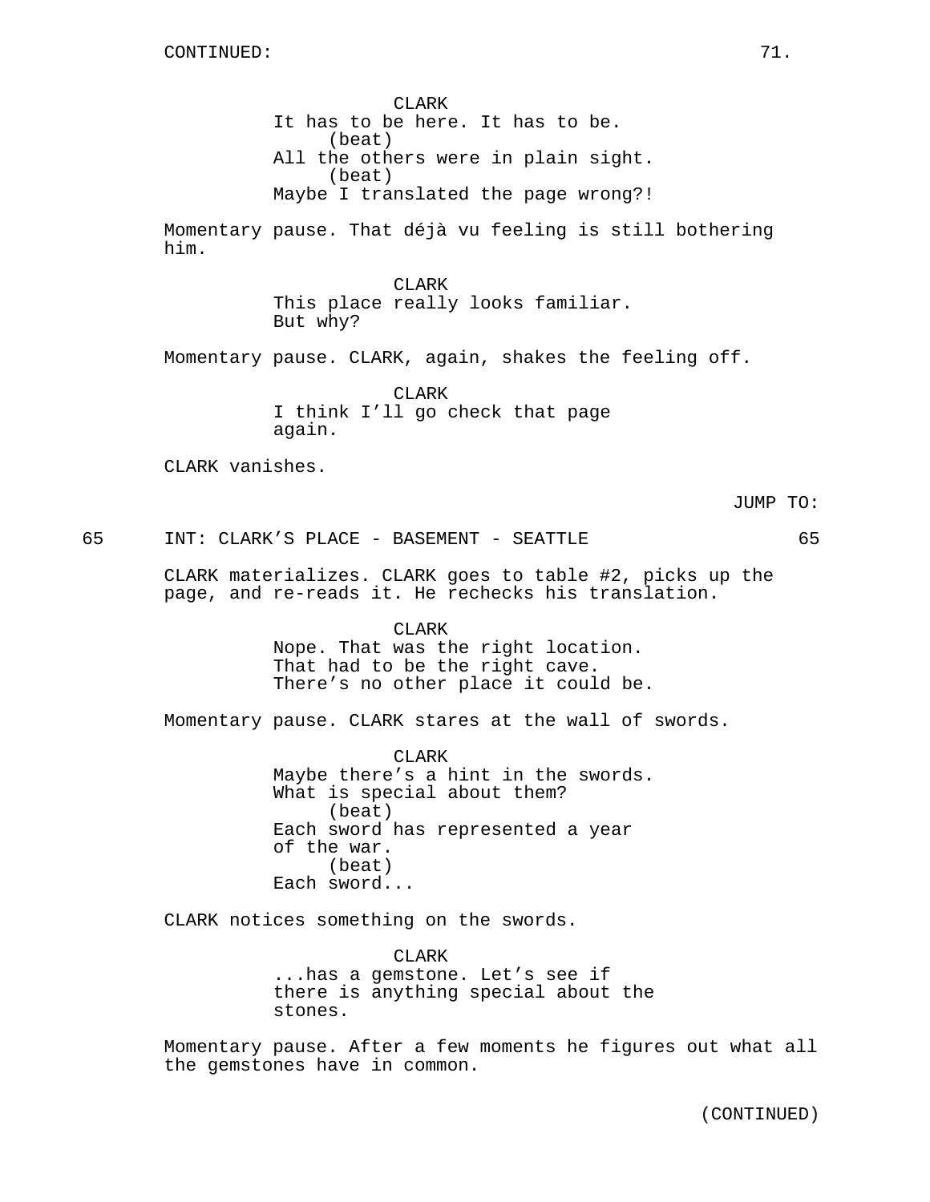CONTINUED:

CLARK
It has to be here. It has to be.
(beat)
All the others were in plain sight.
(beat)
Maybe I translated the page wrong?!

Momentary pause. That déjà vu feeling is still bothering him.

CLARK
This place really looks familiar.
But why?

Momentary pause. CLARK, again, shakes the feeling off.

CLARK
I think I'll go check that page
again.

CLARK vanishes.

JUMP TO:

65 INT: CLARK'S PLACE - BASEMENT - SEATTLE 65

CLARK materializes. CLARK goes to table #2, picks up the page, and re-reads it. He rechecks his translation.

CLARK
Nope. That was the right location.
That had to be the right cave.
There's no other place it could be.

Momentary pause. CLARK stares at the wall of swords.

CLARK
Maybe there's a hint in the swords.
What is special about them?
(beat)
Each sword has represented a year
of the war.
(beat)
Each sword...

CLARK notices something on the swords.

CLARK
...has a gemstone. Let's see if
there is anything special about the
stones.

Momentary pause. After a few moments he figures out what all the gemstones have in common.

(CONTINUED)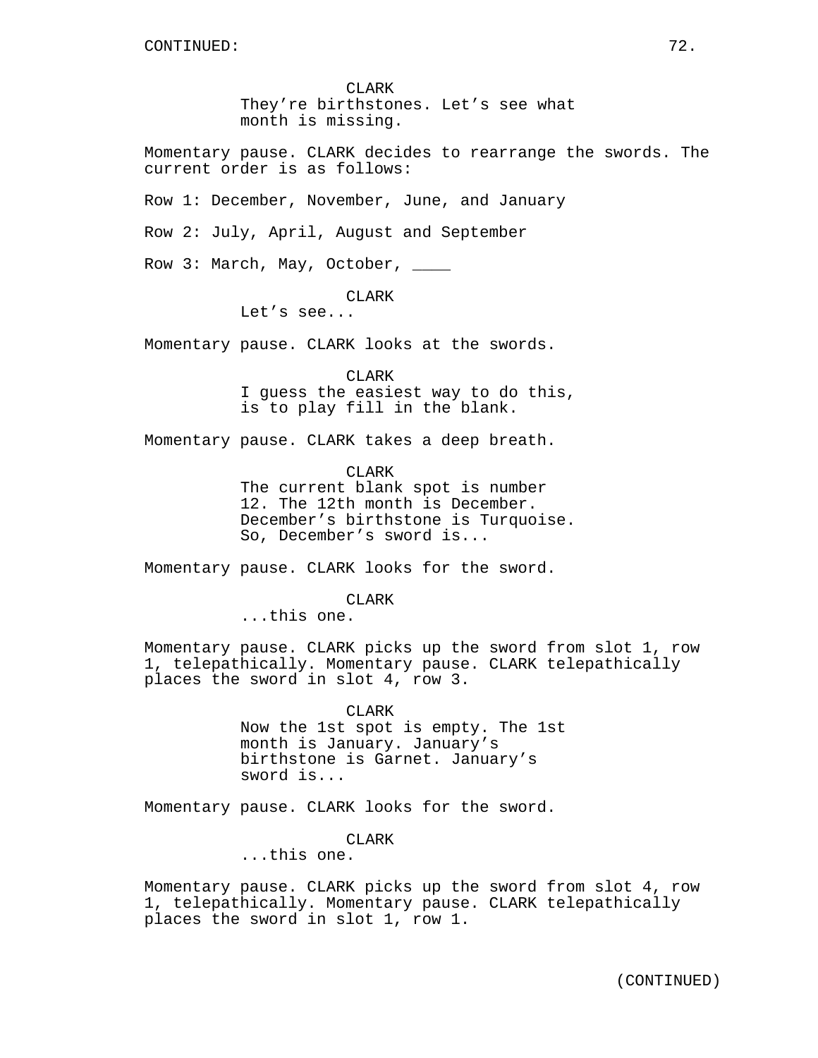CONTINUED:

CLARK
They're birthstones. Let's see what month is missing.

Momentary pause. CLARK decides to rearrange the swords. The current order is as follows:

Row 1: December, November, June, and January

Row 2: July, April, August and September

Row 3: March, May, October, ____

CLARK
Let's see...

Momentary pause. CLARK looks at the swords.

CLARK
I guess the easiest way to do this, is to play fill in the blank.

Momentary pause. CLARK takes a deep breath.

CLARK
The current blank spot is number 12. The 12th month is December. December's birthstone is Turquoise. So, December's sword is...

Momentary pause. CLARK looks for the sword.

CLARK
...this one.

Momentary pause. CLARK picks up the sword from slot 1, row 1, telepathically. Momentary pause. CLARK telepathically places the sword in slot 4, row 3.

CLARK
Now the 1st spot is empty. The 1st month is January. January's birthstone is Garnet. January's sword is...

Momentary pause. CLARK looks for the sword.

CLARK
...this one.

Momentary pause. CLARK picks up the sword from slot 4, row 1, telepathically. Momentary pause. CLARK telepathically places the sword in slot 1, row 1.

(CONTINUED)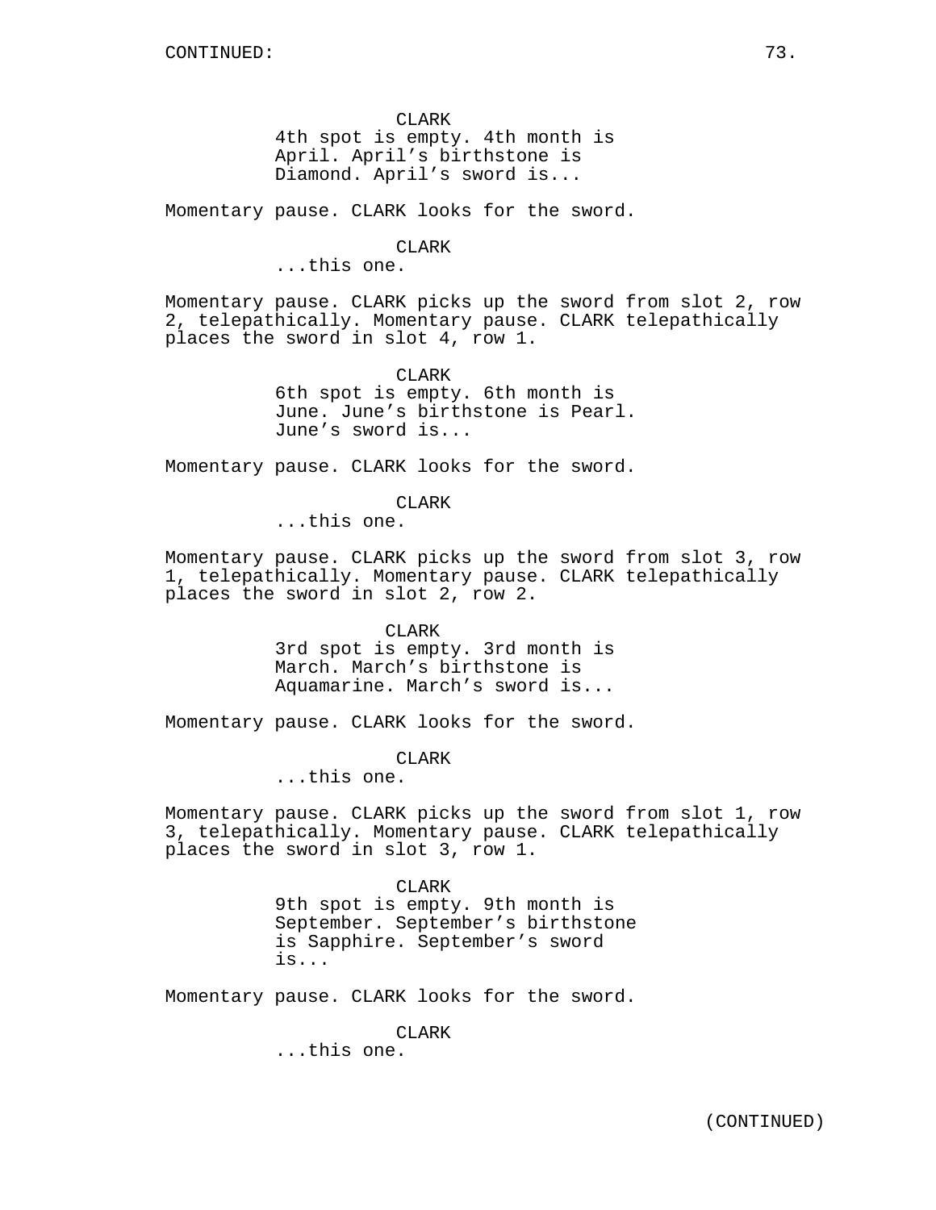CONTINUED:

CLARK
4th spot is empty. 4th month is April. April's birthstone is Diamond. April's sword is...

Momentary pause. CLARK looks for the sword.

CLARK
...this one.

Momentary pause. CLARK picks up the sword from slot 2, row 2, telepathically. Momentary pause. CLARK telepathically places the sword in slot 4, row 1.

CLARK
6th spot is empty. 6th month is June. June's birthstone is Pearl. June's sword is...

Momentary pause. CLARK looks for the sword.

CLARK
...this one.

Momentary pause. CLARK picks up the sword from slot 3, row 1, telepathically. Momentary pause. CLARK telepathically places the sword in slot 2, row 2.

CLARK
3rd spot is empty. 3rd month is March. March's birthstone is Aquamarine. March's sword is...

Momentary pause. CLARK looks for the sword.

CLARK
...this one.

Momentary pause. CLARK picks up the sword from slot 1, row 3, telepathically. Momentary pause. CLARK telepathically places the sword in slot 3, row 1.

CLARK
9th spot is empty. 9th month is September. September's birthstone is Sapphire. September's sword is...

Momentary pause. CLARK looks for the sword.

CLARK
...this one.

(CONTINUED)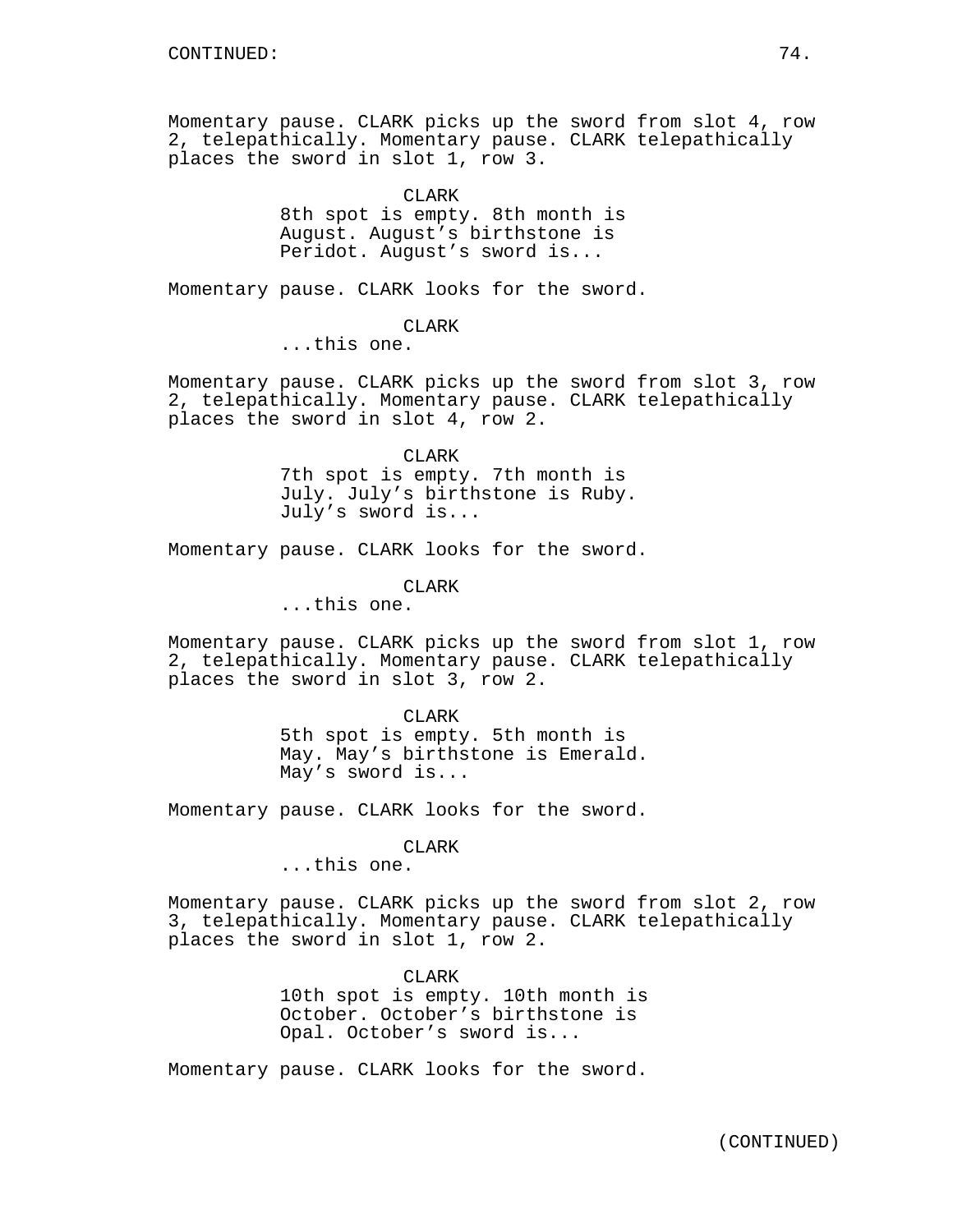Momentary pause. CLARK picks up the sword from slot 4, row 2, telepathically. Momentary pause. CLARK telepathically places the sword in slot 1, row 3.

CLARK
8th spot is empty. 8th month is August. August's birthstone is Peridot. August's sword is...

Momentary pause. CLARK looks for the sword.

CLARK
...this one.

Momentary pause. CLARK picks up the sword from slot 3, row 2, telepathically. Momentary pause. CLARK telepathically places the sword in slot 4, row 2.

CLARK
7th spot is empty. 7th month is July. July's birthstone is Ruby. July's sword is...

Momentary pause. CLARK looks for the sword.

CLARK
...this one.

Momentary pause. CLARK picks up the sword from slot 1, row 2, telepathically. Momentary pause. CLARK telepathically places the sword in slot 3, row 2.

CLARK
5th spot is empty. 5th month is May. May's birthstone is Emerald. May's sword is...

Momentary pause. CLARK looks for the sword.

CLARK
...this one.

Momentary pause. CLARK picks up the sword from slot 2, row 3, telepathically. Momentary pause. CLARK telepathically places the sword in slot 1, row 2.

CLARK
10th spot is empty. 10th month is October. October's birthstone is Opal. October's sword is...

Momentary pause. CLARK looks for the sword.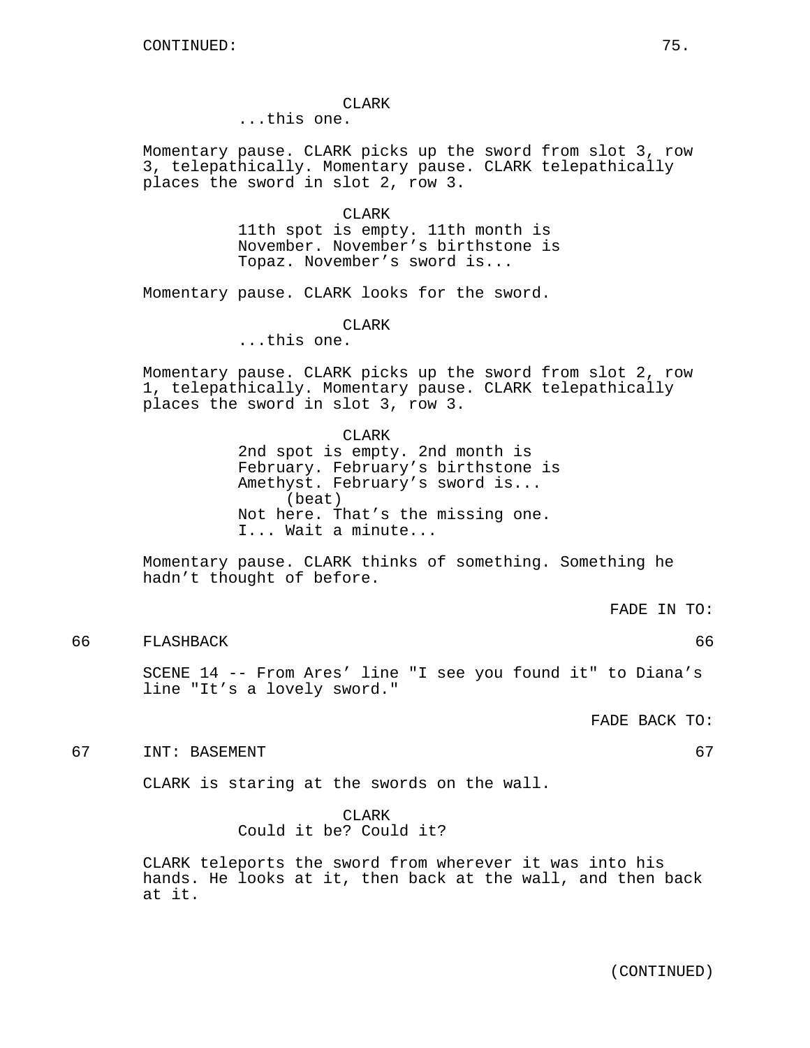CLARK
...this one.

Momentary pause. CLARK picks up the sword from slot 3, row 3, telepathically. Momentary pause. CLARK telepathically places the sword in slot 2, row 3.

CLARK
11th spot is empty. 11th month is November. November’s birthstone is Topaz. November’s sword is...

Momentary pause. CLARK looks for the sword.

CLARK
...this one.

Momentary pause. CLARK picks up the sword from slot 2, row 1, telepathically. Momentary pause. CLARK telepathically places the sword in slot 3, row 3.

CLARK
2nd spot is empty. 2nd month is February. February’s birthstone is Amethyst. February’s sword is...
(beat)
Not here. That’s the missing one. I... Wait a minute...

Momentary pause. CLARK thinks of something. Something he hadn’t thought of before.

FADE IN TO:

66 FLASHBACK 66

SCENE 14 -- From Ares’ line "I see you found it" to Diana’s line "It’s a lovely sword."

FADE BACK TO:

67 INT: BASEMENT 67

CLARK is staring at the swords on the wall.

CLARK
Could it be? Could it?

CLARK teleports the sword from wherever it was into his hands. He looks at it, then back at the wall, and then back at it.

(CONTINUED)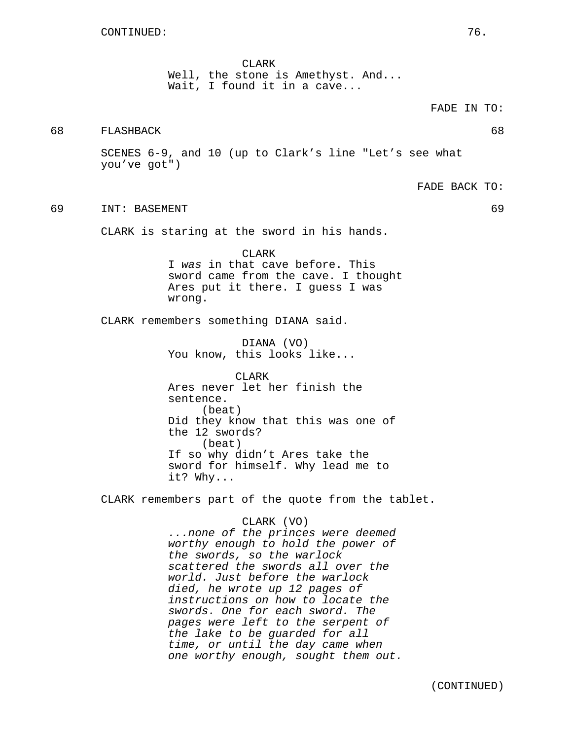CONTINUED:

CLARK
Well, the stone is Amethyst. And...
Wait, I found it in a cave...

FADE IN TO:

68 FLASHBACK 68

SCENES 6-9, and 10 (up to Clark's line "Let's see what you've got")

FADE BACK TO:

69 INT: BASEMENT 69

CLARK is staring at the sword in his hands.

CLARK
I *was* in that cave before. This sword came from the cave. I thought Ares put it there. I guess I was wrong.

CLARK remembers something DIANA said.

DIANA (VO)
You know, this looks like...

CLARK
Ares never let her finish the sentence.
(beat)
Did they know that this was one of the 12 swords?
(beat)
If so why didn't Ares take the sword for himself. Why lead me to it? Why...

CLARK remembers part of the quote from the tablet.

CLARK (VO)
*...none of the princes were deemed worthy enough to hold the power of the swords, so the warlock scattered the swords all over the world. Just before the warlock died, he wrote up 12 pages of instructions on how to locate the swords. One for each sword. The pages were left to the serpent of the lake to be guarded for all time, or until the day came when one worthy enough, sought them out.*

(CONTINUED)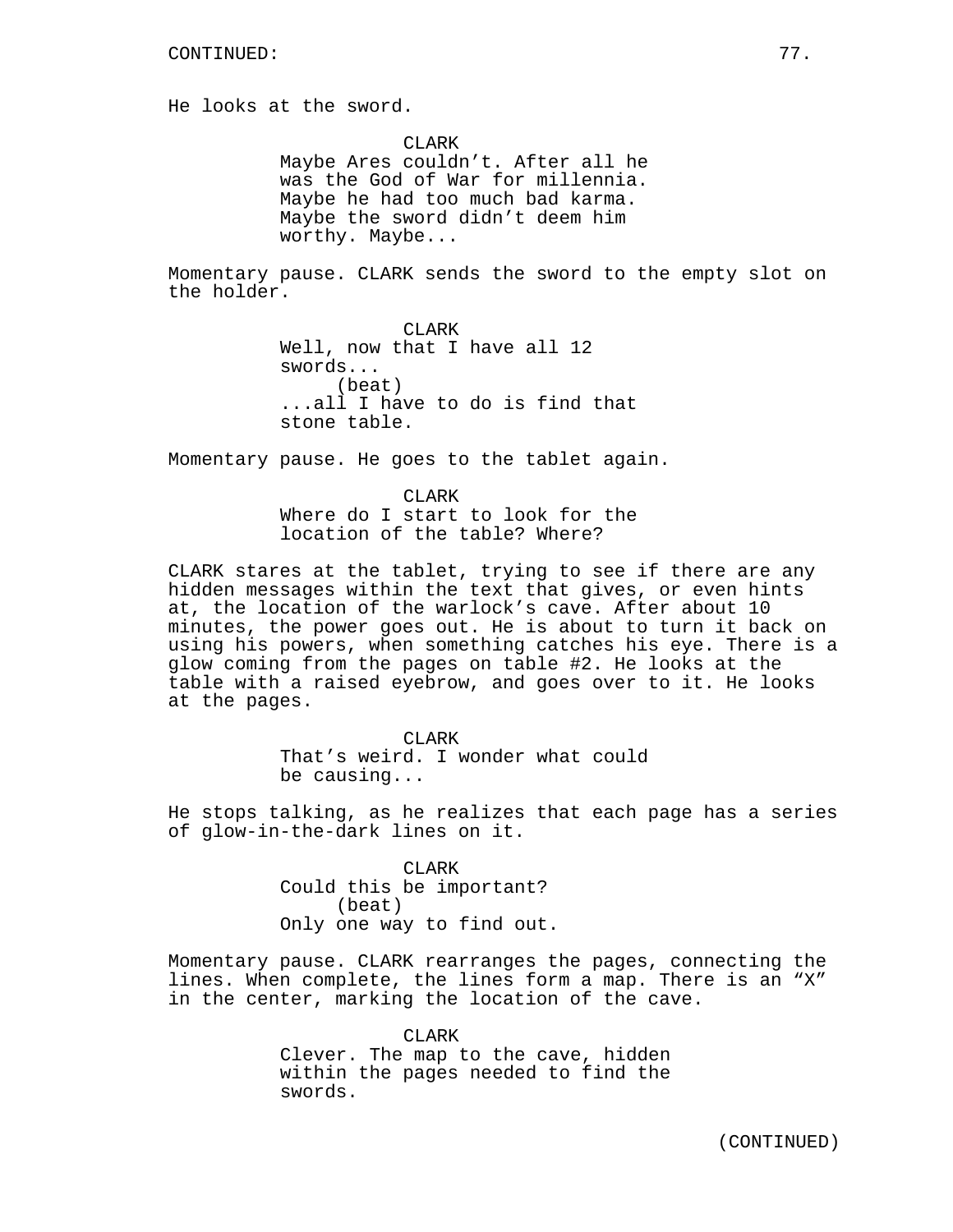He looks at the sword.

CLARK
Maybe Ares couldn't. After all he was the God of War for millennia. Maybe he had too much bad karma. Maybe the sword didn't deem him worthy. Maybe...

Momentary pause. CLARK sends the sword to the empty slot on the holder.

CLARK
Well, now that I have all 12 swords...
(beat)
...all I have to do is find that stone table.

Momentary pause. He goes to the tablet again.

CLARK
Where do I start to look for the location of the table? Where?

CLARK stares at the tablet, trying to see if there are any hidden messages within the text that gives, or even hints at, the location of the warlock's cave. After about 10 minutes, the power goes out. He is about to turn it back on using his powers, when something catches his eye. There is a glow coming from the pages on table #2. He looks at the table with a raised eyebrow, and goes over to it. He looks at the pages.

CLARK
That's weird. I wonder what could be causing...

He stops talking, as he realizes that each page has a series of glow-in-the-dark lines on it.

CLARK
Could this be important?
(beat)
Only one way to find out.

Momentary pause. CLARK rearranges the pages, connecting the lines. When complete, the lines form a map. There is an "X" in the center, marking the location of the cave.

CLARK
Clever. The map to the cave, hidden within the pages needed to find the swords.

(CONTINUED)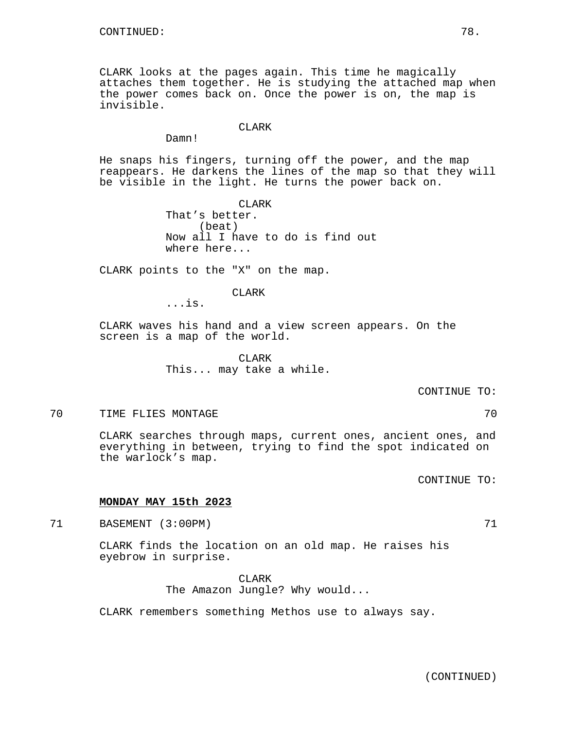CONTINUED:

CLARK looks at the pages again. This time he magically attaches them together. He is studying the attached map when the power comes back on. Once the power is on, the map is invisible.

CLARK
Damn!

He snaps his fingers, turning off the power, and the map reappears. He darkens the lines of the map so that they will be visible in the light. He turns the power back on.

CLARK
That’s better.
(beat)
Now all I have to do is find out where here...

CLARK points to the "X" on the map.

CLARK
...is.

CLARK waves his hand and a view screen appears. On the screen is a map of the world.

CLARK
This... may take a while.

CONTINUE TO:

70 TIME FLIES MONTAGE 70

CLARK searches through maps, current ones, ancient ones, and everything in between, trying to find the spot indicated on the warlock’s map.

CONTINUE TO:

**MONDAY MAY 15th 2023**

71 BASEMENT (3:00PM) 71

CLARK finds the location on an old map. He raises his eyebrow in surprise.

CLARK
The Amazon Jungle? Why would...

CLARK remembers something Methos use to always say.

(CONTINUED)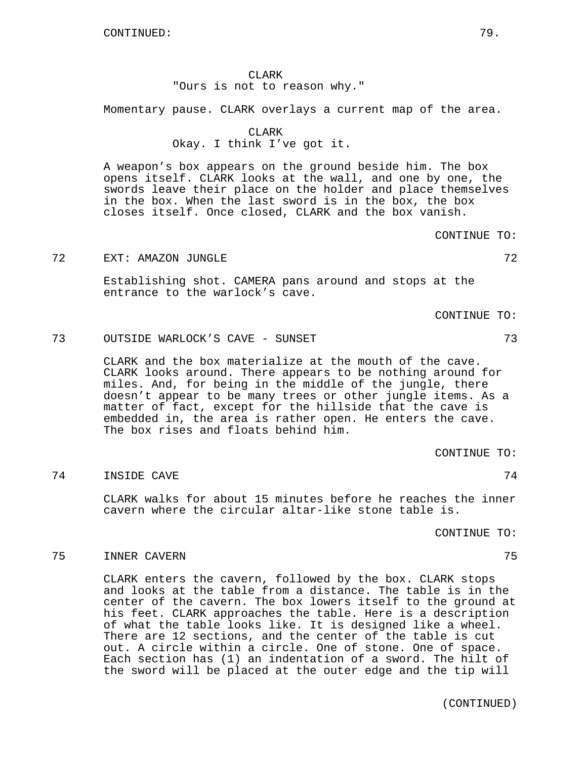CONTINUED:

CLARK
"Ours is not to reason why."

Momentary pause. CLARK overlays a current map of the area.

CLARK
Okay. I think I've got it.

A weapon's box appears on the ground beside him. The box opens itself. CLARK looks at the wall, and one by one, the swords leave their place on the holder and place themselves in the box. When the last sword is in the box, the box closes itself. Once closed, CLARK and the box vanish.

CONTINUE TO:

72 EXT: AMAZON JUNGLE 72

Establishing shot. CAMERA pans around and stops at the entrance to the warlock's cave.

CONTINUE TO:

73 OUTSIDE WARLOCK'S CAVE - SUNSET 73

CLARK and the box materialize at the mouth of the cave. CLARK looks around. There appears to be nothing around for miles. And, for being in the middle of the jungle, there doesn't appear to be many trees or other jungle items. As a matter of fact, except for the hillside that the cave is embedded in, the area is rather open. He enters the cave. The box rises and floats behind him.

CONTINUE TO:

74 INSIDE CAVE 74

CLARK walks for about 15 minutes before he reaches the inner cavern where the circular altar-like stone table is.

CONTINUE TO:

75 INNER CAVERN 75

CLARK enters the cavern, followed by the box. CLARK stops and looks at the table from a distance. The table is in the center of the cavern. The box lowers itself to the ground at his feet. CLARK approaches the table. Here is a description of what the table looks like. It is designed like a wheel. There are 12 sections, and the center of the table is cut out. A circle within a circle. One of stone. One of space. Each section has (1) an indentation of a sword. The hilt of the sword will be placed at the outer edge and the tip will

(CONTINUED)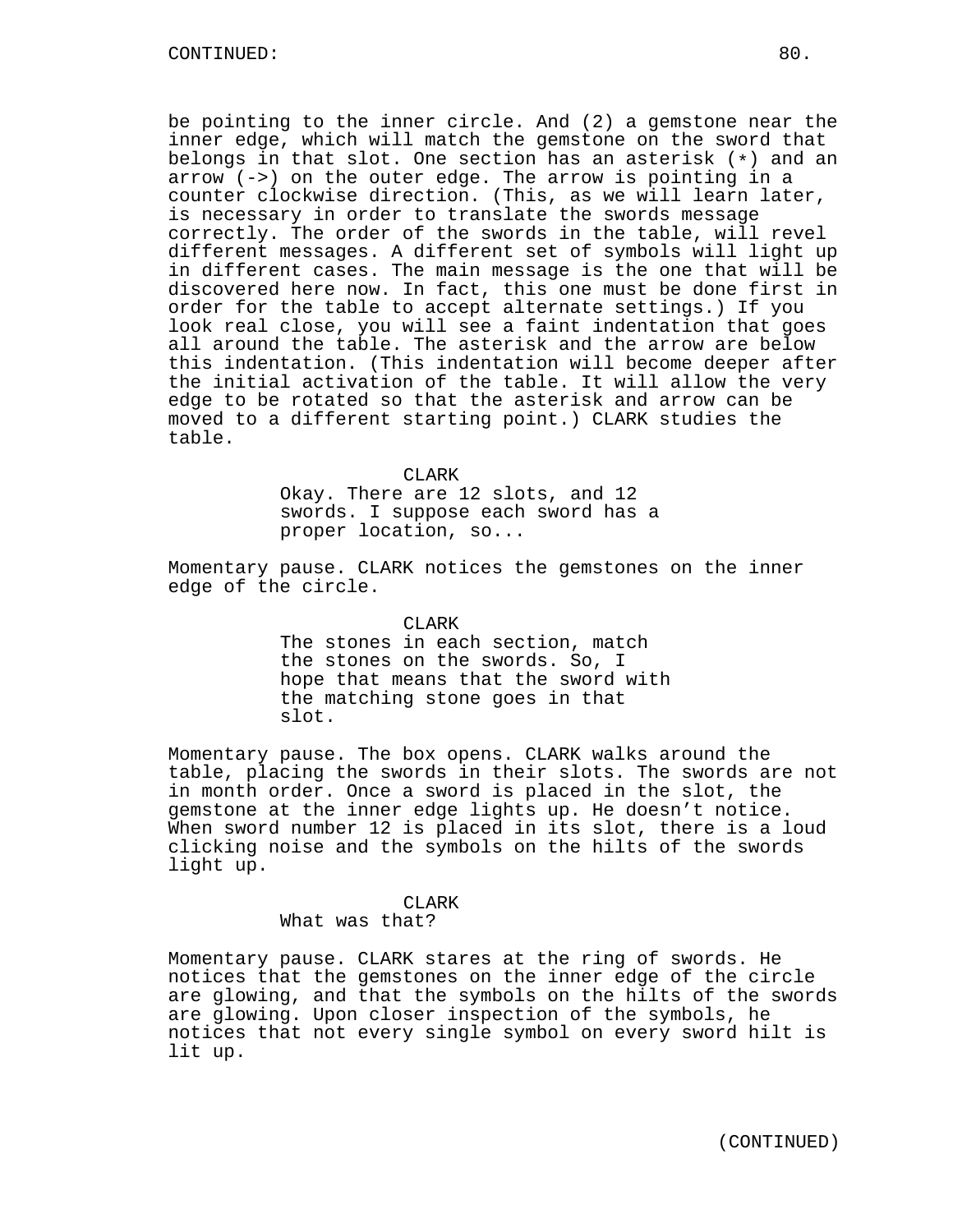be pointing to the inner circle. And (2) a gemstone near the inner edge, which will match the gemstone on the sword that belongs in that slot. One section has an asterisk (*) and an arrow (->) on the outer edge. The arrow is pointing in a counter clockwise direction. (This, as we will learn later, is necessary in order to translate the swords message correctly. The order of the swords in the table, will revel different messages. A different set of symbols will light up in different cases. The main message is the one that will be discovered here now. In fact, this one must be done first in order for the table to accept alternate settings.) If you look real close, you will see a faint indentation that goes all around the table. The asterisk and the arrow are below this indentation. (This indentation will become deeper after the initial activation of the table. It will allow the very edge to be rotated so that the asterisk and arrow can be moved to a different starting point.) CLARK studies the table.

CLARK
Okay. There are 12 slots, and 12 swords. I suppose each sword has a proper location, so...

Momentary pause. CLARK notices the gemstones on the inner edge of the circle.

CLARK
The stones in each section, match the stones on the swords. So, I hope that means that the sword with the matching stone goes in that slot.

Momentary pause. The box opens. CLARK walks around the table, placing the swords in their slots. The swords are not in month order. Once a sword is placed in the slot, the gemstone at the inner edge lights up. He doesn't notice. When sword number 12 is placed in its slot, there is a loud clicking noise and the symbols on the hilts of the swords light up.

CLARK
What was that?

Momentary pause. CLARK stares at the ring of swords. He notices that the gemstones on the inner edge of the circle are glowing, and that the symbols on the hilts of the swords are glowing. Upon closer inspection of the symbols, he notices that not every single symbol on every sword hilt is lit up.

(CONTINUED)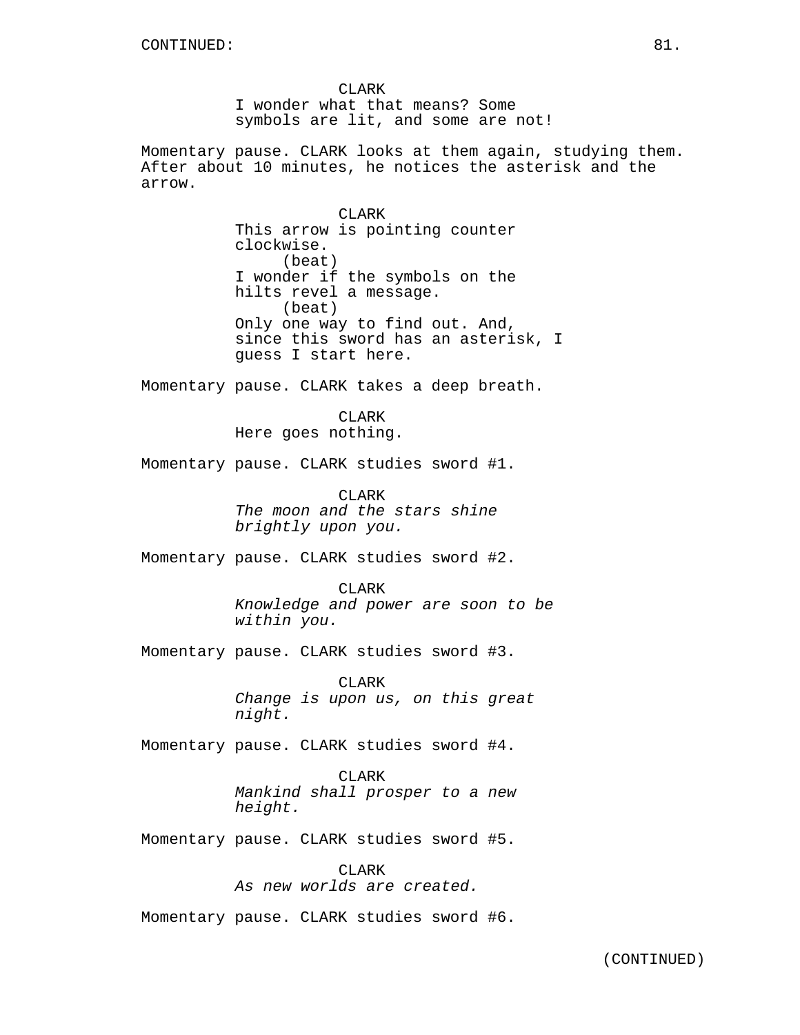CONTINUED:

CLARK
I wonder what that means? Some symbols are lit, and some are not!

Momentary pause. CLARK looks at them again, studying them. After about 10 minutes, he notices the asterisk and the arrow.

CLARK
This arrow is pointing counter clockwise.
(beat)
I wonder if the symbols on the hilts revel a message.
(beat)
Only one way to find out. And, since this sword has an asterisk, I guess I start here.

Momentary pause. CLARK takes a deep breath.

CLARK
Here goes nothing.

Momentary pause. CLARK studies sword #1.

CLARK
*The moon and the stars shine brightly upon you.*

Momentary pause. CLARK studies sword #2.

CLARK
*Knowledge and power are soon to be within you.*

Momentary pause. CLARK studies sword #3.

CLARK
*Change is upon us, on this great night.*

Momentary pause. CLARK studies sword #4.

CLARK
*Mankind shall prosper to a new height.*

Momentary pause. CLARK studies sword #5.

CLARK
*As new worlds are created.*

Momentary pause. CLARK studies sword #6.

(CONTINUED)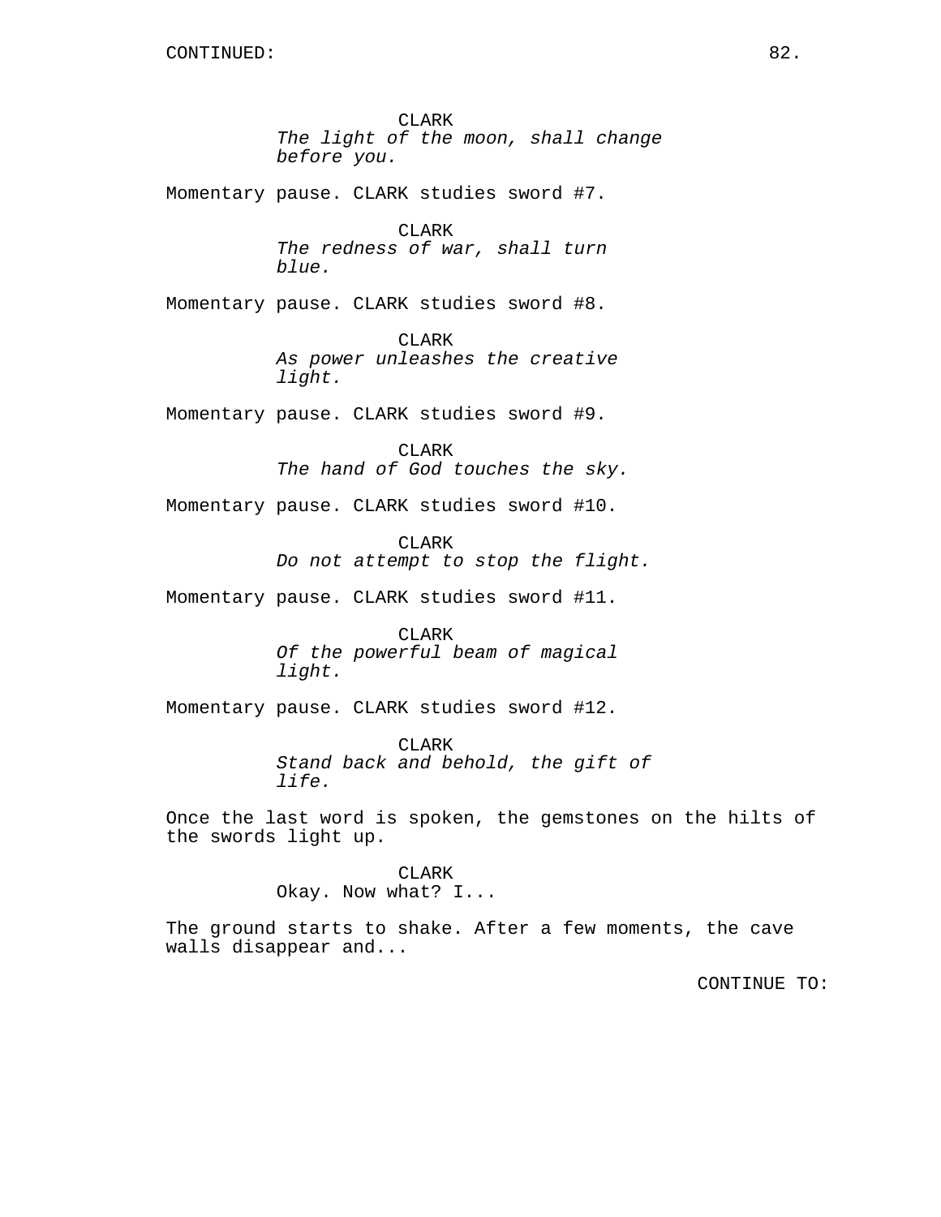CONTINUED:

CLARK
*The light of the moon, shall change before you.*

Momentary pause. CLARK studies sword #7.

CLARK
*The redness of war, shall turn blue.*

Momentary pause. CLARK studies sword #8.

CLARK
*As power unleashes the creative light.*

Momentary pause. CLARK studies sword #9.

CLARK
*The hand of God touches the sky.*

Momentary pause. CLARK studies sword #10.

CLARK
*Do not attempt to stop the flight.*

Momentary pause. CLARK studies sword #11.

CLARK
*Of the powerful beam of magical light.*

Momentary pause. CLARK studies sword #12.

CLARK
*Stand back and behold, the gift of life.*

Once the last word is spoken, the gemstones on the hilts of the swords light up.

CLARK
Okay. Now what? I...

The ground starts to shake. After a few moments, the cave walls disappear and...

CONTINUE TO: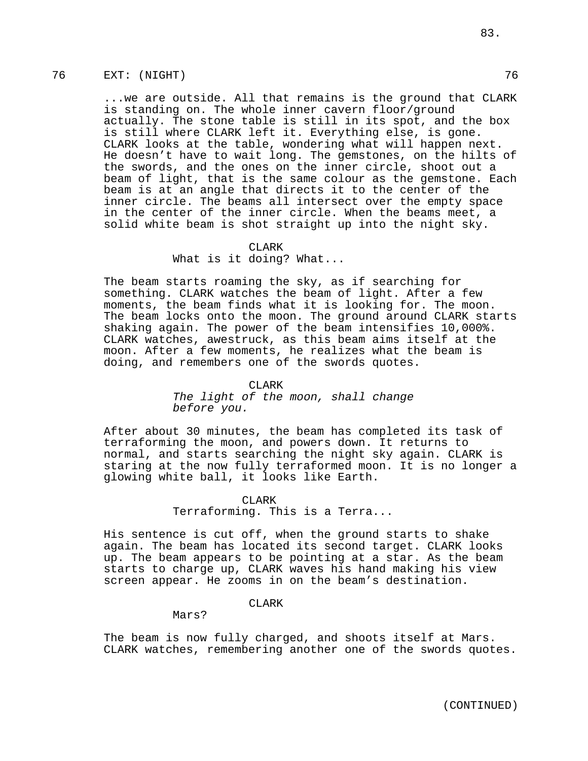76 EXT: (NIGHT) 76

...we are outside. All that remains is the ground that CLARK is standing on. The whole inner cavern floor/ground actually. The stone table is still in its spot, and the box is still where CLARK left it. Everything else, is gone. CLARK looks at the table, wondering what will happen next. He doesn't have to wait long. The gemstones, on the hilts of the swords, and the ones on the inner circle, shoot out a beam of light, that is the same colour as the gemstone. Each beam is at an angle that directs it to the center of the inner circle. The beams all intersect over the empty space in the center of the inner circle. When the beams meet, a solid white beam is shot straight up into the night sky.

CLARK
What is it doing? What...

The beam starts roaming the sky, as if searching for something. CLARK watches the beam of light. After a few moments, the beam finds what it is looking for. The moon. The beam locks onto the moon. The ground around CLARK starts shaking again. The power of the beam intensifies 10,000%. CLARK watches, awestruck, as this beam aims itself at the moon. After a few moments, he realizes what the beam is doing, and remembers one of the swords quotes.

CLARK
*The light of the moon, shall change before you.*

After about 30 minutes, the beam has completed its task of terraforming the moon, and powers down. It returns to normal, and starts searching the night sky again. CLARK is staring at the now fully terraformed moon. It is no longer a glowing white ball, it looks like Earth.

CLARK
Terraforming. This is a Terra...

His sentence is cut off, when the ground starts to shake again. The beam has located its second target. CLARK looks up. The beam appears to be pointing at a star. As the beam starts to charge up, CLARK waves his hand making his view screen appear. He zooms in on the beam's destination.

CLARK
Mars?

The beam is now fully charged, and shoots itself at Mars. CLARK watches, remembering another one of the swords quotes.

(CONTINUED)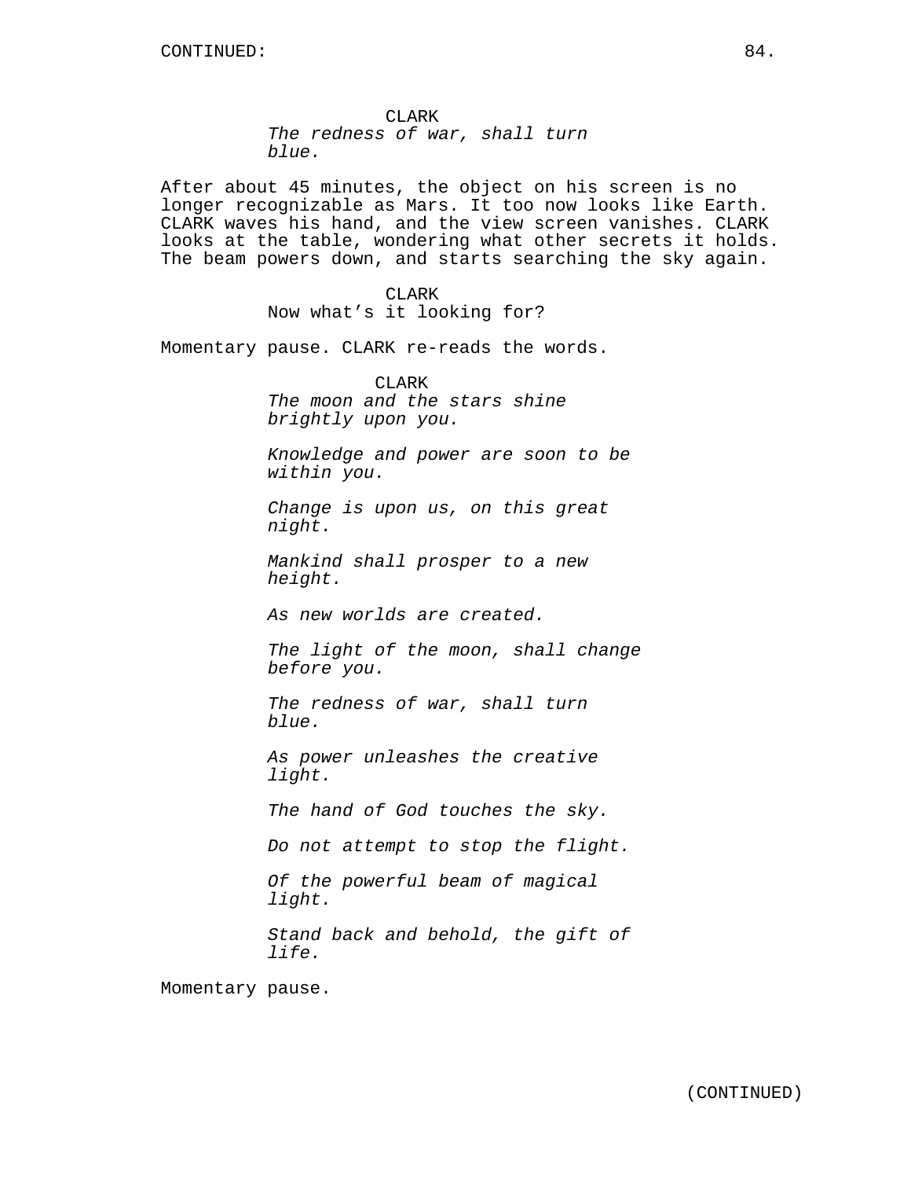CONTINUED:

CLARK
*The redness of war, shall turn blue.*

After about 45 minutes, the object on his screen is no longer recognizable as Mars. It too now looks like Earth. CLARK waves his hand, and the view screen vanishes. CLARK looks at the table, wondering what other secrets it holds. The beam powers down, and starts searching the sky again.

CLARK
Now what's it looking for?

Momentary pause. CLARK re-reads the words.

CLARK
*The moon and the stars shine brightly upon you.*

*Knowledge and power are soon to be within you.*

*Change is upon us, on this great night.*

*Mankind shall prosper to a new height.*

*As new worlds are created.*

*The light of the moon, shall change before you.*

*The redness of war, shall turn blue.*

*As power unleashes the creative light.*

*The hand of God touches the sky.*

*Do not attempt to stop the flight.*

*Of the powerful beam of magical light.*

*Stand back and behold, the gift of life.*

Momentary pause.

(CONTINUED)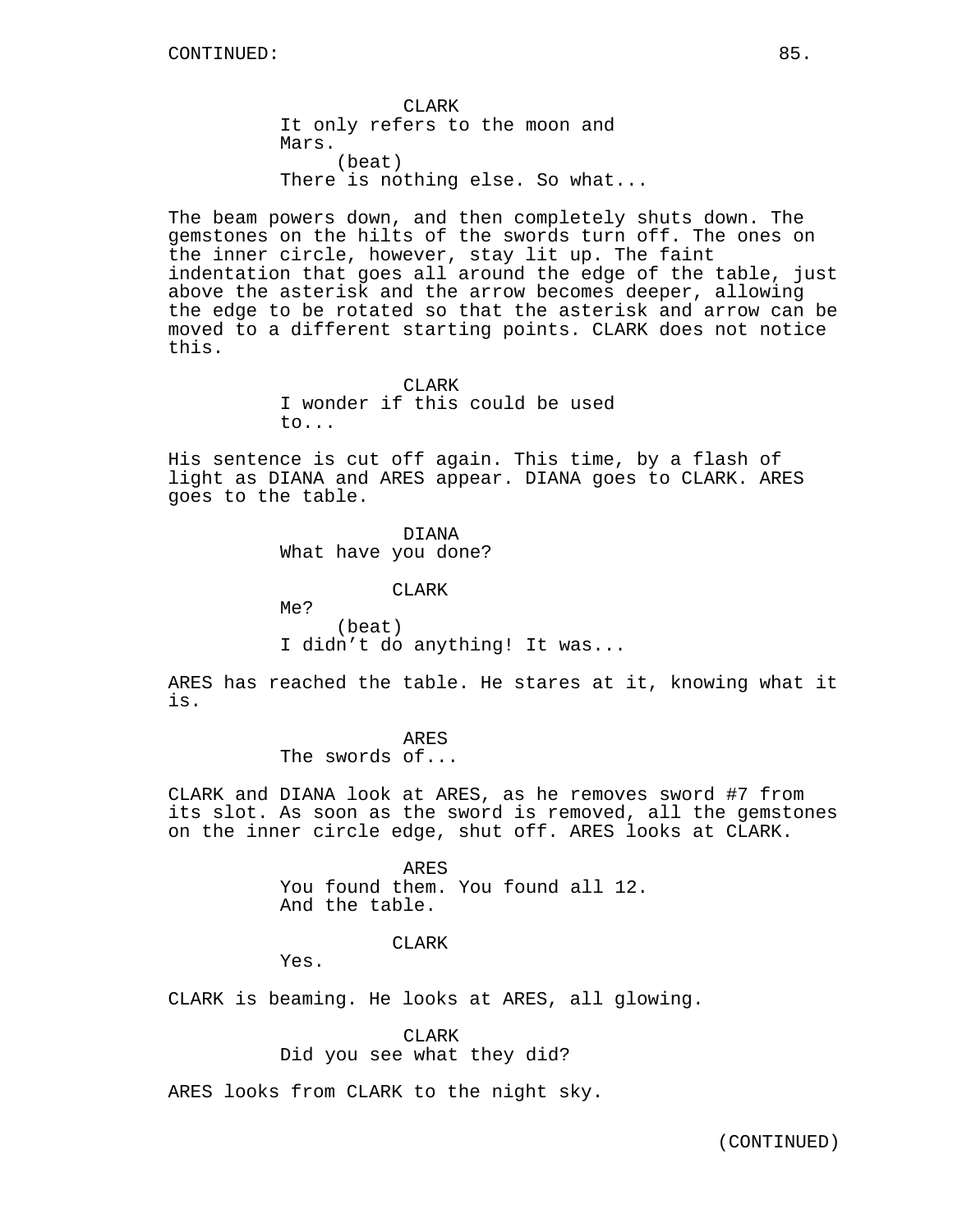CLARK
It only refers to the moon and Mars.
(beat)
There is nothing else. So what...

The beam powers down, and then completely shuts down. The gemstones on the hilts of the swords turn off. The ones on the inner circle, however, stay lit up. The faint indentation that goes all around the edge of the table, just above the asterisk and the arrow becomes deeper, allowing the edge to be rotated so that the asterisk and arrow can be moved to a different starting points. CLARK does not notice this.

CLARK
I wonder if this could be used to...

His sentence is cut off again. This time, by a flash of light as DIANA and ARES appear. DIANA goes to CLARK. ARES goes to the table.

DIANA
What have you done?

CLARK
Me?
(beat)
I didn't do anything! It was...

ARES has reached the table. He stares at it, knowing what it is.

ARES
The swords of...

CLARK and DIANA look at ARES, as he removes sword #7 from its slot. As soon as the sword is removed, all the gemstones on the inner circle edge, shut off. ARES looks at CLARK.

ARES
You found them. You found all 12. And the table.

CLARK
Yes.

CLARK is beaming. He looks at ARES, all glowing.

CLARK
Did you see what they did?

ARES looks from CLARK to the night sky.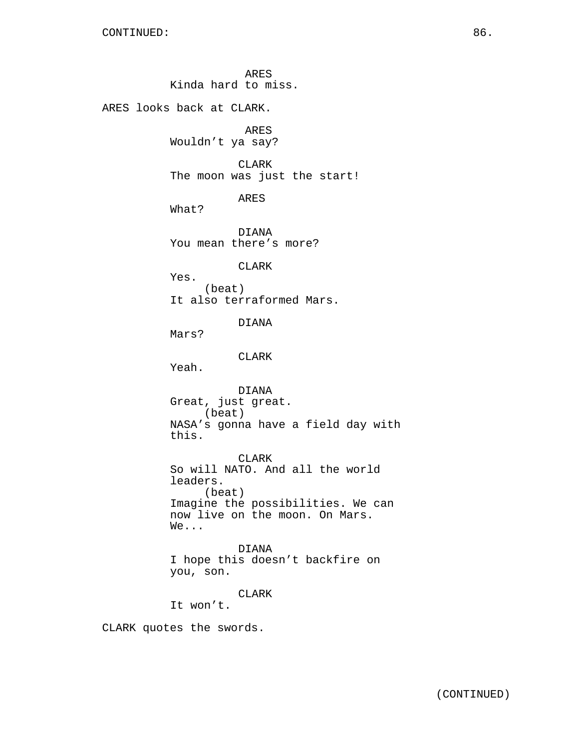CONTINUED:

ARES
Kinda hard to miss.

ARES looks back at CLARK.

ARES
Wouldn't ya say?

CLARK
The moon was just the start!

ARES
What?

DIANA
You mean there's more?

CLARK
Yes.
(beat)
It also terraformed Mars.

DIANA
Mars?

CLARK
Yeah.

DIANA
Great, just great.
(beat)
NASA's gonna have a field day with this.

CLARK
So will NATO. And all the world leaders.
(beat)
Imagine the possibilities. We can now live on the moon. On Mars. We...

DIANA
I hope this doesn't backfire on you, son.

CLARK
It won't.

CLARK quotes the swords.

(CONTINUED)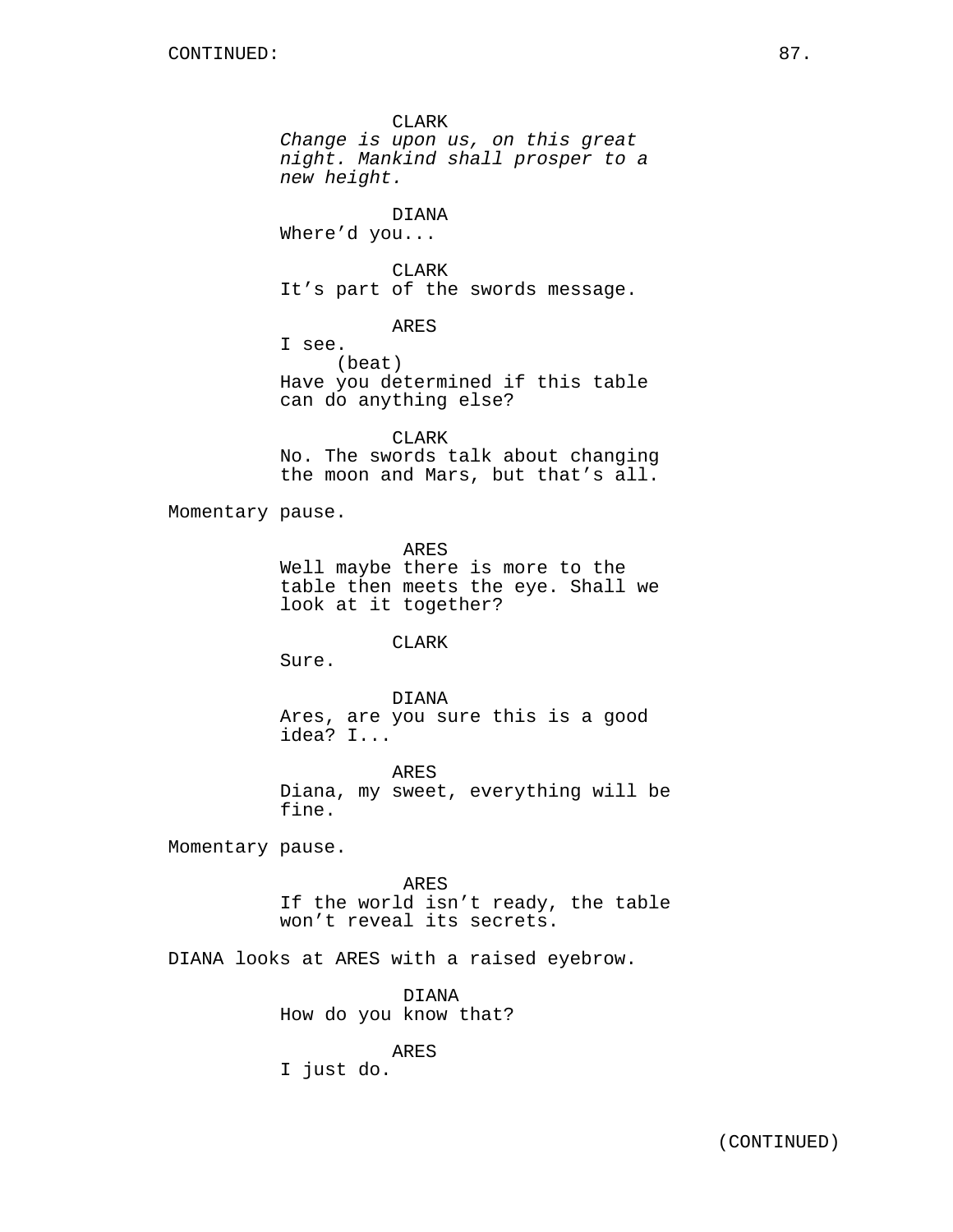CONTINUED:

CLARK
*Change is upon us, on this great night. Mankind shall prosper to a new height.*

DIANA
Where'd you...

CLARK
It's part of the swords message.

ARES
I see.
(beat)
Have you determined if this table can do anything else?

CLARK
No. The swords talk about changing the moon and Mars, but that's all.

Momentary pause.

ARES
Well maybe there is more to the table then meets the eye. Shall we look at it together?

CLARK
Sure.

DIANA
Ares, are you sure this is a good idea? I...

ARES
Diana, my sweet, everything will be fine.

Momentary pause.

ARES
If the world isn't ready, the table won't reveal its secrets.

DIANA looks at ARES with a raised eyebrow.

DIANA
How do you know that?

ARES
I just do.

(CONTINUED)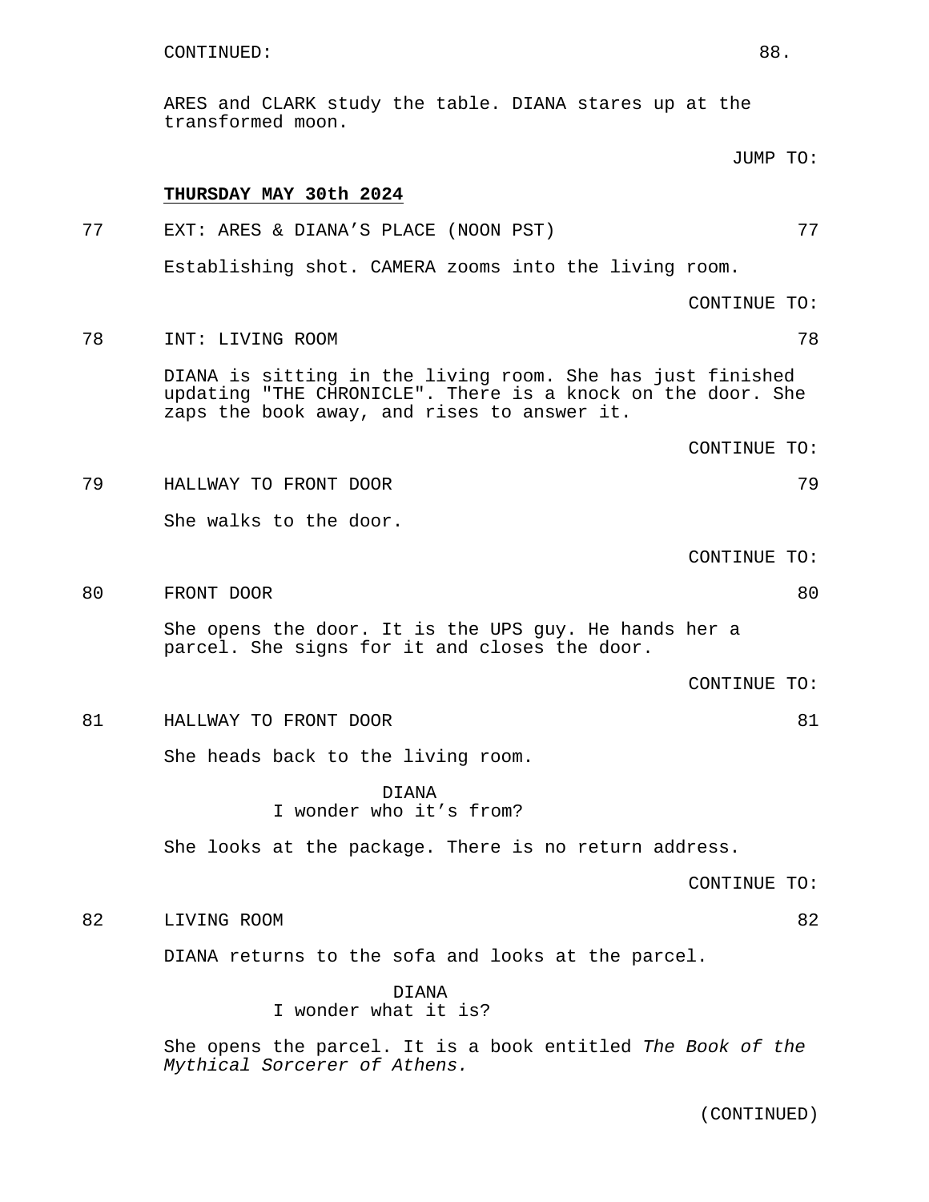CONTINUED:

ARES and CLARK study the table. DIANA stares up at the transformed moon.

JUMP TO:

**THURSDAY MAY 30th 2024**

77 EXT: ARES & DIANA'S PLACE (NOON PST) 77

Establishing shot. CAMERA zooms into the living room.

CONTINUE TO:

78 INT: LIVING ROOM 78

DIANA is sitting in the living room. She has just finished updating "THE CHRONICLE". There is a knock on the door. She zaps the book away, and rises to answer it.

CONTINUE TO:

79 HALLWAY TO FRONT DOOR 79

She walks to the door.

CONTINUE TO:

80 FRONT DOOR 80

She opens the door. It is the UPS guy. He hands her a parcel. She signs for it and closes the door.

CONTINUE TO:

81 HALLWAY TO FRONT DOOR 81

She heads back to the living room.

DIANA
I wonder who it's from?

She looks at the package. There is no return address.

CONTINUE TO:

82 LIVING ROOM 82

DIANA returns to the sofa and looks at the parcel.

DIANA
I wonder what it is?

She opens the parcel. It is a book entitled *The Book of the Mythical Sorcerer of Athens.*

(CONTINUED)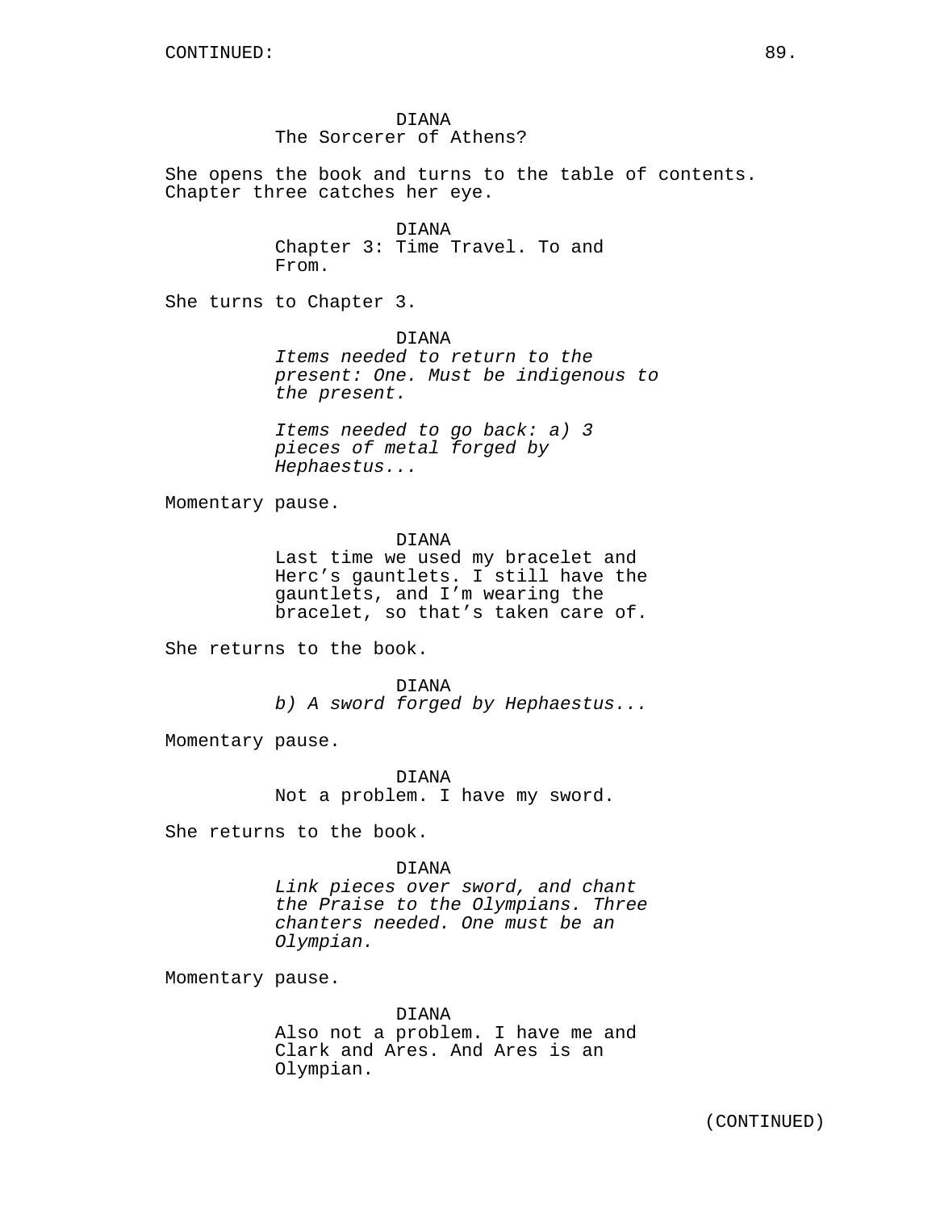CONTINUED:

DIANA
The Sorcerer of Athens?

She opens the book and turns to the table of contents. Chapter three catches her eye.

DIANA
Chapter 3: Time Travel. To and From.

She turns to Chapter 3.

DIANA
*Items needed to return to the present: One. Must be indigenous to the present.*

*Items needed to go back: a) 3 pieces of metal forged by Hephaestus...*

Momentary pause.

DIANA
Last time we used my bracelet and Herc's gauntlets. I still have the gauntlets, and I'm wearing the bracelet, so that's taken care of.

She returns to the book.

DIANA
*b) A sword forged by Hephaestus...*

Momentary pause.

DIANA
Not a problem. I have my sword.

She returns to the book.

DIANA
*Link pieces over sword, and chant the Praise to the Olympians. Three chanters needed. One must be an Olympian.*

Momentary pause.

DIANA
Also not a problem. I have me and Clark and Ares. And Ares is an Olympian.

(CONTINUED)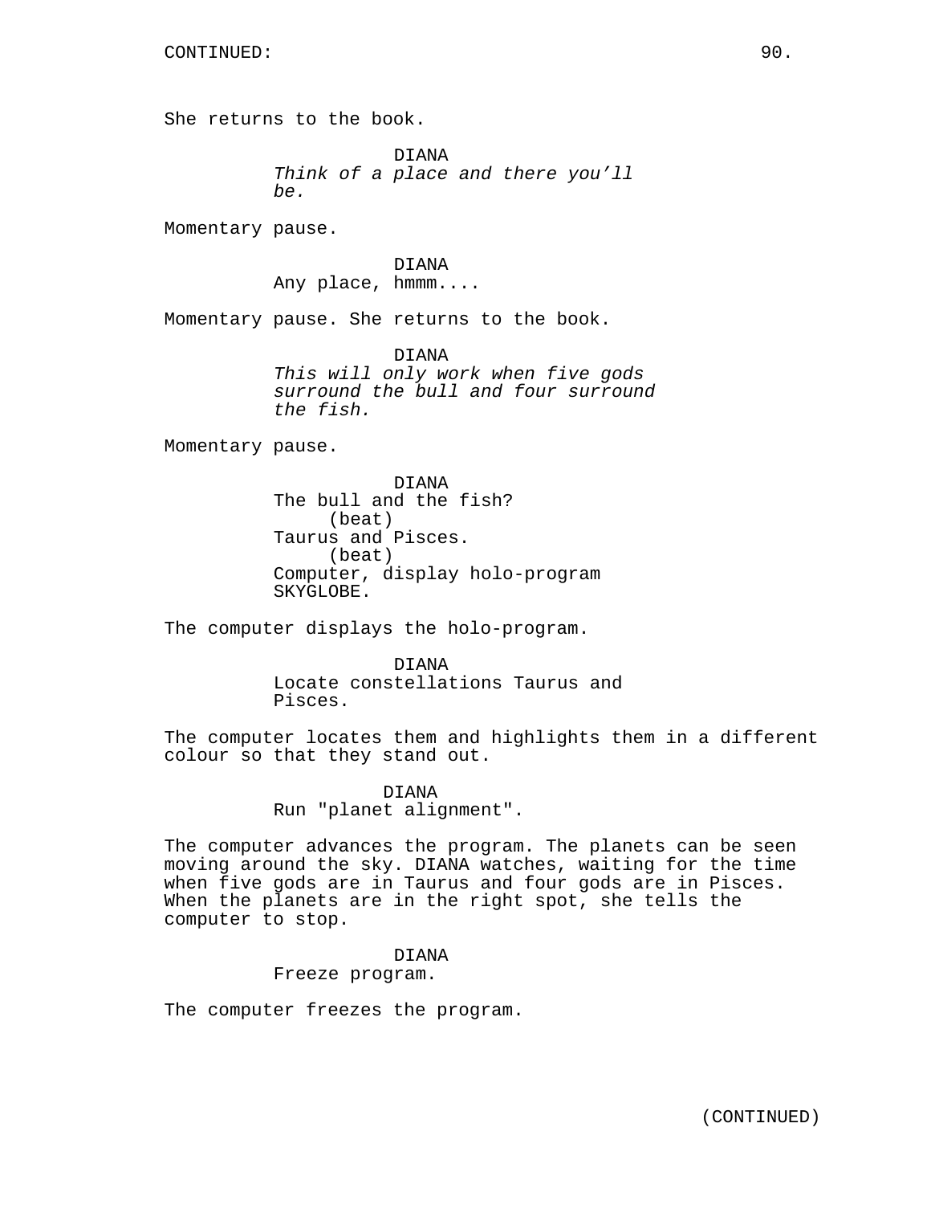She returns to the book.

DIANA
*Think of a place and there you'll be.*

Momentary pause.

DIANA
Any place, hmmm....

Momentary pause. She returns to the book.

DIANA
*This will only work when five gods surround the bull and four surround the fish.*

Momentary pause.

DIANA
The bull and the fish?
(beat)
Taurus and Pisces.
(beat)
Computer, display holo-program SKYGLOBE.

The computer displays the holo-program.

DIANA
Locate constellations Taurus and Pisces.

The computer locates them and highlights them in a different colour so that they stand out.

DIANA
Run "planet alignment".

The computer advances the program. The planets can be seen moving around the sky. DIANA watches, waiting for the time when five gods are in Taurus and four gods are in Pisces. When the planets are in the right spot, she tells the computer to stop.

DIANA
Freeze program.

The computer freezes the program.

(CONTINUED)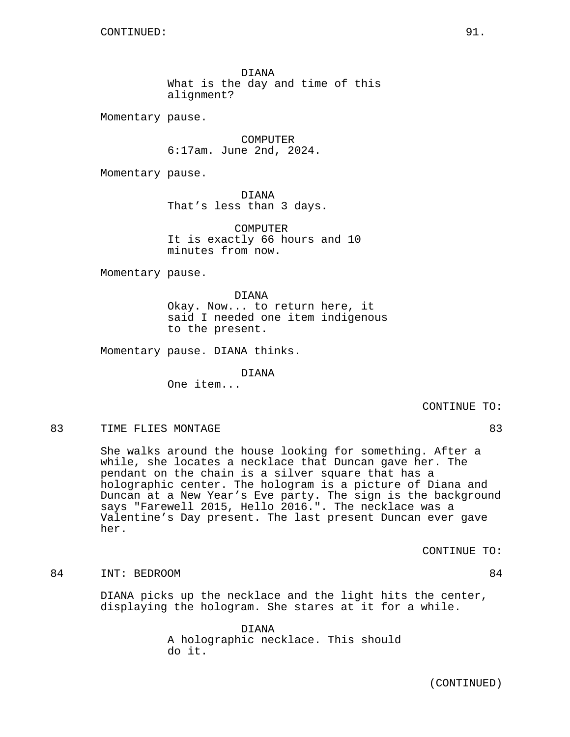CONTINUED:

DIANA
What is the day and time of this alignment?

Momentary pause.

COMPUTER
6:17am. June 2nd, 2024.

Momentary pause.

DIANA
That's less than 3 days.

COMPUTER
It is exactly 66 hours and 10 minutes from now.

Momentary pause.

DIANA
Okay. Now... to return here, it said I needed one item indigenous to the present.

Momentary pause. DIANA thinks.

DIANA
One item...

CONTINUE TO:

83 TIME FLIES MONTAGE 83

She walks around the house looking for something. After a while, she locates a necklace that Duncan gave her. The pendant on the chain is a silver square that has a holographic center. The hologram is a picture of Diana and Duncan at a New Year's Eve party. The sign is the background says "Farewell 2015, Hello 2016.". The necklace was a Valentine's Day present. The last present Duncan ever gave her.

CONTINUE TO:

84 INT: BEDROOM 84

DIANA picks up the necklace and the light hits the center, displaying the hologram. She stares at it for a while.

DIANA
A holographic necklace. This should do it.

(CONTINUED)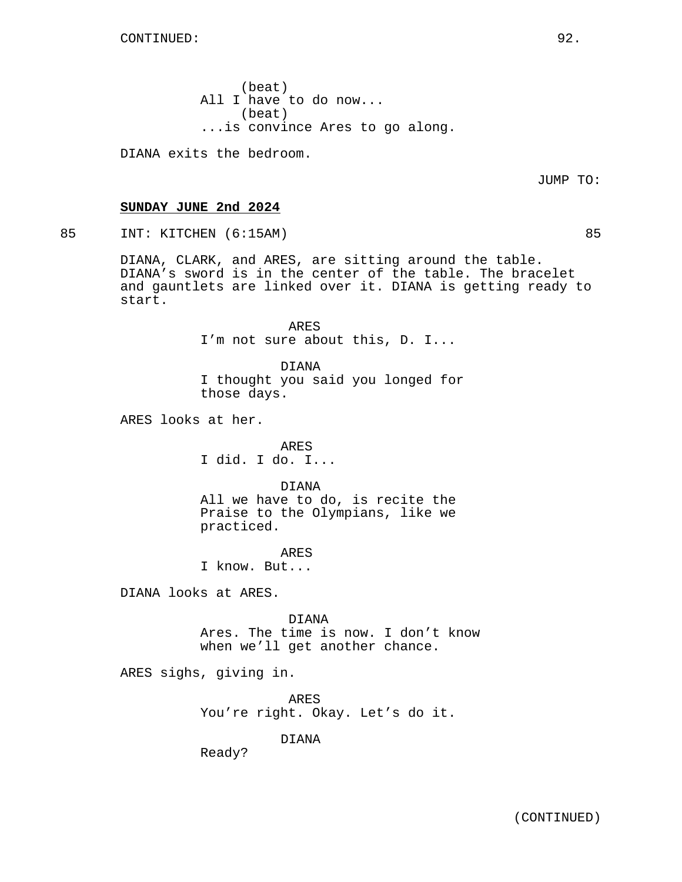(beat)
All I have to do now...
(beat)
...is convince Ares to go along.

DIANA exits the bedroom.

JUMP TO:

**SUNDAY JUNE 2nd 2024**

85 INT: KITCHEN (6:15AM) 85

DIANA, CLARK, and ARES, are sitting around the table. DIANA's sword is in the center of the table. The bracelet and gauntlets are linked over it. DIANA is getting ready to start.

ARES
I'm not sure about this, D. I...

DIANA
I thought you said you longed for those days.

ARES looks at her.

ARES
I did. I do. I...

DIANA
All we have to do, is recite the Praise to the Olympians, like we practiced.

ARES
I know. But...

DIANA looks at ARES.

DIANA
Ares. The time is now. I don't know when we'll get another chance.

ARES sighs, giving in.

ARES
You're right. Okay. Let's do it.

DIANA
Ready?

(CONTINUED)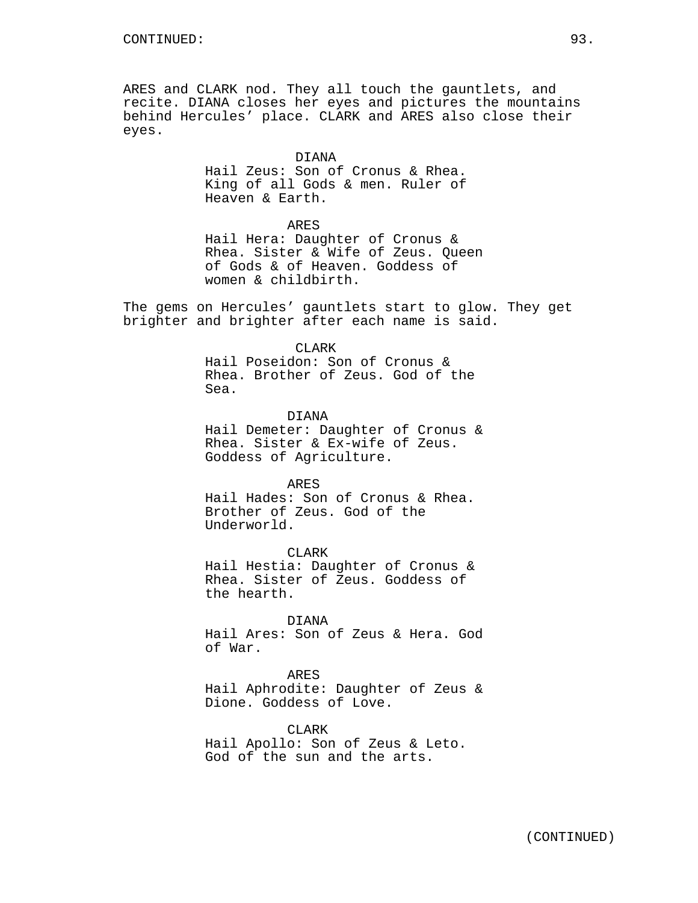ARES and CLARK nod. They all touch the gauntlets, and recite. DIANA closes her eyes and pictures the mountains behind Hercules' place. CLARK and ARES also close their eyes.

DIANA
Hail Zeus: Son of Cronus & Rhea. King of all Gods & men. Ruler of Heaven & Earth.

ARES
Hail Hera: Daughter of Cronus & Rhea. Sister & Wife of Zeus. Queen of Gods & of Heaven. Goddess of women & childbirth.

The gems on Hercules' gauntlets start to glow. They get brighter and brighter after each name is said.

CLARK
Hail Poseidon: Son of Cronus & Rhea. Brother of Zeus. God of the Sea.

DIANA
Hail Demeter: Daughter of Cronus & Rhea. Sister & Ex-wife of Zeus. Goddess of Agriculture.

ARES
Hail Hades: Son of Cronus & Rhea. Brother of Zeus. God of the Underworld.

CLARK
Hail Hestia: Daughter of Cronus & Rhea. Sister of Zeus. Goddess of the hearth.

DIANA
Hail Ares: Son of Zeus & Hera. God of War.

ARES
Hail Aphrodite: Daughter of Zeus & Dione. Goddess of Love.

CLARK
Hail Apollo: Son of Zeus & Leto. God of the sun and the arts.

(CONTINUED)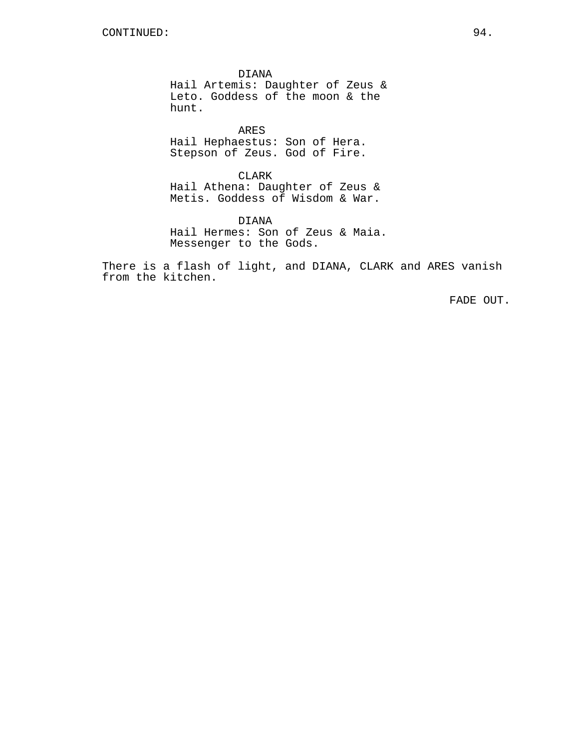CONTINUED:

DIANA
Hail Artemis: Daughter of Zeus & Leto. Goddess of the moon & the hunt.

ARES
Hail Hephaestus: Son of Hera. Stepson of Zeus. God of Fire.

CLARK
Hail Athena: Daughter of Zeus & Metis. Goddess of Wisdom & War.

DIANA
Hail Hermes: Son of Zeus & Maia. Messenger to the Gods.

There is a flash of light, and DIANA, CLARK and ARES vanish from the kitchen.

FADE OUT.